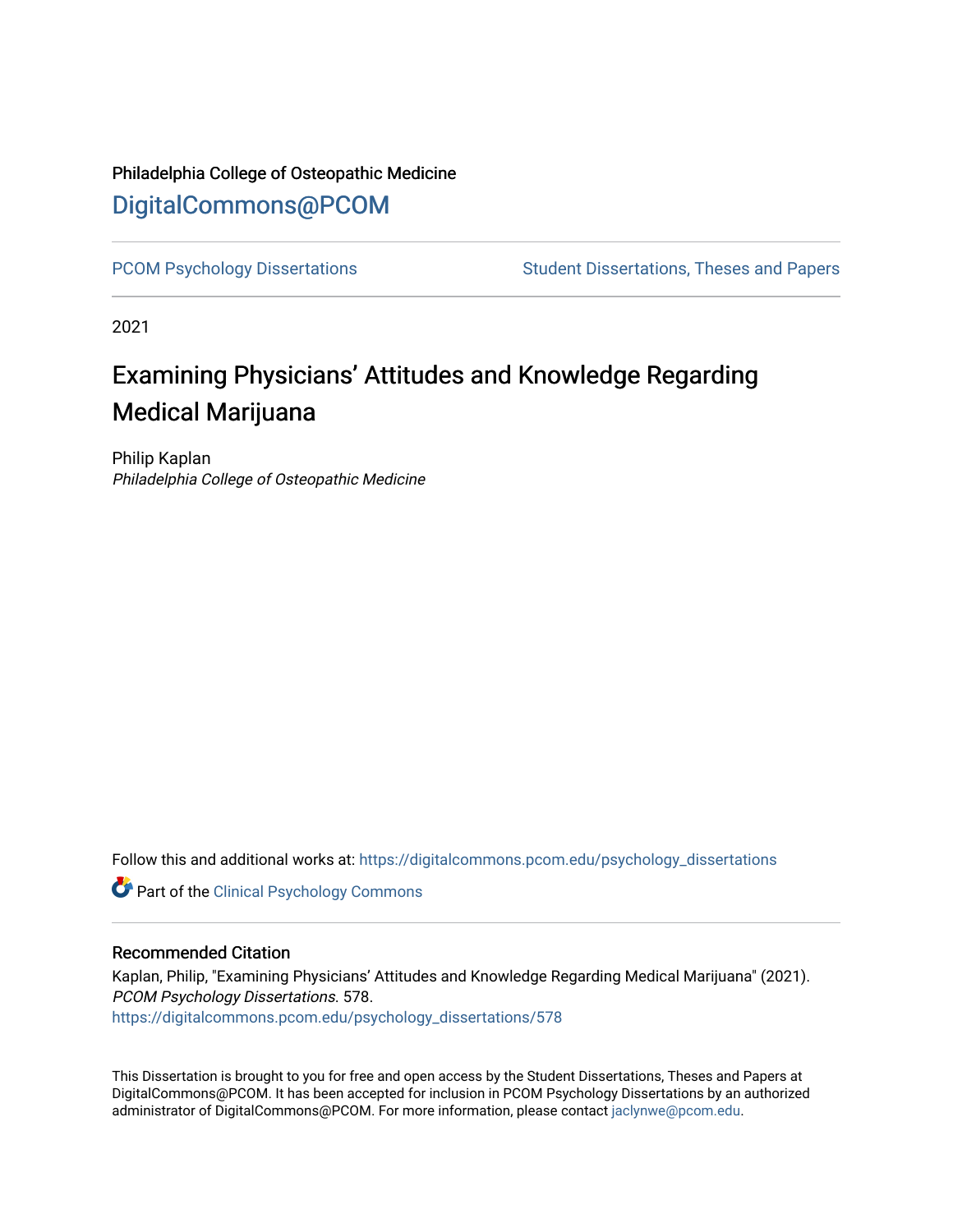Philadelphia College of Osteopathic Medicine

# DigitalCommons@PCOM

PCOM Psychology Dissertations

Student Dissertations, Theses and Papers

2021

# Examining Physicians' Attitudes and Knowledge Regarding Medical Marijuana

Philip Kaplan
*Philadelphia College of Osteopathic Medicine*

Follow this and additional works at: https://digitalcommons.pcom.edu/psychology_dissertations

Part of the Clinical Psychology Commons

## Recommended Citation

Kaplan, Philip, "Examining Physicians' Attitudes and Knowledge Regarding Medical Marijuana" (2021). *PCOM Psychology Dissertations*. 578.
https://digitalcommons.pcom.edu/psychology_dissertations/578

This Dissertation is brought to you for free and open access by the Student Dissertations, Theses and Papers at DigitalCommons@PCOM. It has been accepted for inclusion in PCOM Psychology Dissertations by an authorized administrator of DigitalCommons@PCOM. For more information, please contact jaclynwe@pcom.edu.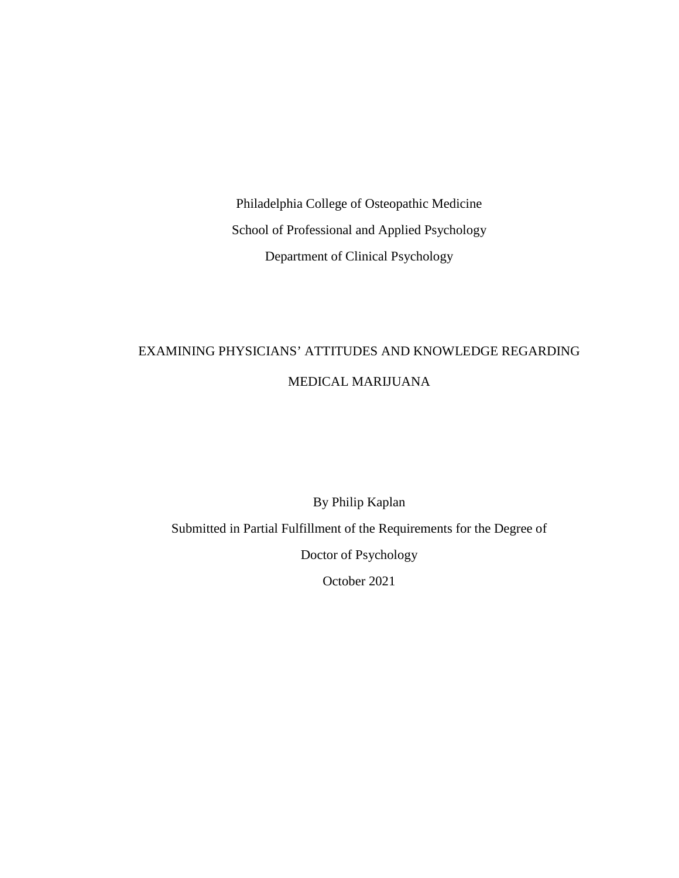Philadelphia College of Osteopathic Medicine

School of Professional and Applied Psychology

Department of Clinical Psychology

# EXAMINING PHYSICIANS' ATTITUDES AND KNOWLEDGE REGARDING MEDICAL MARIJUANA

By Philip Kaplan

Submitted in Partial Fulfillment of the Requirements for the Degree of

Doctor of Psychology

October 2021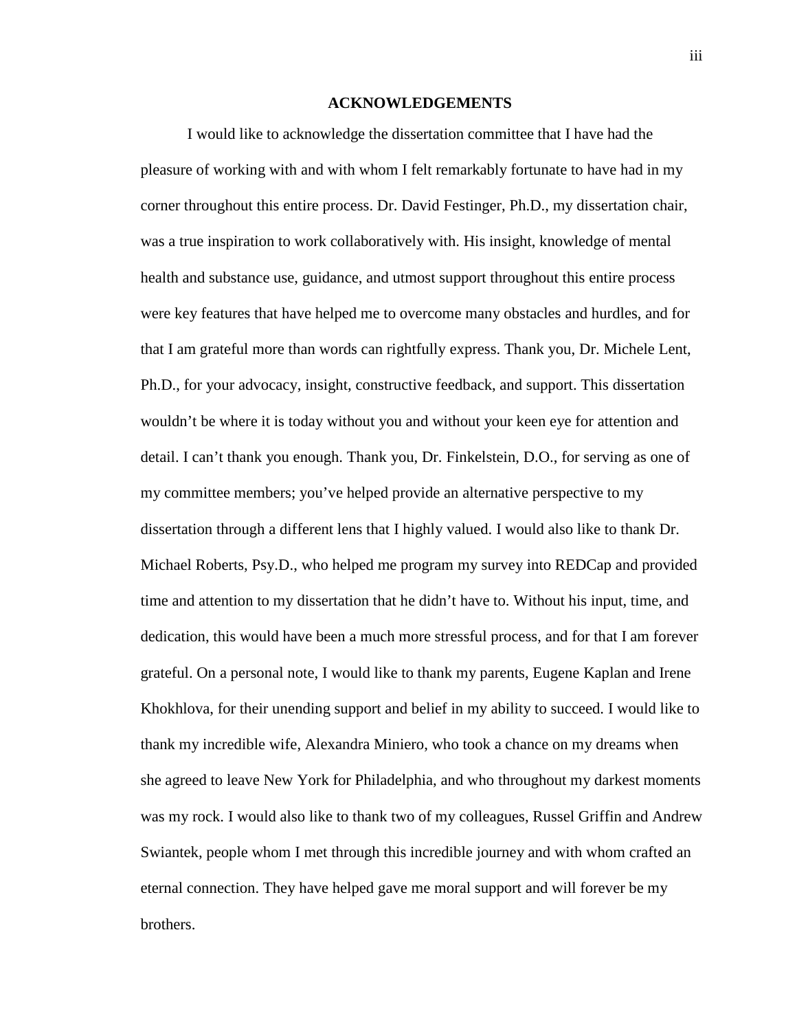# ACKNOWLEDGEMENTS

I would like to acknowledge the dissertation committee that I have had the pleasure of working with and with whom I felt remarkably fortunate to have had in my corner throughout this entire process. Dr. David Festinger, Ph.D., my dissertation chair, was a true inspiration to work collaboratively with. His insight, knowledge of mental health and substance use, guidance, and utmost support throughout this entire process were key features that have helped me to overcome many obstacles and hurdles, and for that I am grateful more than words can rightfully express. Thank you, Dr. Michele Lent, Ph.D., for your advocacy, insight, constructive feedback, and support. This dissertation wouldn't be where it is today without you and without your keen eye for attention and detail. I can't thank you enough. Thank you, Dr. Finkelstein, D.O., for serving as one of my committee members; you've helped provide an alternative perspective to my dissertation through a different lens that I highly valued. I would also like to thank Dr. Michael Roberts, Psy.D., who helped me program my survey into REDCap and provided time and attention to my dissertation that he didn't have to. Without his input, time, and dedication, this would have been a much more stressful process, and for that I am forever grateful. On a personal note, I would like to thank my parents, Eugene Kaplan and Irene Khokhlova, for their unending support and belief in my ability to succeed. I would like to thank my incredible wife, Alexandra Miniero, who took a chance on my dreams when she agreed to leave New York for Philadelphia, and who throughout my darkest moments was my rock. I would also like to thank two of my colleagues, Russel Griffin and Andrew Swiantek, people whom I met through this incredible journey and with whom crafted an eternal connection. They have helped gave me moral support and will forever be my brothers.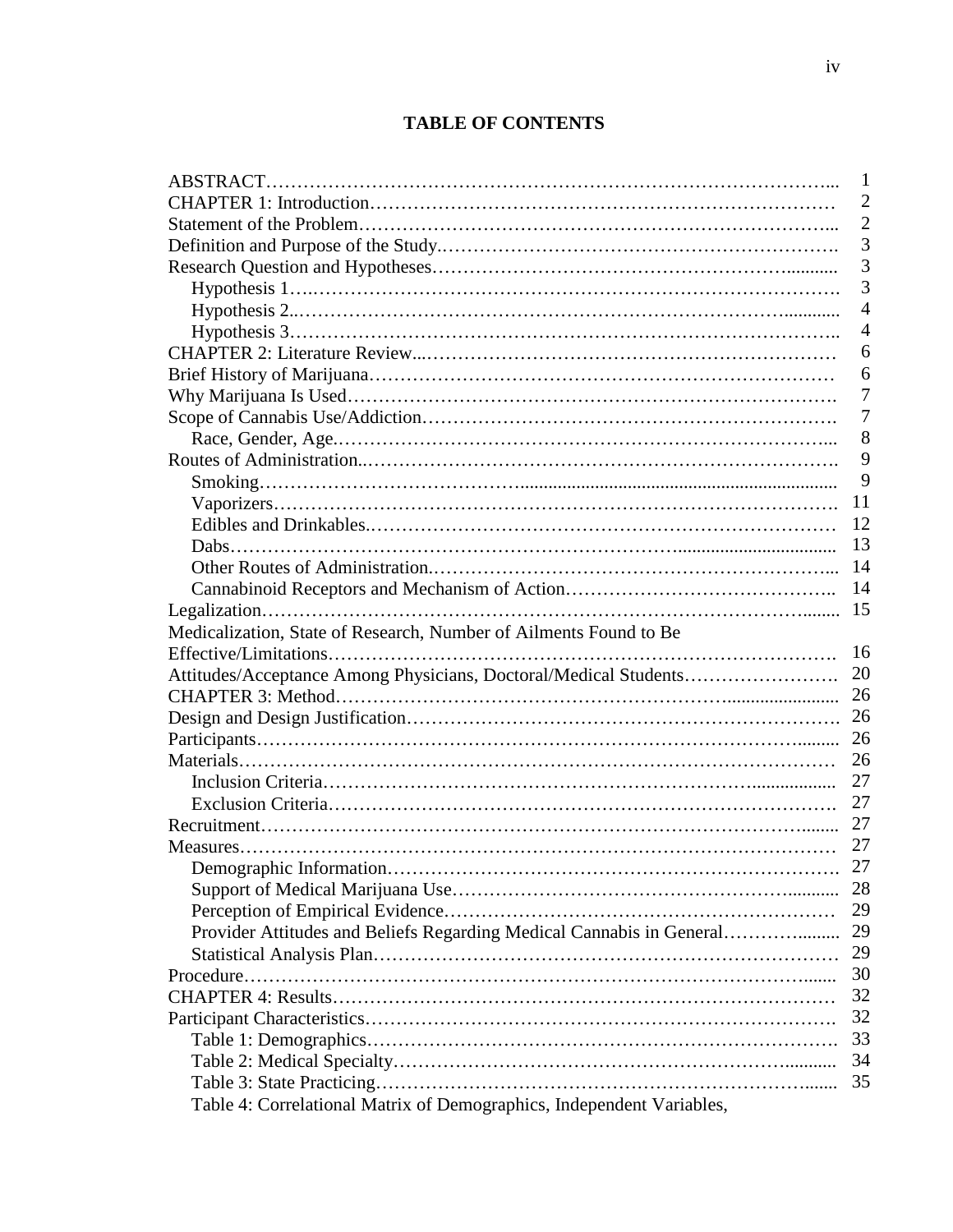# TABLE OF CONTENTS

| | |
|---|---|
| ABSTRACT | 1 |
| CHAPTER 1: Introduction | 2 |
| Statement of the Problem | 2 |
| Definition and Purpose of the Study | 3 |
| Research Question and Hypotheses | 3 |
| Hypothesis 1 | 3 |
| Hypothesis 2 | 4 |
| Hypothesis 3 | 4 |
| CHAPTER 2: Literature Review | 6 |
| Brief History of Marijuana | 6 |
| Why Marijuana Is Used | 7 |
| Scope of Cannabis Use/Addiction | 7 |
| Race, Gender, Age | 8 |
| Routes of Administration | 9 |
| Smoking | 9 |
| Vaporizers | 11 |
| Edibles and Drinkables | 12 |
| Dabs | 13 |
| Other Routes of Administration | 14 |
| Cannabinoid Receptors and Mechanism of Action | 14 |
| Legalization | 15 |
| Medicalization, State of Research, Number of Ailments Found to Be Effective/Limitations | 16 |
| Attitudes/Acceptance Among Physicians, Doctoral/Medical Students | 20 |
| CHAPTER 3: Method | 26 |
| Design and Design Justification | 26 |
| Participants | 26 |
| Materials | 26 |
| Inclusion Criteria | 27 |
| Exclusion Criteria | 27 |
| Recruitment | 27 |
| Measures | 27 |
| Demographic Information | 27 |
| Support of Medical Marijuana Use | 28 |
| Perception of Empirical Evidence | 29 |
| Provider Attitudes and Beliefs Regarding Medical Cannabis in General | 29 |
| Statistical Analysis Plan | 29 |
| Procedure | 30 |
| CHAPTER 4: Results | 32 |
| Participant Characteristics | 32 |
| Table 1: Demographics | 33 |
| Table 2: Medical Specialty | 34 |
| Table 3: State Practicing | 35 |
| Table 4: Correlational Matrix of Demographics, Independent Variables, | |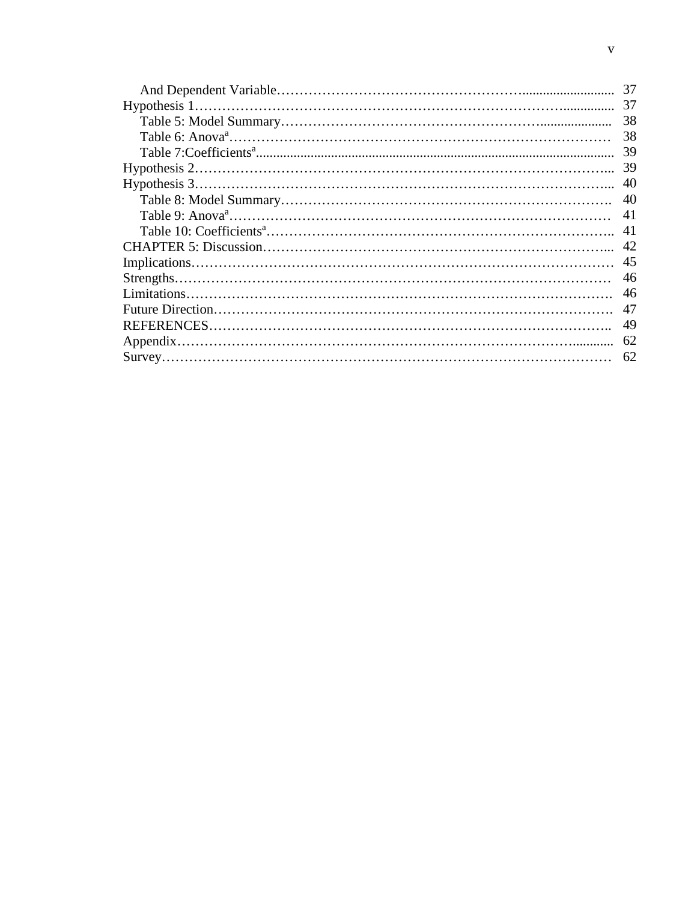| | |
|---|---|
| And Dependent Variable | 37 |
| Hypothesis 1 | 37 |
| Table 5: Model Summary | 38 |
| Table 6: Anova[a] | 38 |
| Table 7:Coefficients[a] | 39 |
| Hypothesis 2 | 39 |
| Hypothesis 3 | 40 |
| Table 8: Model Summary | 40 |
| Table 9: Anova[a] | 41 |
| Table 10: Coefficients[a] | 41 |
| CHAPTER 5: Discussion | 42 |
| Implications | 45 |
| Strengths | 46 |
| Limitations | 46 |
| Future Direction | 47 |
| REFERENCES | 49 |
| Appendix | 62 |
| Survey | 62 |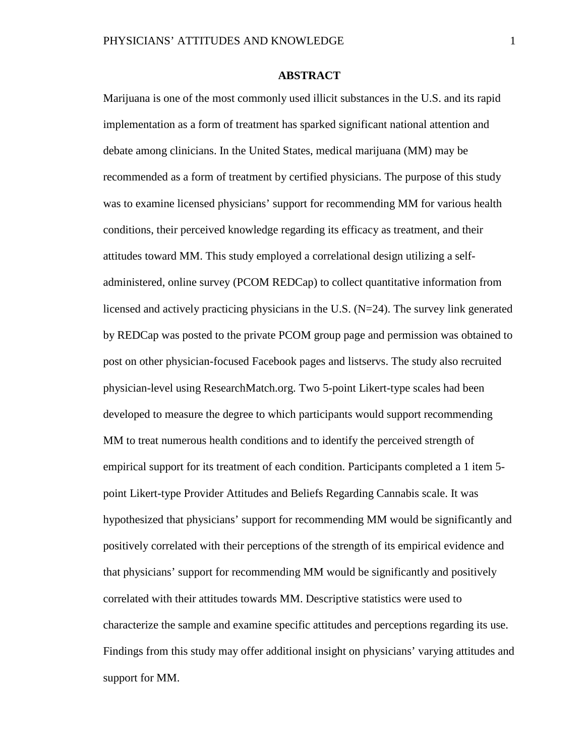# ABSTRACT

Marijuana is one of the most commonly used illicit substances in the U.S. and its rapid implementation as a form of treatment has sparked significant national attention and debate among clinicians. In the United States, medical marijuana (MM) may be recommended as a form of treatment by certified physicians. The purpose of this study was to examine licensed physicians' support for recommending MM for various health conditions, their perceived knowledge regarding its efficacy as treatment, and their attitudes toward MM. This study employed a correlational design utilizing a self-administered, online survey (PCOM REDCap) to collect quantitative information from licensed and actively practicing physicians in the U.S. (N=24). The survey link generated by REDCap was posted to the private PCOM group page and permission was obtained to post on other physician-focused Facebook pages and listservs. The study also recruited physician-level using ResearchMatch.org. Two 5-point Likert-type scales had been developed to measure the degree to which participants would support recommending MM to treat numerous health conditions and to identify the perceived strength of empirical support for its treatment of each condition. Participants completed a 1 item 5-point Likert-type Provider Attitudes and Beliefs Regarding Cannabis scale. It was hypothesized that physicians' support for recommending MM would be significantly and positively correlated with their perceptions of the strength of its empirical evidence and that physicians' support for recommending MM would be significantly and positively correlated with their attitudes towards MM. Descriptive statistics were used to characterize the sample and examine specific attitudes and perceptions regarding its use. Findings from this study may offer additional insight on physicians' varying attitudes and support for MM.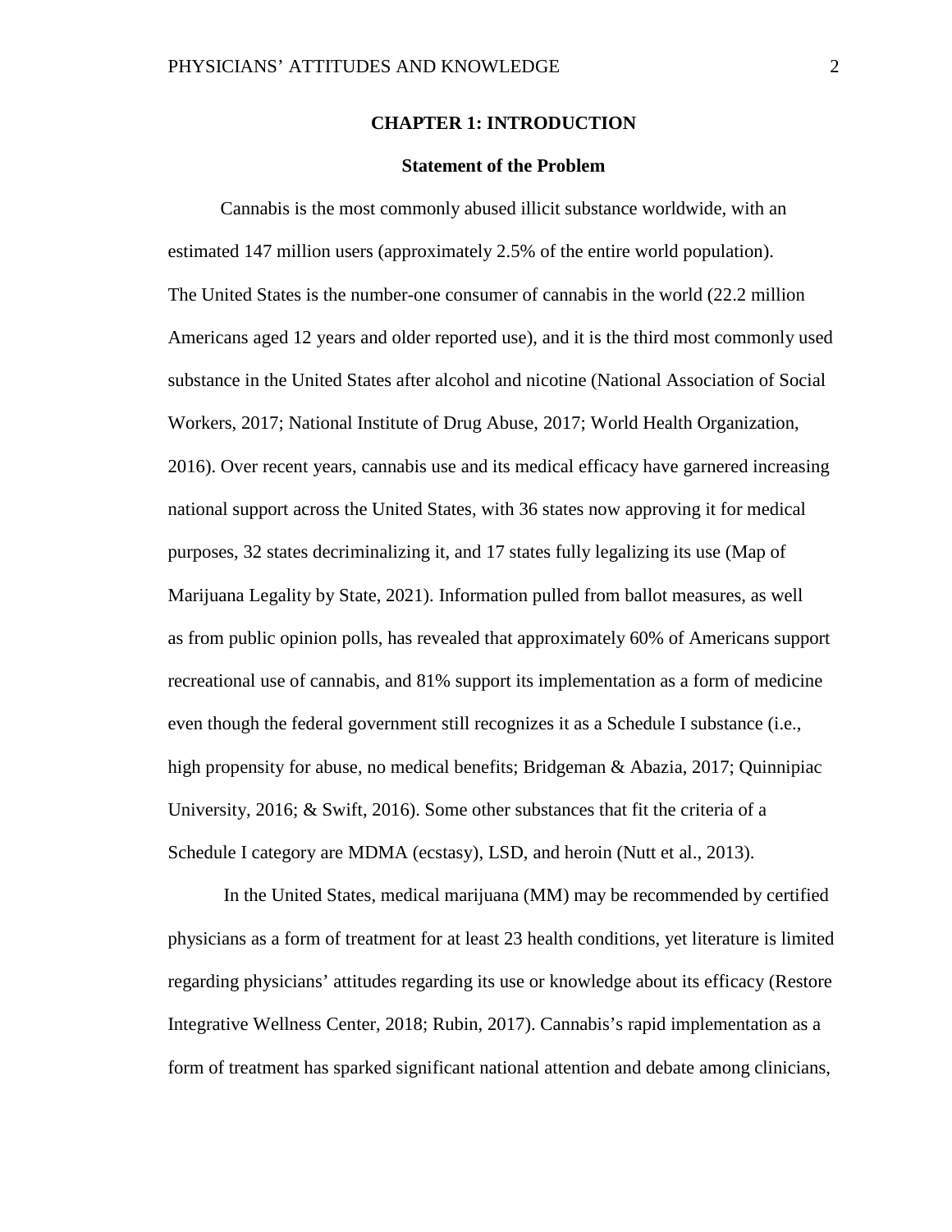# CHAPTER 1: INTRODUCTION

## Statement of the Problem

Cannabis is the most commonly abused illicit substance worldwide, with an estimated 147 million users (approximately 2.5% of the entire world population). The United States is the number-one consumer of cannabis in the world (22.2 million Americans aged 12 years and older reported use), and it is the third most commonly used substance in the United States after alcohol and nicotine (National Association of Social Workers, 2017; National Institute of Drug Abuse, 2017; World Health Organization, 2016). Over recent years, cannabis use and its medical efficacy have garnered increasing national support across the United States, with 36 states now approving it for medical purposes, 32 states decriminalizing it, and 17 states fully legalizing its use (Map of Marijuana Legality by State, 2021). Information pulled from ballot measures, as well as from public opinion polls, has revealed that approximately 60% of Americans support recreational use of cannabis, and 81% support its implementation as a form of medicine even though the federal government still recognizes it as a Schedule I substance (i.e., high propensity for abuse, no medical benefits; Bridgeman & Abazia, 2017; Quinnipiac University, 2016; & Swift, 2016). Some other substances that fit the criteria of a Schedule I category are MDMA (ecstasy), LSD, and heroin (Nutt et al., 2013).

In the United States, medical marijuana (MM) may be recommended by certified physicians as a form of treatment for at least 23 health conditions, yet literature is limited regarding physicians' attitudes regarding its use or knowledge about its efficacy (Restore Integrative Wellness Center, 2018; Rubin, 2017). Cannabis's rapid implementation as a form of treatment has sparked significant national attention and debate among clinicians,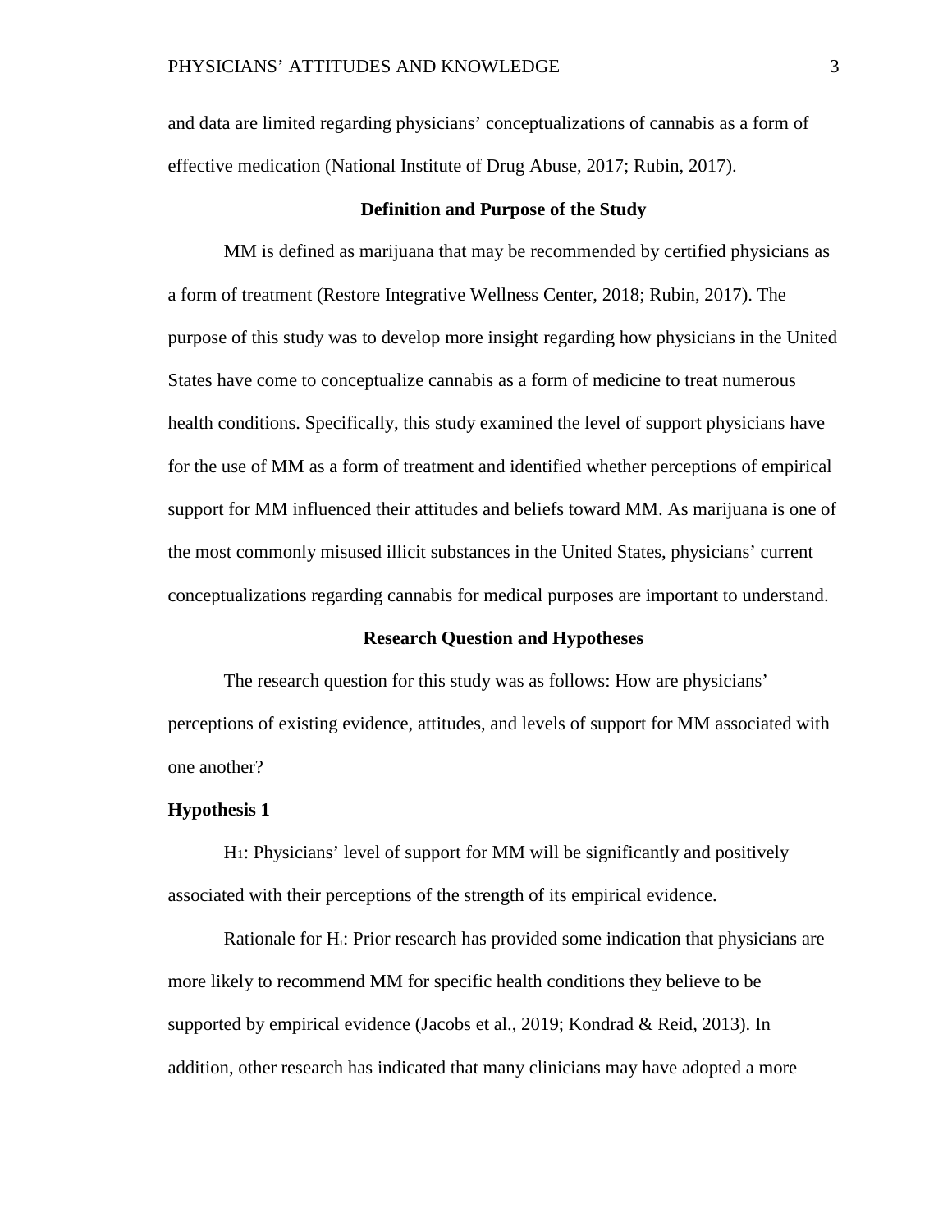and data are limited regarding physicians' conceptualizations of cannabis as a form of effective medication (National Institute of Drug Abuse, 2017; Rubin, 2017).

## Definition and Purpose of the Study

MM is defined as marijuana that may be recommended by certified physicians as a form of treatment (Restore Integrative Wellness Center, 2018; Rubin, 2017). The purpose of this study was to develop more insight regarding how physicians in the United States have come to conceptualize cannabis as a form of medicine to treat numerous health conditions. Specifically, this study examined the level of support physicians have for the use of MM as a form of treatment and identified whether perceptions of empirical support for MM influenced their attitudes and beliefs toward MM. As marijuana is one of the most commonly misused illicit substances in the United States, physicians' current conceptualizations regarding cannabis for medical purposes are important to understand.

## Research Question and Hypotheses

The research question for this study was as follows: How are physicians' perceptions of existing evidence, attitudes, and levels of support for MM associated with one another?

### Hypothesis 1

$H_1$: Physicians' level of support for MM will be significantly and positively associated with their perceptions of the strength of its empirical evidence.

Rationale for $H_1$: Prior research has provided some indication that physicians are more likely to recommend MM for specific health conditions they believe to be supported by empirical evidence (Jacobs et al., 2019; Kondrad & Reid, 2013). In addition, other research has indicated that many clinicians may have adopted a more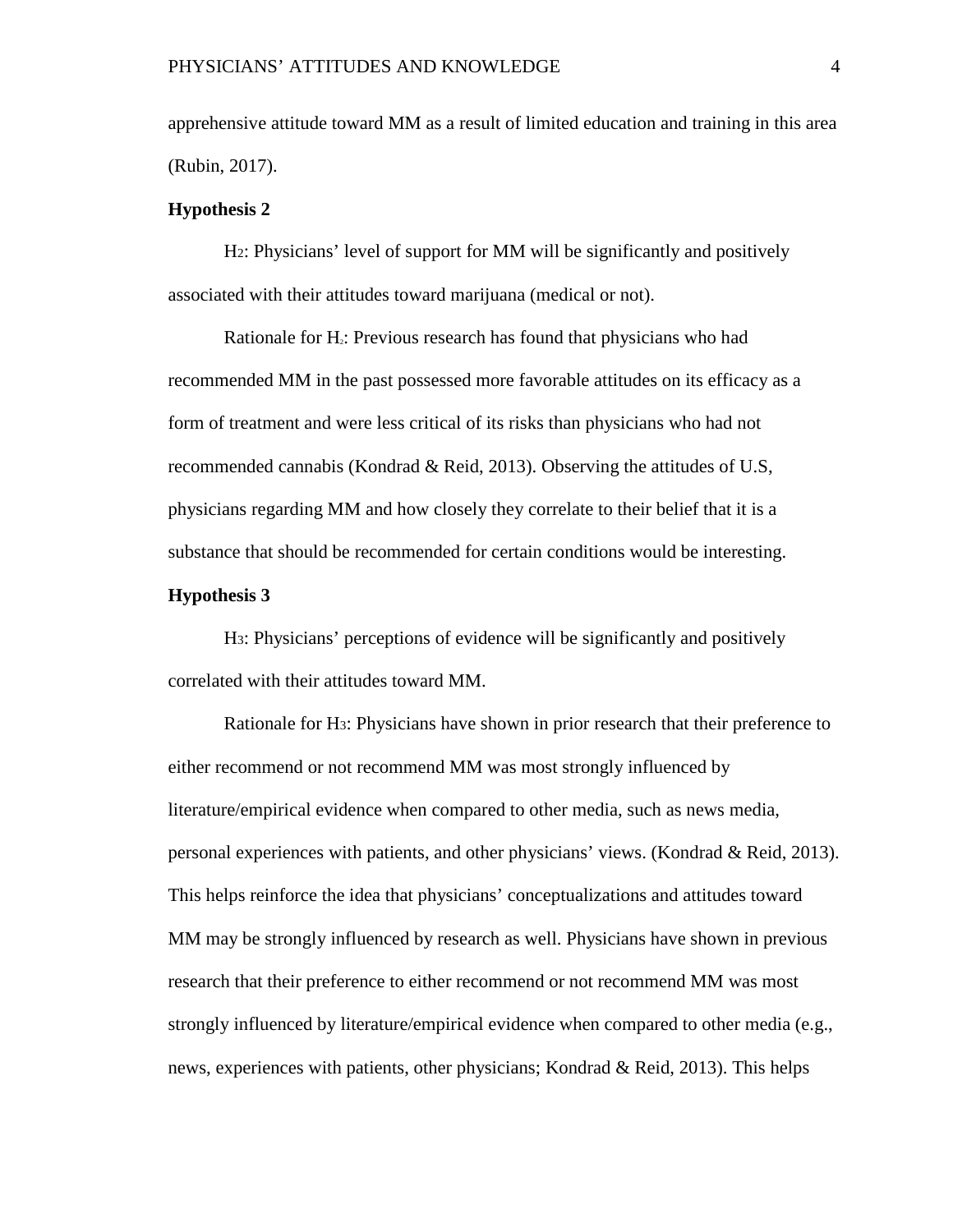apprehensive attitude toward MM as a result of limited education and training in this area (Rubin, 2017).

**Hypothesis 2**

$H_2$: Physicians' level of support for MM will be significantly and positively associated with their attitudes toward marijuana (medical or not).

Rationale for $H_2$: Previous research has found that physicians who had recommended MM in the past possessed more favorable attitudes on its efficacy as a form of treatment and were less critical of its risks than physicians who had not recommended cannabis (Kondrad & Reid, 2013). Observing the attitudes of U.S, physicians regarding MM and how closely they correlate to their belief that it is a substance that should be recommended for certain conditions would be interesting.

**Hypothesis 3**

$H_3$: Physicians' perceptions of evidence will be significantly and positively correlated with their attitudes toward MM.

Rationale for $H_3$: Physicians have shown in prior research that their preference to either recommend or not recommend MM was most strongly influenced by literature/empirical evidence when compared to other media, such as news media, personal experiences with patients, and other physicians' views. (Kondrad & Reid, 2013). This helps reinforce the idea that physicians' conceptualizations and attitudes toward MM may be strongly influenced by research as well. Physicians have shown in previous research that their preference to either recommend or not recommend MM was most strongly influenced by literature/empirical evidence when compared to other media (e.g., news, experiences with patients, other physicians; Kondrad & Reid, 2013). This helps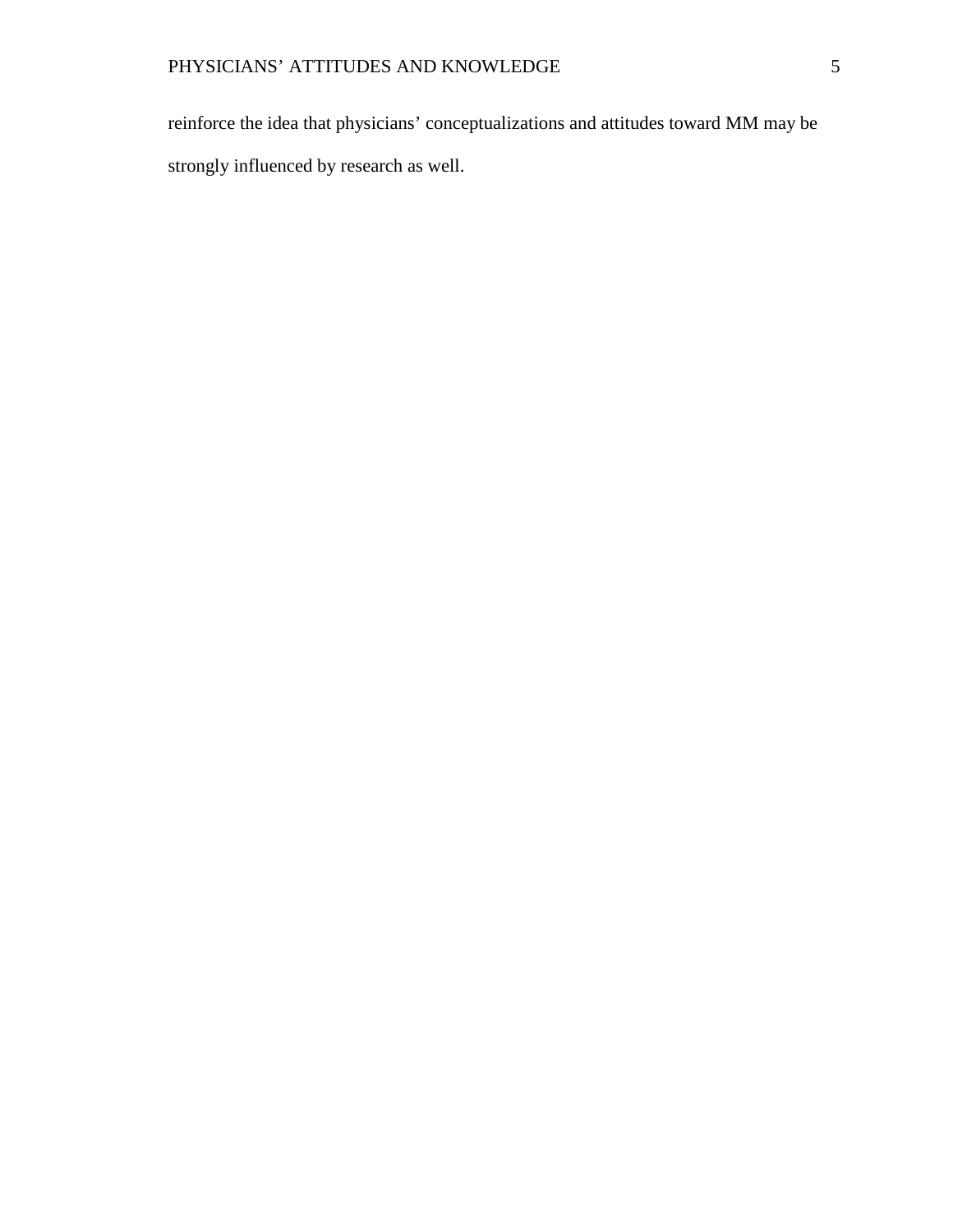reinforce the idea that physicians' conceptualizations and attitudes toward MM may be strongly influenced by research as well.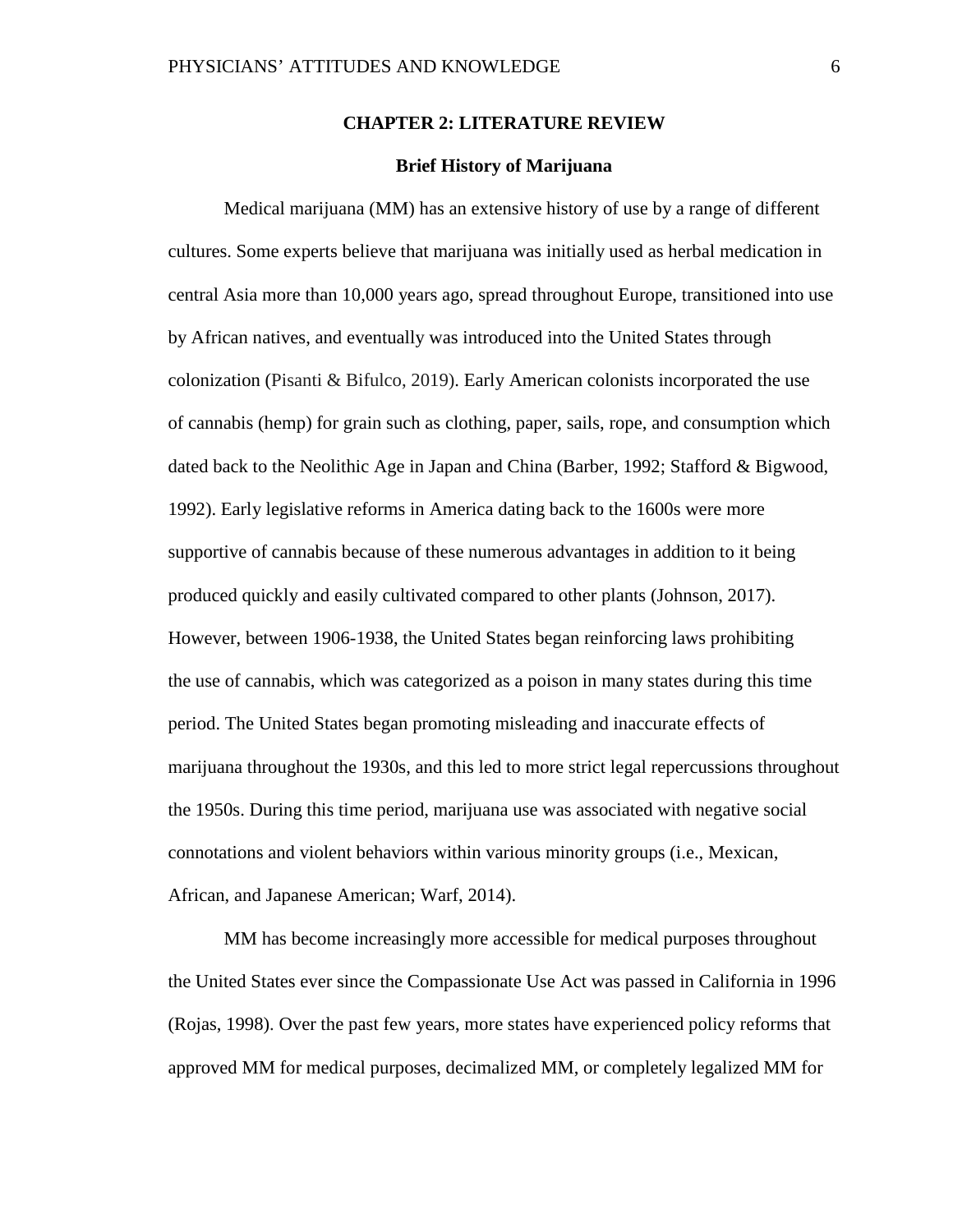# CHAPTER 2: LITERATURE REVIEW

## Brief History of Marijuana

Medical marijuana (MM) has an extensive history of use by a range of different cultures. Some experts believe that marijuana was initially used as herbal medication in central Asia more than 10,000 years ago, spread throughout Europe, transitioned into use by African natives, and eventually was introduced into the United States through colonization (Pisanti & Bifulco, 2019). Early American colonists incorporated the use of cannabis (hemp) for grain such as clothing, paper, sails, rope, and consumption which dated back to the Neolithic Age in Japan and China (Barber, 1992; Stafford & Bigwood, 1992). Early legislative reforms in America dating back to the 1600s were more supportive of cannabis because of these numerous advantages in addition to it being produced quickly and easily cultivated compared to other plants (Johnson, 2017). However, between 1906-1938, the United States began reinforcing laws prohibiting the use of cannabis, which was categorized as a poison in many states during this time period. The United States began promoting misleading and inaccurate effects of marijuana throughout the 1930s, and this led to more strict legal repercussions throughout the 1950s. During this time period, marijuana use was associated with negative social connotations and violent behaviors within various minority groups (i.e., Mexican, African, and Japanese American; Warf, 2014).

MM has become increasingly more accessible for medical purposes throughout the United States ever since the Compassionate Use Act was passed in California in 1996 (Rojas, 1998). Over the past few years, more states have experienced policy reforms that approved MM for medical purposes, decimalized MM, or completely legalized MM for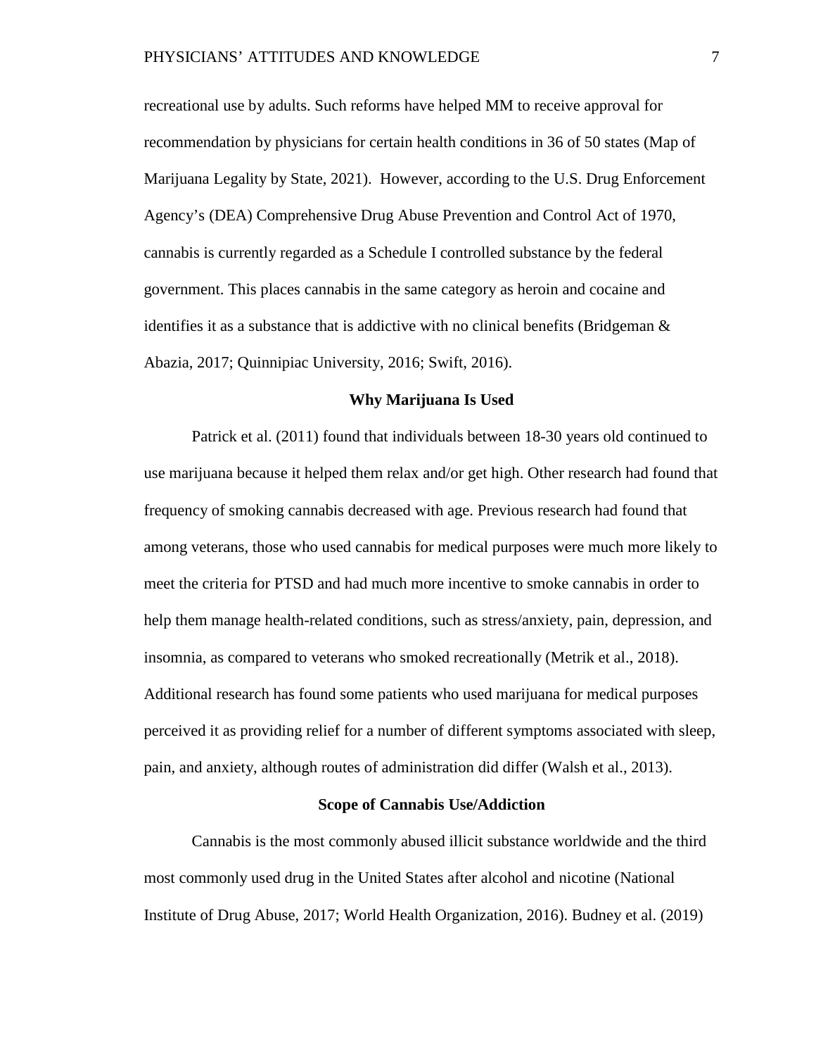recreational use by adults. Such reforms have helped MM to receive approval for recommendation by physicians for certain health conditions in 36 of 50 states (Map of Marijuana Legality by State, 2021). However, according to the U.S. Drug Enforcement Agency's (DEA) Comprehensive Drug Abuse Prevention and Control Act of 1970, cannabis is currently regarded as a Schedule I controlled substance by the federal government. This places cannabis in the same category as heroin and cocaine and identifies it as a substance that is addictive with no clinical benefits (Bridgeman & Abazia, 2017; Quinnipiac University, 2016; Swift, 2016).

## Why Marijuana Is Used

Patrick et al. (2011) found that individuals between 18-30 years old continued to use marijuana because it helped them relax and/or get high. Other research had found that frequency of smoking cannabis decreased with age. Previous research had found that among veterans, those who used cannabis for medical purposes were much more likely to meet the criteria for PTSD and had much more incentive to smoke cannabis in order to help them manage health-related conditions, such as stress/anxiety, pain, depression, and insomnia, as compared to veterans who smoked recreationally (Metrik et al., 2018). Additional research has found some patients who used marijuana for medical purposes perceived it as providing relief for a number of different symptoms associated with sleep, pain, and anxiety, although routes of administration did differ (Walsh et al., 2013).

## Scope of Cannabis Use/Addiction

Cannabis is the most commonly abused illicit substance worldwide and the third most commonly used drug in the United States after alcohol and nicotine (National Institute of Drug Abuse, 2017; World Health Organization, 2016). Budney et al. (2019)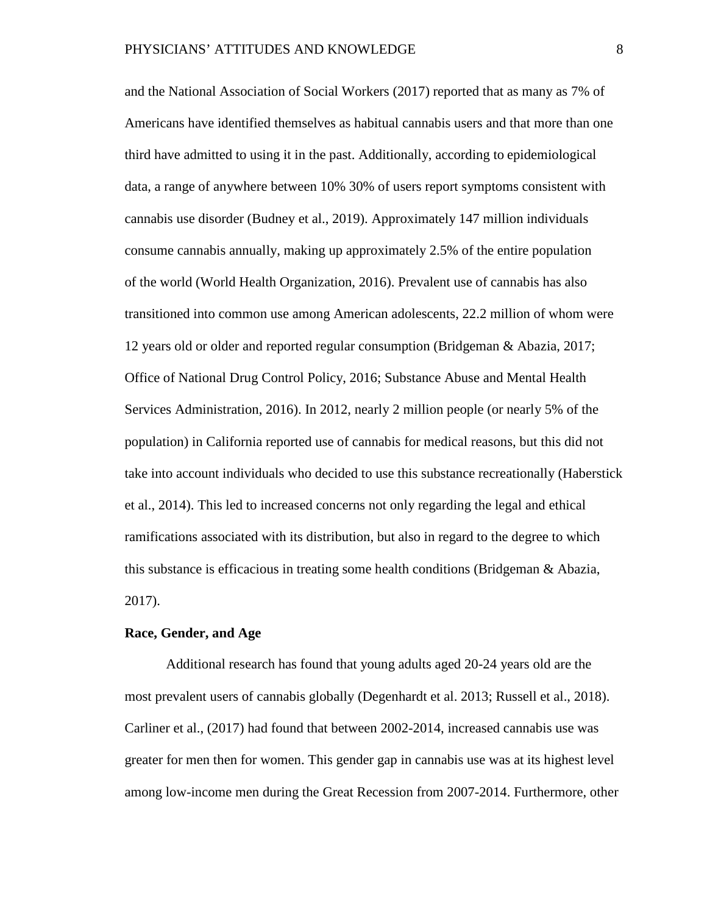and the National Association of Social Workers (2017) reported that as many as 7% of Americans have identified themselves as habitual cannabis users and that more than one third have admitted to using it in the past. Additionally, according to epidemiological data, a range of anywhere between 10% 30% of users report symptoms consistent with cannabis use disorder (Budney et al., 2019). Approximately 147 million individuals consume cannabis annually, making up approximately 2.5% of the entire population of the world (World Health Organization, 2016). Prevalent use of cannabis has also transitioned into common use among American adolescents, 22.2 million of whom were 12 years old or older and reported regular consumption (Bridgeman & Abazia, 2017; Office of National Drug Control Policy, 2016; Substance Abuse and Mental Health Services Administration, 2016). In 2012, nearly 2 million people (or nearly 5% of the population) in California reported use of cannabis for medical reasons, but this did not take into account individuals who decided to use this substance recreationally (Haberstick et al., 2014). This led to increased concerns not only regarding the legal and ethical ramifications associated with its distribution, but also in regard to the degree to which this substance is efficacious in treating some health conditions (Bridgeman & Abazia, 2017).

**Race, Gender, and Age**

Additional research has found that young adults aged 20-24 years old are the most prevalent users of cannabis globally (Degenhardt et al. 2013; Russell et al., 2018). Carliner et al., (2017) had found that between 2002-2014, increased cannabis use was greater for men then for women. This gender gap in cannabis use was at its highest level among low-income men during the Great Recession from 2007-2014. Furthermore, other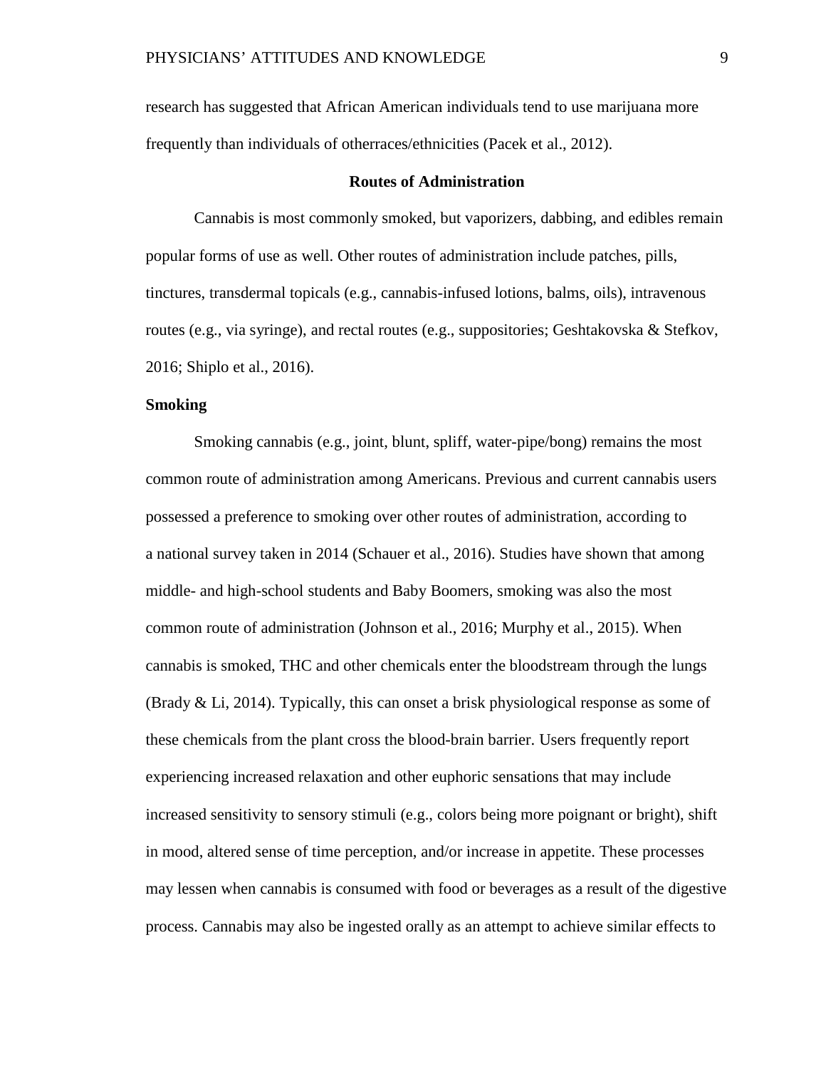research has suggested that African American individuals tend to use marijuana more frequently than individuals of otherraces/ethnicities (Pacek et al., 2012).

## Routes of Administration

Cannabis is most commonly smoked, but vaporizers, dabbing, and edibles remain popular forms of use as well. Other routes of administration include patches, pills, tinctures, transdermal topicals (e.g., cannabis-infused lotions, balms, oils), intravenous routes (e.g., via syringe), and rectal routes (e.g., suppositories; Geshtakovska & Stefkov, 2016; Shiplo et al., 2016).

### Smoking

Smoking cannabis (e.g., joint, blunt, spliff, water-pipe/bong) remains the most common route of administration among Americans. Previous and current cannabis users possessed a preference to smoking over other routes of administration, according to a national survey taken in 2014 (Schauer et al., 2016). Studies have shown that among middle- and high-school students and Baby Boomers, smoking was also the most common route of administration (Johnson et al., 2016; Murphy et al., 2015). When cannabis is smoked, THC and other chemicals enter the bloodstream through the lungs (Brady & Li, 2014). Typically, this can onset a brisk physiological response as some of these chemicals from the plant cross the blood-brain barrier. Users frequently report experiencing increased relaxation and other euphoric sensations that may include increased sensitivity to sensory stimuli (e.g., colors being more poignant or bright), shift in mood, altered sense of time perception, and/or increase in appetite. These processes may lessen when cannabis is consumed with food or beverages as a result of the digestive process. Cannabis may also be ingested orally as an attempt to achieve similar effects to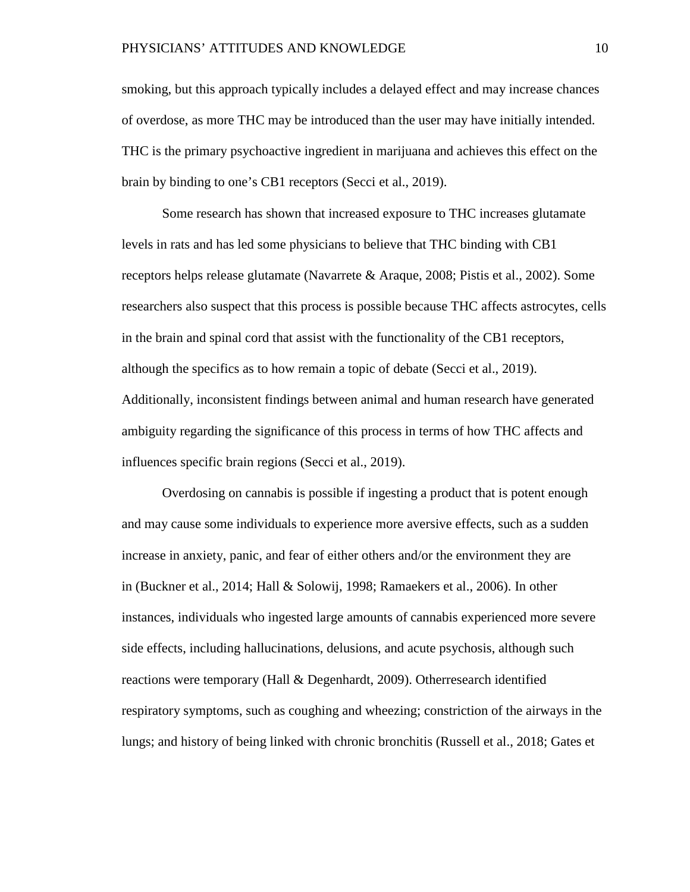smoking, but this approach typically includes a delayed effect and may increase chances of overdose, as more THC may be introduced than the user may have initially intended. THC is the primary psychoactive ingredient in marijuana and achieves this effect on the brain by binding to one's CB1 receptors (Secci et al., 2019).

Some research has shown that increased exposure to THC increases glutamate levels in rats and has led some physicians to believe that THC binding with CB1 receptors helps release glutamate (Navarrete & Araque, 2008; Pistis et al., 2002). Some researchers also suspect that this process is possible because THC affects astrocytes, cells in the brain and spinal cord that assist with the functionality of the CB1 receptors, although the specifics as to how remain a topic of debate (Secci et al., 2019). Additionally, inconsistent findings between animal and human research have generated ambiguity regarding the significance of this process in terms of how THC affects and influences specific brain regions (Secci et al., 2019).

Overdosing on cannabis is possible if ingesting a product that is potent enough and may cause some individuals to experience more aversive effects, such as a sudden increase in anxiety, panic, and fear of either others and/or the environment they are in (Buckner et al., 2014; Hall & Solowij, 1998; Ramaekers et al., 2006). In other instances, individuals who ingested large amounts of cannabis experienced more severe side effects, including hallucinations, delusions, and acute psychosis, although such reactions were temporary (Hall & Degenhardt, 2009). Otherresearch identified respiratory symptoms, such as coughing and wheezing; constriction of the airways in the lungs; and history of being linked with chronic bronchitis (Russell et al., 2018; Gates et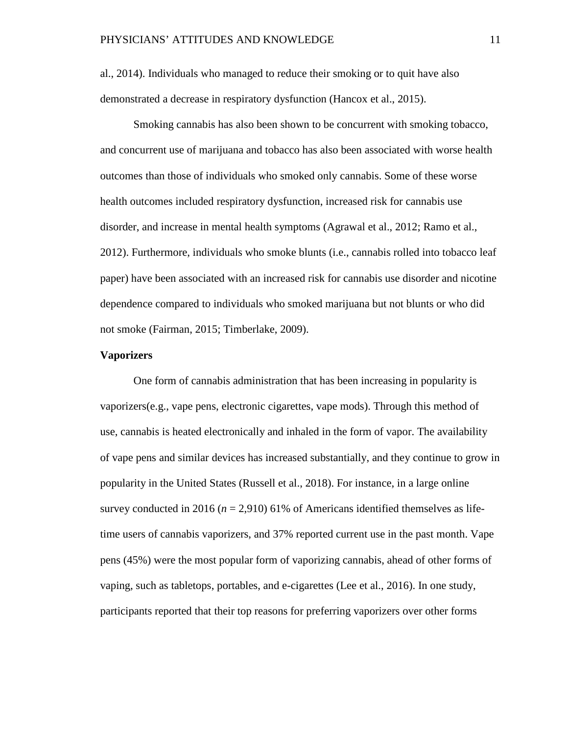al., 2014). Individuals who managed to reduce their smoking or to quit have also demonstrated a decrease in respiratory dysfunction (Hancox et al., 2015).

Smoking cannabis has also been shown to be concurrent with smoking tobacco, and concurrent use of marijuana and tobacco has also been associated with worse health outcomes than those of individuals who smoked only cannabis. Some of these worse health outcomes included respiratory dysfunction, increased risk for cannabis use disorder, and increase in mental health symptoms (Agrawal et al., 2012; Ramo et al., 2012). Furthermore, individuals who smoke blunts (i.e., cannabis rolled into tobacco leaf paper) have been associated with an increased risk for cannabis use disorder and nicotine dependence compared to individuals who smoked marijuana but not blunts or who did not smoke (Fairman, 2015; Timberlake, 2009).

**Vaporizers**

One form of cannabis administration that has been increasing in popularity is vaporizers(e.g., vape pens, electronic cigarettes, vape mods). Through this method of use, cannabis is heated electronically and inhaled in the form of vapor. The availability of vape pens and similar devices has increased substantially, and they continue to grow in popularity in the United States (Russell et al., 2018). For instance, in a large online survey conducted in 2016 ($n$ = 2,910) 61% of Americans identified themselves as life-time users of cannabis vaporizers, and 37% reported current use in the past month. Vape pens (45%) were the most popular form of vaporizing cannabis, ahead of other forms of vaping, such as tabletops, portables, and e-cigarettes (Lee et al., 2016). In one study, participants reported that their top reasons for preferring vaporizers over other forms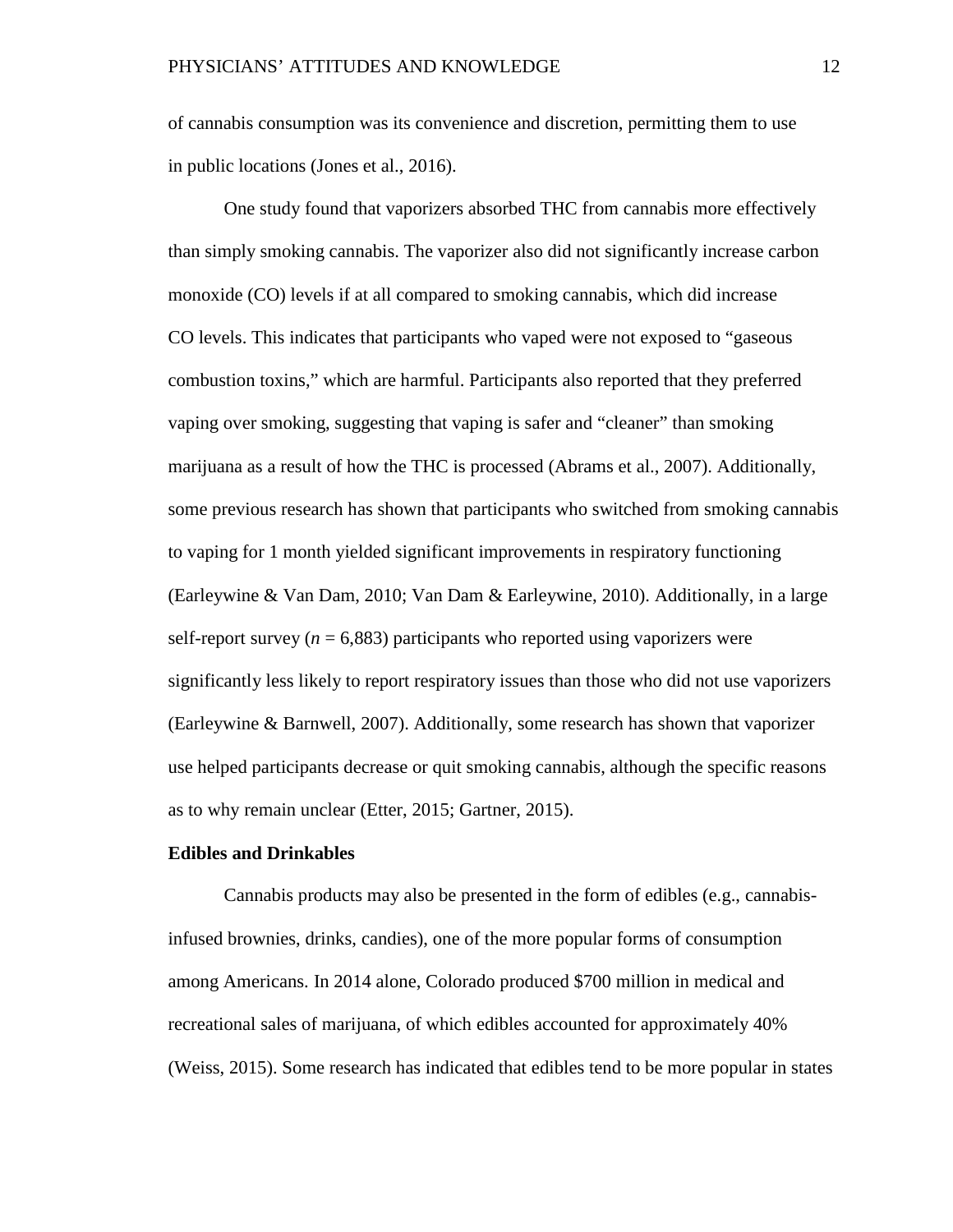of cannabis consumption was its convenience and discretion, permitting them to use in public locations (Jones et al., 2016).

One study found that vaporizers absorbed THC from cannabis more effectively than simply smoking cannabis. The vaporizer also did not significantly increase carbon monoxide (CO) levels if at all compared to smoking cannabis, which did increase CO levels. This indicates that participants who vaped were not exposed to “gaseous combustion toxins,” which are harmful. Participants also reported that they preferred vaping over smoking, suggesting that vaping is safer and “cleaner” than smoking marijuana as a result of how the THC is processed (Abrams et al., 2007). Additionally, some previous research has shown that participants who switched from smoking cannabis to vaping for 1 month yielded significant improvements in respiratory functioning (Earleywine & Van Dam, 2010; Van Dam & Earleywine, 2010). Additionally, in a large self-report survey ($n$ = 6,883) participants who reported using vaporizers were significantly less likely to report respiratory issues than those who did not use vaporizers (Earleywine & Barnwell, 2007). Additionally, some research has shown that vaporizer use helped participants decrease or quit smoking cannabis, although the specific reasons as to why remain unclear (Etter, 2015; Gartner, 2015).

**Edibles and Drinkables**

Cannabis products may also be presented in the form of edibles (e.g., cannabis-infused brownies, drinks, candies), one of the more popular forms of consumption among Americans. In 2014 alone, Colorado produced $700 million in medical and recreational sales of marijuana, of which edibles accounted for approximately 40% (Weiss, 2015). Some research has indicated that edibles tend to be more popular in states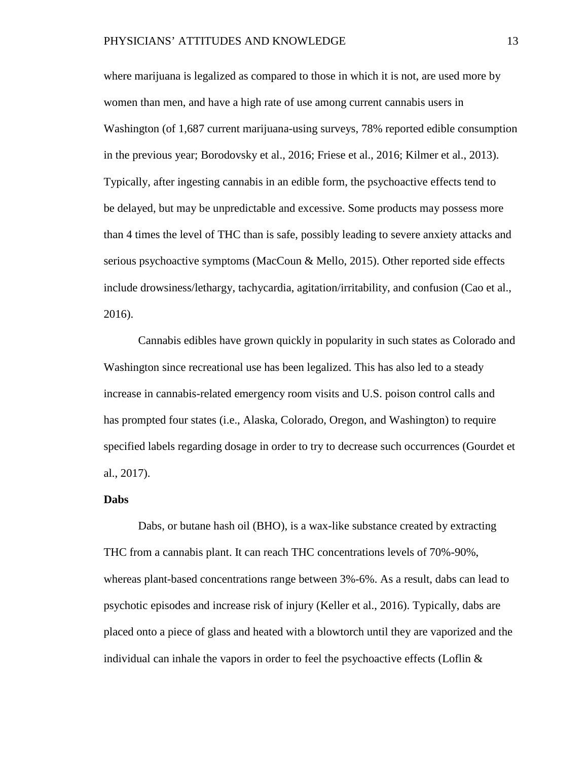where marijuana is legalized as compared to those in which it is not, are used more by women than men, and have a high rate of use among current cannabis users in Washington (of 1,687 current marijuana-using surveys, 78% reported edible consumption in the previous year; Borodovsky et al., 2016; Friese et al., 2016; Kilmer et al., 2013). Typically, after ingesting cannabis in an edible form, the psychoactive effects tend to be delayed, but may be unpredictable and excessive. Some products may possess more than 4 times the level of THC than is safe, possibly leading to severe anxiety attacks and serious psychoactive symptoms (MacCoun & Mello, 2015). Other reported side effects include drowsiness/lethargy, tachycardia, agitation/irritability, and confusion (Cao et al., 2016).

Cannabis edibles have grown quickly in popularity in such states as Colorado and Washington since recreational use has been legalized. This has also led to a steady increase in cannabis-related emergency room visits and U.S. poison control calls and has prompted four states (i.e., Alaska, Colorado, Oregon, and Washington) to require specified labels regarding dosage in order to try to decrease such occurrences (Gourdet et al., 2017).

**Dabs**

Dabs, or butane hash oil (BHO), is a wax-like substance created by extracting THC from a cannabis plant. It can reach THC concentrations levels of 70%-90%, whereas plant-based concentrations range between 3%-6%. As a result, dabs can lead to psychotic episodes and increase risk of injury (Keller et al., 2016). Typically, dabs are placed onto a piece of glass and heated with a blowtorch until they are vaporized and the individual can inhale the vapors in order to feel the psychoactive effects (Loflin &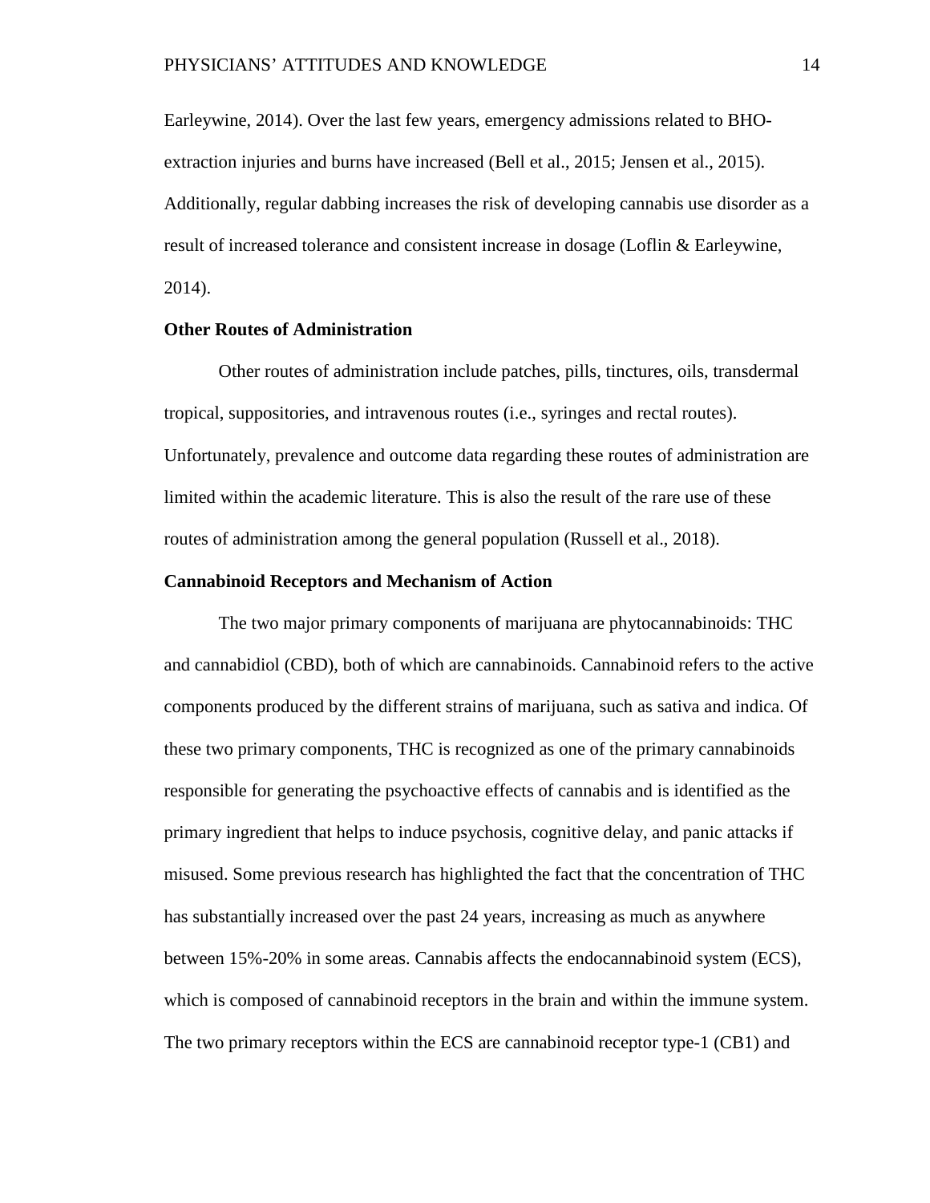Earleywine, 2014). Over the last few years, emergency admissions related to BHO-extraction injuries and burns have increased (Bell et al., 2015; Jensen et al., 2015). Additionally, regular dabbing increases the risk of developing cannabis use disorder as a result of increased tolerance and consistent increase in dosage (Loflin & Earleywine, 2014).

**Other Routes of Administration**

Other routes of administration include patches, pills, tinctures, oils, transdermal tropical, suppositories, and intravenous routes (i.e., syringes and rectal routes). Unfortunately, prevalence and outcome data regarding these routes of administration are limited within the academic literature. This is also the result of the rare use of these routes of administration among the general population (Russell et al., 2018).

**Cannabinoid Receptors and Mechanism of Action**

The two major primary components of marijuana are phytocannabinoids: THC and cannabidiol (CBD), both of which are cannabinoids. Cannabinoid refers to the active components produced by the different strains of marijuana, such as sativa and indica. Of these two primary components, THC is recognized as one of the primary cannabinoids responsible for generating the psychoactive effects of cannabis and is identified as the primary ingredient that helps to induce psychosis, cognitive delay, and panic attacks if misused. Some previous research has highlighted the fact that the concentration of THC has substantially increased over the past 24 years, increasing as much as anywhere between 15%-20% in some areas. Cannabis affects the endocannabinoid system (ECS), which is composed of cannabinoid receptors in the brain and within the immune system. The two primary receptors within the ECS are cannabinoid receptor type-1 (CB1) and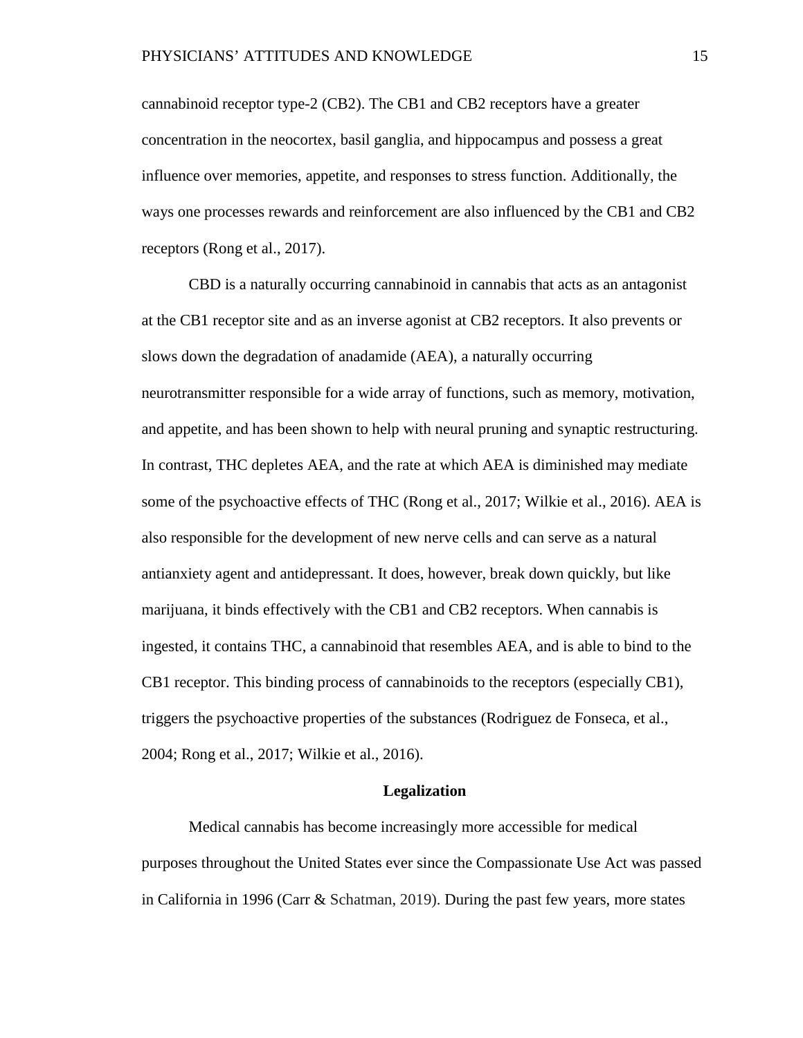cannabinoid receptor type-2 (CB2). The CB1 and CB2 receptors have a greater concentration in the neocortex, basil ganglia, and hippocampus and possess a great influence over memories, appetite, and responses to stress function. Additionally, the ways one processes rewards and reinforcement are also influenced by the CB1 and CB2 receptors (Rong et al., 2017).

CBD is a naturally occurring cannabinoid in cannabis that acts as an antagonist at the CB1 receptor site and as an inverse agonist at CB2 receptors. It also prevents or slows down the degradation of anadamide (AEA), a naturally occurring neurotransmitter responsible for a wide array of functions, such as memory, motivation, and appetite, and has been shown to help with neural pruning and synaptic restructuring. In contrast, THC depletes AEA, and the rate at which AEA is diminished may mediate some of the psychoactive effects of THC (Rong et al., 2017; Wilkie et al., 2016). AEA is also responsible for the development of new nerve cells and can serve as a natural antianxiety agent and antidepressant. It does, however, break down quickly, but like marijuana, it binds effectively with the CB1 and CB2 receptors. When cannabis is ingested, it contains THC, a cannabinoid that resembles AEA, and is able to bind to the CB1 receptor. This binding process of cannabinoids to the receptors (especially CB1), triggers the psychoactive properties of the substances (Rodriguez de Fonseca, et al., 2004; Rong et al., 2017; Wilkie et al., 2016).

## Legalization

Medical cannabis has become increasingly more accessible for medical purposes throughout the United States ever since the Compassionate Use Act was passed in California in 1996 (Carr & Schatman, 2019). During the past few years, more states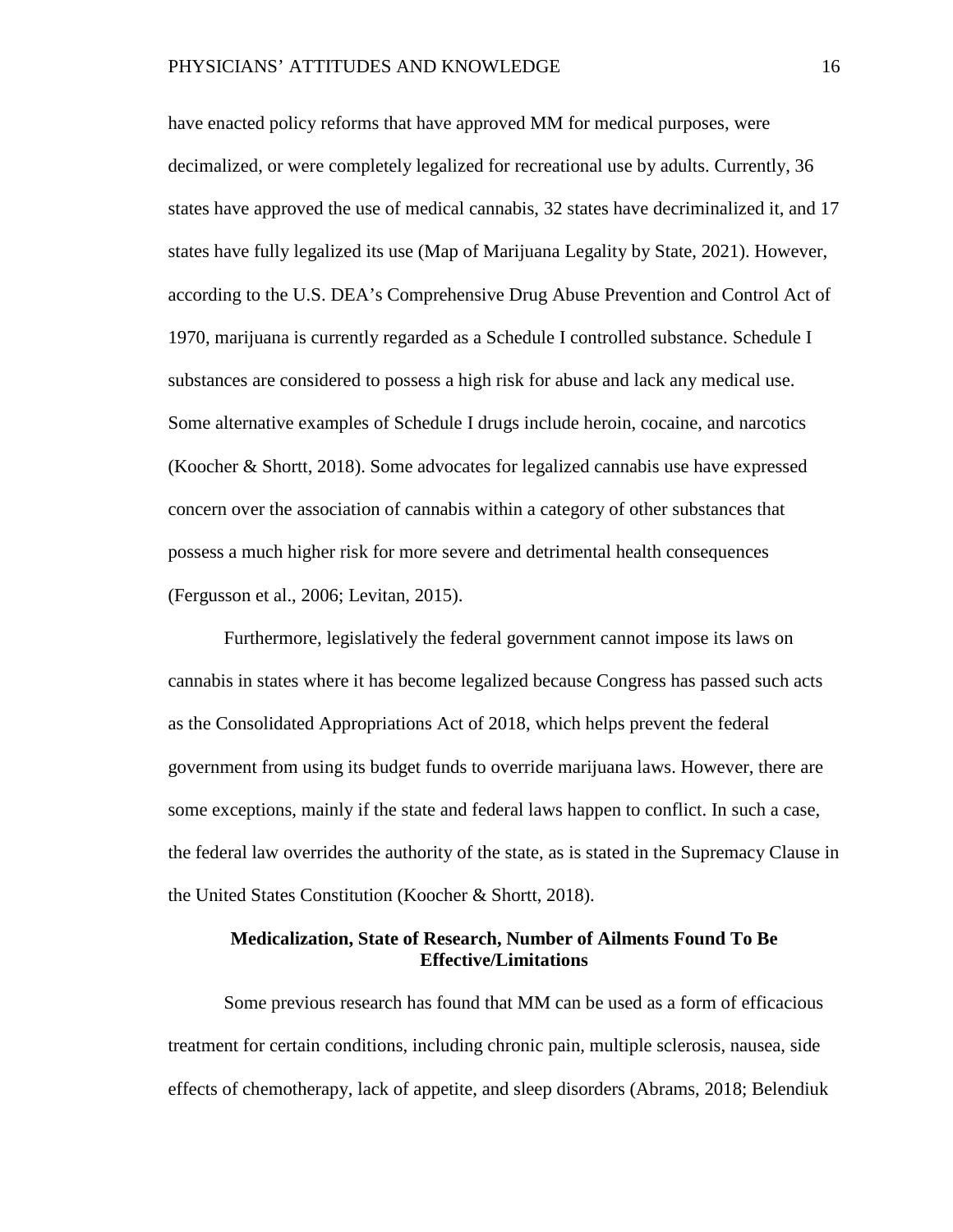have enacted policy reforms that have approved MM for medical purposes, were decimalized, or were completely legalized for recreational use by adults. Currently, 36 states have approved the use of medical cannabis, 32 states have decriminalized it, and 17 states have fully legalized its use (Map of Marijuana Legality by State, 2021). However, according to the U.S. DEA's Comprehensive Drug Abuse Prevention and Control Act of 1970, marijuana is currently regarded as a Schedule I controlled substance. Schedule I substances are considered to possess a high risk for abuse and lack any medical use. Some alternative examples of Schedule I drugs include heroin, cocaine, and narcotics (Koocher & Shortt, 2018). Some advocates for legalized cannabis use have expressed concern over the association of cannabis within a category of other substances that possess a much higher risk for more severe and detrimental health consequences (Fergusson et al., 2006; Levitan, 2015).

Furthermore, legislatively the federal government cannot impose its laws on cannabis in states where it has become legalized because Congress has passed such acts as the Consolidated Appropriations Act of 2018, which helps prevent the federal government from using its budget funds to override marijuana laws. However, there are some exceptions, mainly if the state and federal laws happen to conflict. In such a case, the federal law overrides the authority of the state, as is stated in the Supremacy Clause in the United States Constitution (Koocher & Shortt, 2018).

## Medicalization, State of Research, Number of Ailments Found To Be Effective/Limitations

Some previous research has found that MM can be used as a form of efficacious treatment for certain conditions, including chronic pain, multiple sclerosis, nausea, side effects of chemotherapy, lack of appetite, and sleep disorders (Abrams, 2018; Belendiuk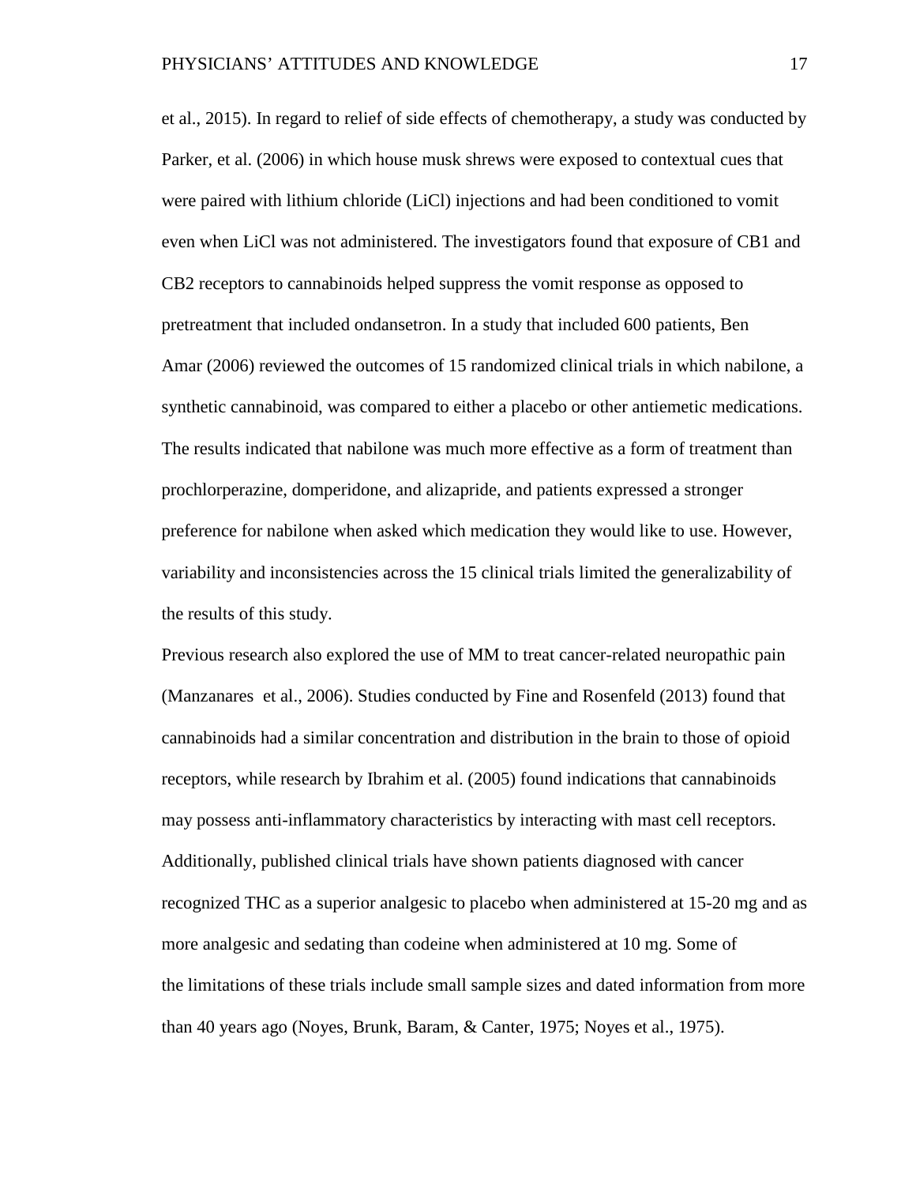et al., 2015). In regard to relief of side effects of chemotherapy, a study was conducted by Parker, et al. (2006) in which house musk shrews were exposed to contextual cues that were paired with lithium chloride (LiCl) injections and had been conditioned to vomit even when LiCl was not administered. The investigators found that exposure of CB1 and CB2 receptors to cannabinoids helped suppress the vomit response as opposed to pretreatment that included ondansetron. In a study that included 600 patients, Ben Amar (2006) reviewed the outcomes of 15 randomized clinical trials in which nabilone, a synthetic cannabinoid, was compared to either a placebo or other antiemetic medications. The results indicated that nabilone was much more effective as a form of treatment than prochlorperazine, domperidone, and alizapride, and patients expressed a stronger preference for nabilone when asked which medication they would like to use. However, variability and inconsistencies across the 15 clinical trials limited the generalizability of the results of this study.

Previous research also explored the use of MM to treat cancer-related neuropathic pain (Manzanares et al., 2006). Studies conducted by Fine and Rosenfeld (2013) found that cannabinoids had a similar concentration and distribution in the brain to those of opioid receptors, while research by Ibrahim et al. (2005) found indications that cannabinoids may possess anti-inflammatory characteristics by interacting with mast cell receptors. Additionally, published clinical trials have shown patients diagnosed with cancer recognized THC as a superior analgesic to placebo when administered at 15-20 mg and as more analgesic and sedating than codeine when administered at 10 mg. Some of the limitations of these trials include small sample sizes and dated information from more than 40 years ago (Noyes, Brunk, Baram, & Canter, 1975; Noyes et al., 1975).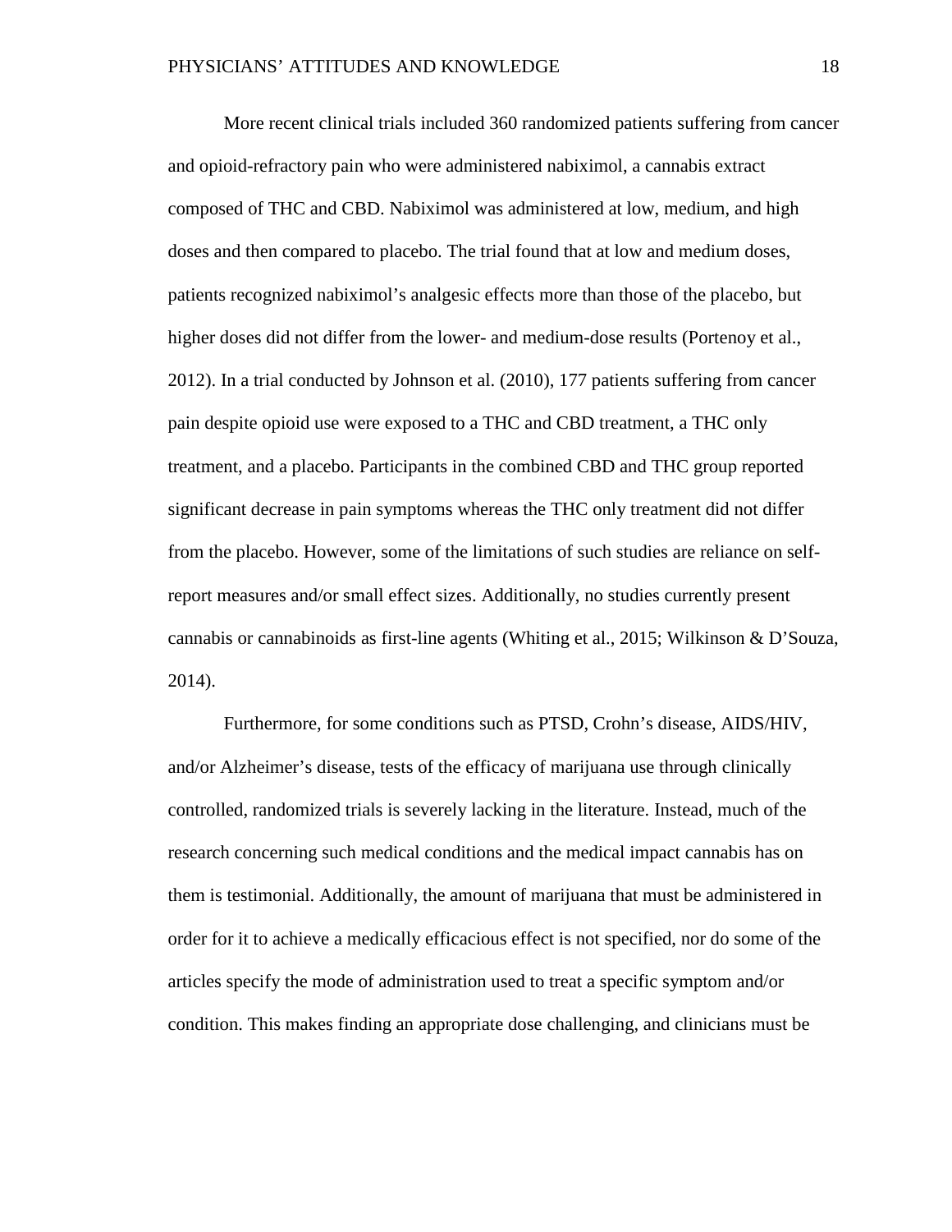More recent clinical trials included 360 randomized patients suffering from cancer and opioid-refractory pain who were administered nabiximol, a cannabis extract composed of THC and CBD. Nabiximol was administered at low, medium, and high doses and then compared to placebo. The trial found that at low and medium doses, patients recognized nabiximol's analgesic effects more than those of the placebo, but higher doses did not differ from the lower- and medium-dose results (Portenoy et al., 2012). In a trial conducted by Johnson et al. (2010), 177 patients suffering from cancer pain despite opioid use were exposed to a THC and CBD treatment, a THC only treatment, and a placebo. Participants in the combined CBD and THC group reported significant decrease in pain symptoms whereas the THC only treatment did not differ from the placebo. However, some of the limitations of such studies are reliance on self-report measures and/or small effect sizes. Additionally, no studies currently present cannabis or cannabinoids as first-line agents (Whiting et al., 2015; Wilkinson & D'Souza, 2014).

Furthermore, for some conditions such as PTSD, Crohn's disease, AIDS/HIV, and/or Alzheimer's disease, tests of the efficacy of marijuana use through clinically controlled, randomized trials is severely lacking in the literature. Instead, much of the research concerning such medical conditions and the medical impact cannabis has on them is testimonial. Additionally, the amount of marijuana that must be administered in order for it to achieve a medically efficacious effect is not specified, nor do some of the articles specify the mode of administration used to treat a specific symptom and/or condition. This makes finding an appropriate dose challenging, and clinicians must be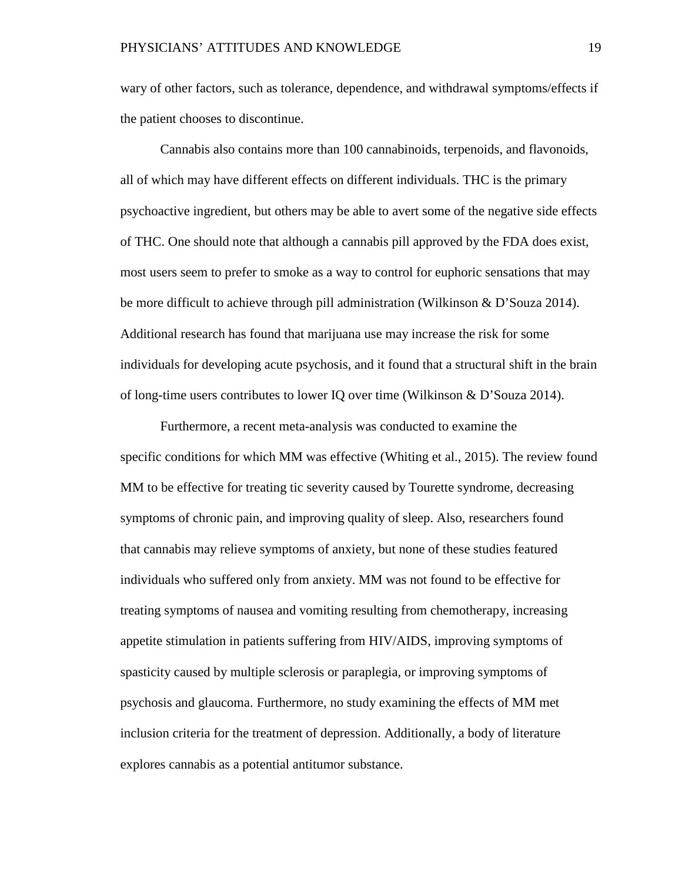wary of other factors, such as tolerance, dependence, and withdrawal symptoms/effects if the patient chooses to discontinue.

Cannabis also contains more than 100 cannabinoids, terpenoids, and flavonoids, all of which may have different effects on different individuals. THC is the primary psychoactive ingredient, but others may be able to avert some of the negative side effects of THC. One should note that although a cannabis pill approved by the FDA does exist, most users seem to prefer to smoke as a way to control for euphoric sensations that may be more difficult to achieve through pill administration (Wilkinson & D'Souza 2014). Additional research has found that marijuana use may increase the risk for some individuals for developing acute psychosis, and it found that a structural shift in the brain of long-time users contributes to lower IQ over time (Wilkinson & D'Souza 2014).

Furthermore, a recent meta-analysis was conducted to examine the specific conditions for which MM was effective (Whiting et al., 2015). The review found MM to be effective for treating tic severity caused by Tourette syndrome, decreasing symptoms of chronic pain, and improving quality of sleep. Also, researchers found that cannabis may relieve symptoms of anxiety, but none of these studies featured individuals who suffered only from anxiety. MM was not found to be effective for treating symptoms of nausea and vomiting resulting from chemotherapy, increasing appetite stimulation in patients suffering from HIV/AIDS, improving symptoms of spasticity caused by multiple sclerosis or paraplegia, or improving symptoms of psychosis and glaucoma. Furthermore, no study examining the effects of MM met inclusion criteria for the treatment of depression. Additionally, a body of literature explores cannabis as a potential antitumor substance.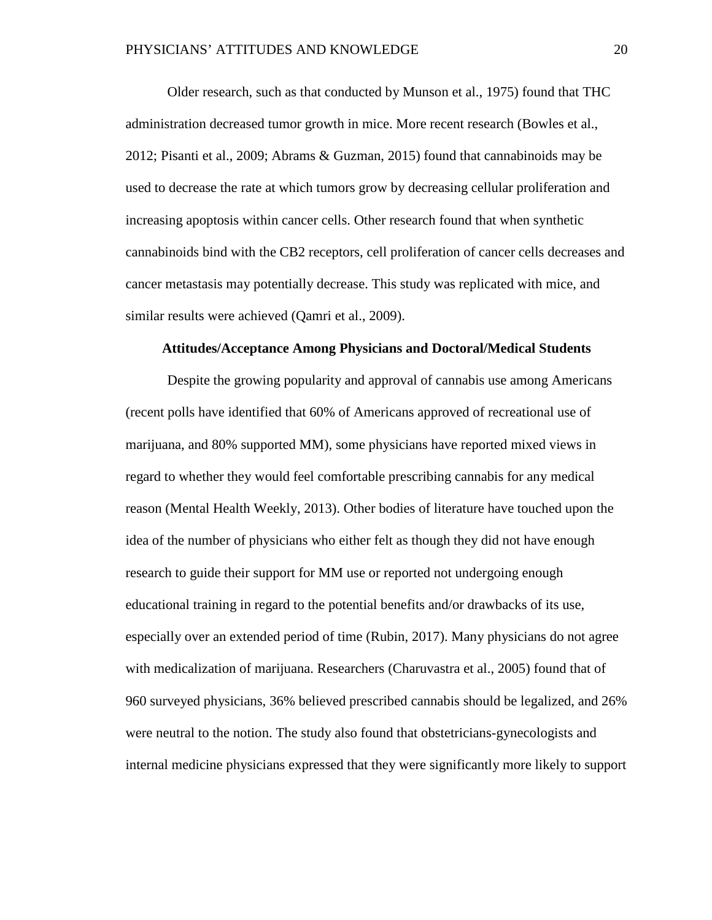Older research, such as that conducted by Munson et al., 1975) found that THC administration decreased tumor growth in mice. More recent research (Bowles et al., 2012; Pisanti et al., 2009; Abrams & Guzman, 2015) found that cannabinoids may be used to decrease the rate at which tumors grow by decreasing cellular proliferation and increasing apoptosis within cancer cells. Other research found that when synthetic cannabinoids bind with the CB2 receptors, cell proliferation of cancer cells decreases and cancer metastasis may potentially decrease. This study was replicated with mice, and similar results were achieved (Qamri et al., 2009).

### Attitudes/Acceptance Among Physicians and Doctoral/Medical Students

Despite the growing popularity and approval of cannabis use among Americans (recent polls have identified that 60% of Americans approved of recreational use of marijuana, and 80% supported MM), some physicians have reported mixed views in regard to whether they would feel comfortable prescribing cannabis for any medical reason (Mental Health Weekly, 2013). Other bodies of literature have touched upon the idea of the number of physicians who either felt as though they did not have enough research to guide their support for MM use or reported not undergoing enough educational training in regard to the potential benefits and/or drawbacks of its use, especially over an extended period of time (Rubin, 2017). Many physicians do not agree with medicalization of marijuana. Researchers (Charuvastra et al., 2005) found that of 960 surveyed physicians, 36% believed prescribed cannabis should be legalized, and 26% were neutral to the notion. The study also found that obstetricians-gynecologists and internal medicine physicians expressed that they were significantly more likely to support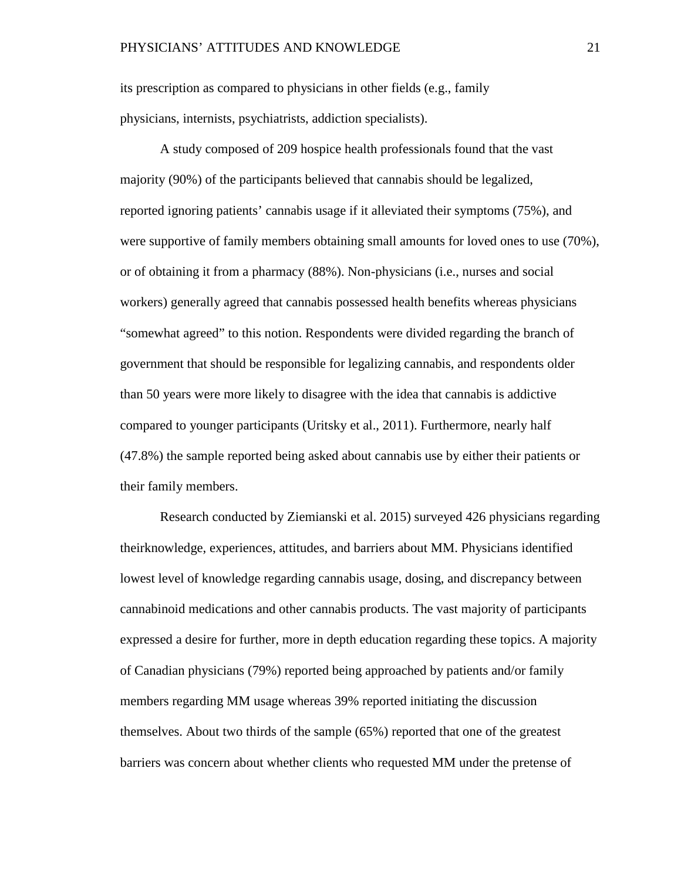its prescription as compared to physicians in other fields (e.g., family physicians, internists, psychiatrists, addiction specialists).

A study composed of 209 hospice health professionals found that the vast majority (90%) of the participants believed that cannabis should be legalized, reported ignoring patients' cannabis usage if it alleviated their symptoms (75%), and were supportive of family members obtaining small amounts for loved ones to use (70%), or of obtaining it from a pharmacy (88%). Non-physicians (i.e., nurses and social workers) generally agreed that cannabis possessed health benefits whereas physicians "somewhat agreed" to this notion. Respondents were divided regarding the branch of government that should be responsible for legalizing cannabis, and respondents older than 50 years were more likely to disagree with the idea that cannabis is addictive compared to younger participants (Uritsky et al., 2011). Furthermore, nearly half (47.8%) the sample reported being asked about cannabis use by either their patients or their family members.

Research conducted by Ziemianski et al. 2015) surveyed 426 physicians regarding theirknowledge, experiences, attitudes, and barriers about MM. Physicians identified lowest level of knowledge regarding cannabis usage, dosing, and discrepancy between cannabinoid medications and other cannabis products. The vast majority of participants expressed a desire for further, more in depth education regarding these topics. A majority of Canadian physicians (79%) reported being approached by patients and/or family members regarding MM usage whereas 39% reported initiating the discussion themselves. About two thirds of the sample (65%) reported that one of the greatest barriers was concern about whether clients who requested MM under the pretense of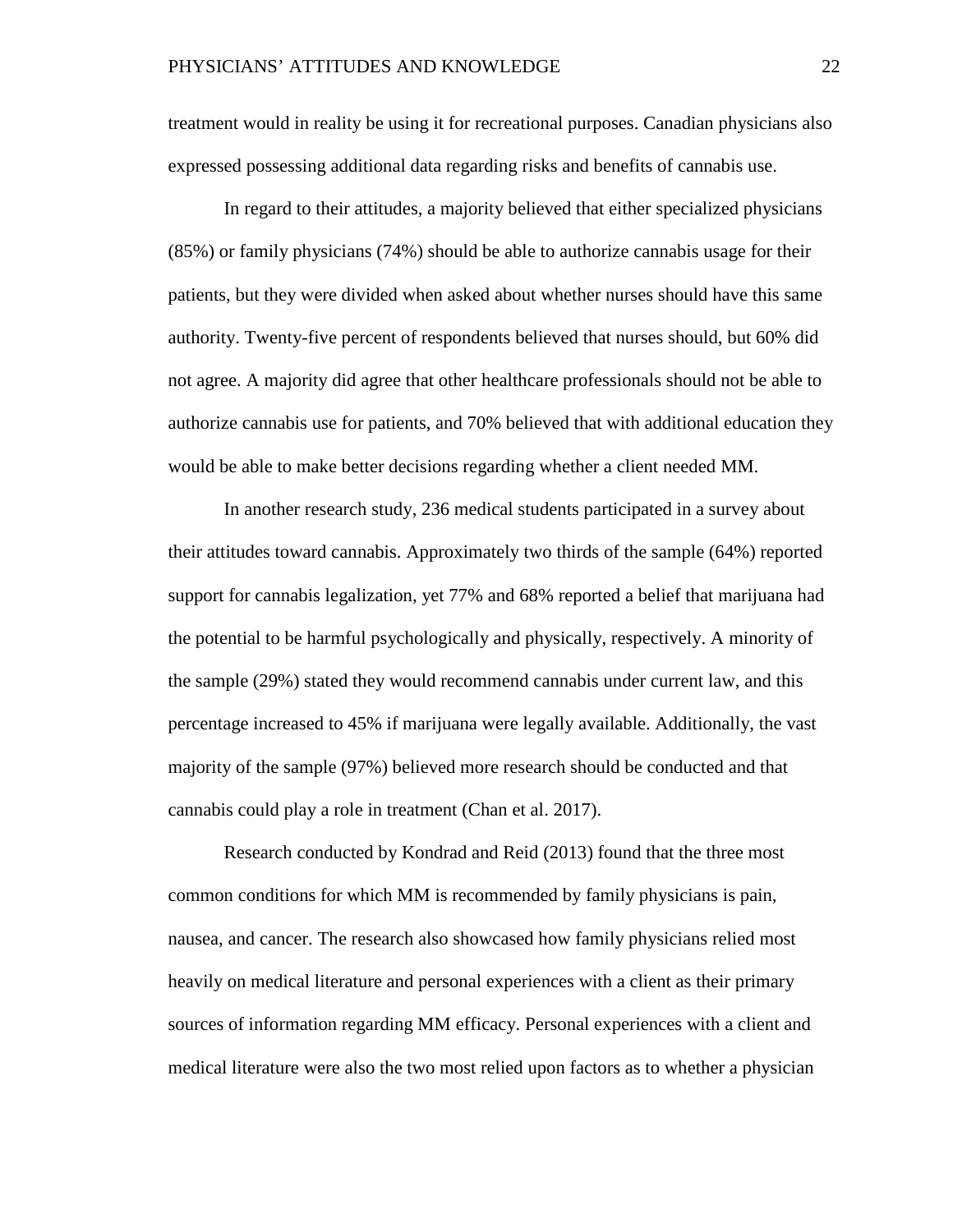treatment would in reality be using it for recreational purposes. Canadian physicians also expressed possessing additional data regarding risks and benefits of cannabis use.

In regard to their attitudes, a majority believed that either specialized physicians (85%) or family physicians (74%) should be able to authorize cannabis usage for their patients, but they were divided when asked about whether nurses should have this same authority. Twenty-five percent of respondents believed that nurses should, but 60% did not agree. A majority did agree that other healthcare professionals should not be able to authorize cannabis use for patients, and 70% believed that with additional education they would be able to make better decisions regarding whether a client needed MM.

In another research study, 236 medical students participated in a survey about their attitudes toward cannabis. Approximately two thirds of the sample (64%) reported support for cannabis legalization, yet 77% and 68% reported a belief that marijuana had the potential to be harmful psychologically and physically, respectively. A minority of the sample (29%) stated they would recommend cannabis under current law, and this percentage increased to 45% if marijuana were legally available. Additionally, the vast majority of the sample (97%) believed more research should be conducted and that cannabis could play a role in treatment (Chan et al. 2017).

Research conducted by Kondrad and Reid (2013) found that the three most common conditions for which MM is recommended by family physicians is pain, nausea, and cancer. The research also showcased how family physicians relied most heavily on medical literature and personal experiences with a client as their primary sources of information regarding MM efficacy. Personal experiences with a client and medical literature were also the two most relied upon factors as to whether a physician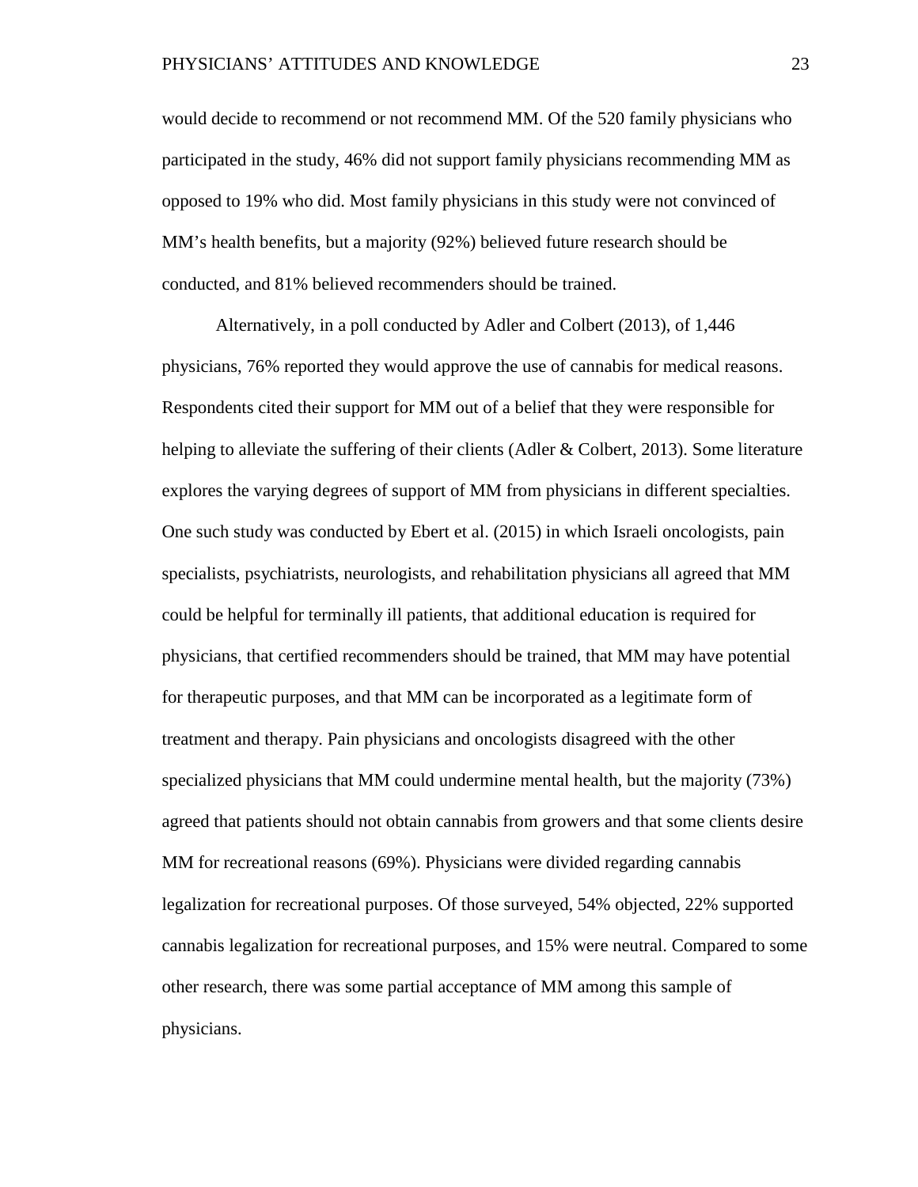would decide to recommend or not recommend MM. Of the 520 family physicians who participated in the study, 46% did not support family physicians recommending MM as opposed to 19% who did. Most family physicians in this study were not convinced of MM's health benefits, but a majority (92%) believed future research should be conducted, and 81% believed recommenders should be trained.

Alternatively, in a poll conducted by Adler and Colbert (2013), of 1,446 physicians, 76% reported they would approve the use of cannabis for medical reasons. Respondents cited their support for MM out of a belief that they were responsible for helping to alleviate the suffering of their clients (Adler & Colbert, 2013). Some literature explores the varying degrees of support of MM from physicians in different specialties. One such study was conducted by Ebert et al. (2015) in which Israeli oncologists, pain specialists, psychiatrists, neurologists, and rehabilitation physicians all agreed that MM could be helpful for terminally ill patients, that additional education is required for physicians, that certified recommenders should be trained, that MM may have potential for therapeutic purposes, and that MM can be incorporated as a legitimate form of treatment and therapy. Pain physicians and oncologists disagreed with the other specialized physicians that MM could undermine mental health, but the majority (73%) agreed that patients should not obtain cannabis from growers and that some clients desire MM for recreational reasons (69%). Physicians were divided regarding cannabis legalization for recreational purposes. Of those surveyed, 54% objected, 22% supported cannabis legalization for recreational purposes, and 15% were neutral. Compared to some other research, there was some partial acceptance of MM among this sample of physicians.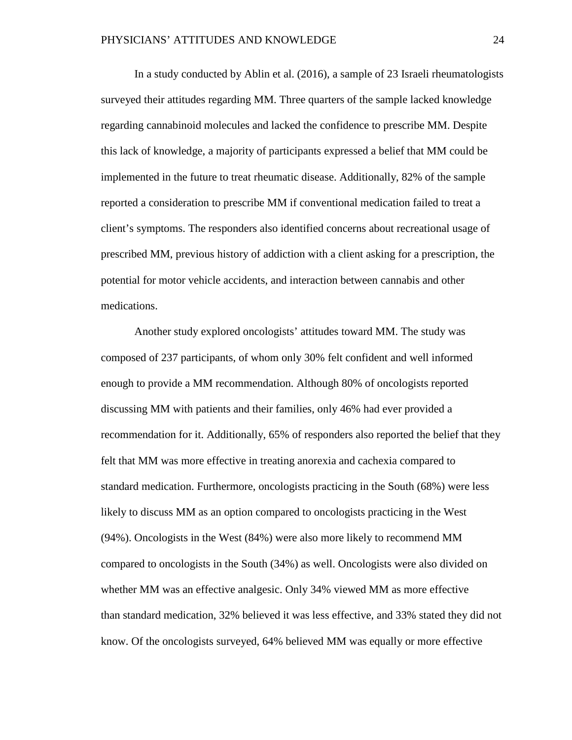In a study conducted by Ablin et al. (2016), a sample of 23 Israeli rheumatologists surveyed their attitudes regarding MM. Three quarters of the sample lacked knowledge regarding cannabinoid molecules and lacked the confidence to prescribe MM. Despite this lack of knowledge, a majority of participants expressed a belief that MM could be implemented in the future to treat rheumatic disease. Additionally, 82% of the sample reported a consideration to prescribe MM if conventional medication failed to treat a client's symptoms. The responders also identified concerns about recreational usage of prescribed MM, previous history of addiction with a client asking for a prescription, the potential for motor vehicle accidents, and interaction between cannabis and other medications.

Another study explored oncologists' attitudes toward MM. The study was composed of 237 participants, of whom only 30% felt confident and well informed enough to provide a MM recommendation. Although 80% of oncologists reported discussing MM with patients and their families, only 46% had ever provided a recommendation for it. Additionally, 65% of responders also reported the belief that they felt that MM was more effective in treating anorexia and cachexia compared to standard medication. Furthermore, oncologists practicing in the South (68%) were less likely to discuss MM as an option compared to oncologists practicing in the West (94%). Oncologists in the West (84%) were also more likely to recommend MM compared to oncologists in the South (34%) as well. Oncologists were also divided on whether MM was an effective analgesic. Only 34% viewed MM as more effective than standard medication, 32% believed it was less effective, and 33% stated they did not know. Of the oncologists surveyed, 64% believed MM was equally or more effective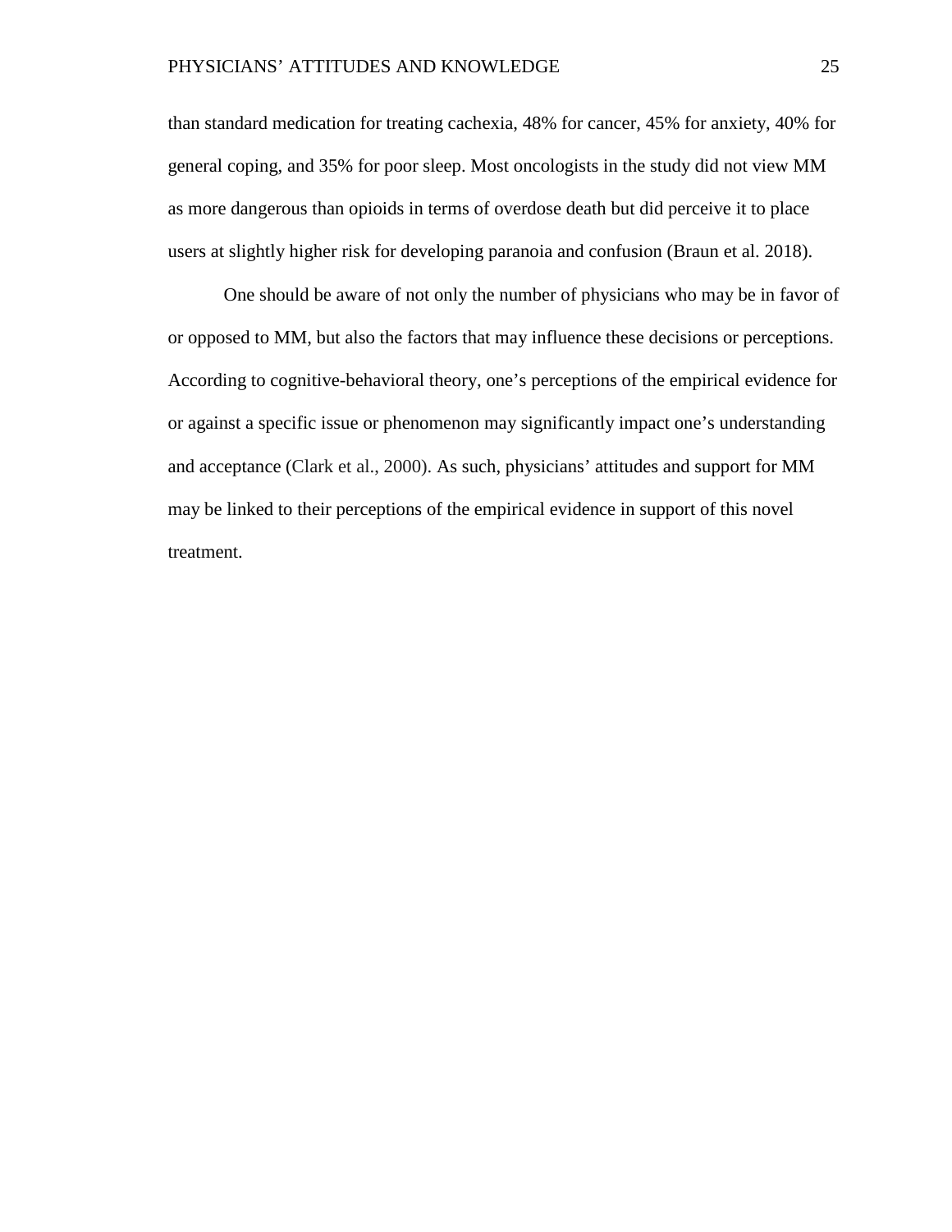than standard medication for treating cachexia, 48% for cancer, 45% for anxiety, 40% for general coping, and 35% for poor sleep. Most oncologists in the study did not view MM as more dangerous than opioids in terms of overdose death but did perceive it to place users at slightly higher risk for developing paranoia and confusion (Braun et al. 2018).

One should be aware of not only the number of physicians who may be in favor of or opposed to MM, but also the factors that may influence these decisions or perceptions. According to cognitive-behavioral theory, one's perceptions of the empirical evidence for or against a specific issue or phenomenon may significantly impact one's understanding and acceptance (Clark et al., 2000). As such, physicians' attitudes and support for MM may be linked to their perceptions of the empirical evidence in support of this novel treatment.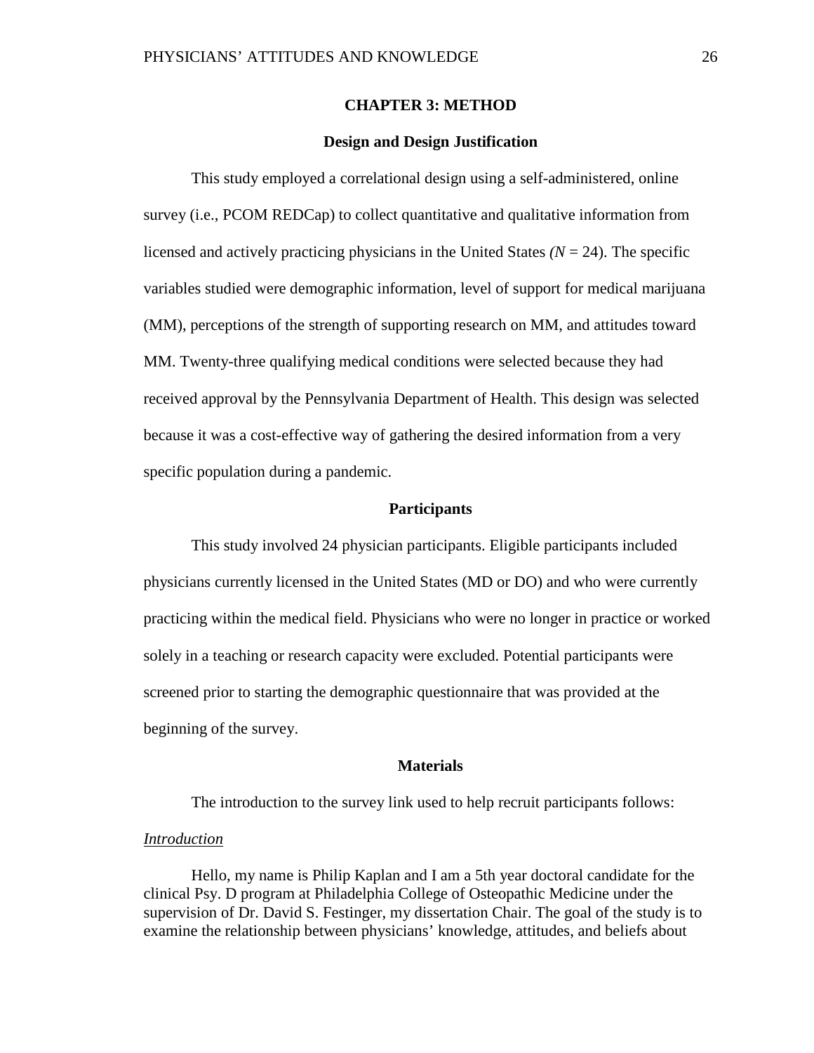# CHAPTER 3: METHOD

## Design and Design Justification

This study employed a correlational design using a self-administered, online survey (i.e., PCOM REDCap) to collect quantitative and qualitative information from licensed and actively practicing physicians in the United States *(N* = 24). The specific variables studied were demographic information, level of support for medical marijuana (MM), perceptions of the strength of supporting research on MM, and attitudes toward MM. Twenty-three qualifying medical conditions were selected because they had received approval by the Pennsylvania Department of Health. This design was selected because it was a cost-effective way of gathering the desired information from a very specific population during a pandemic.

## Participants

This study involved 24 physician participants. Eligible participants included physicians currently licensed in the United States (MD or DO) and who were currently practicing within the medical field. Physicians who were no longer in practice or worked solely in a teaching or research capacity were excluded. Potential participants were screened prior to starting the demographic questionnaire that was provided at the beginning of the survey.

## Materials

The introduction to the survey link used to help recruit participants follows:

*<u>Introduction</u>*

Hello, my name is Philip Kaplan and I am a 5th year doctoral candidate for the clinical Psy. D program at Philadelphia College of Osteopathic Medicine under the supervision of Dr. David S. Festinger, my dissertation Chair. The goal of the study is to examine the relationship between physicians' knowledge, attitudes, and beliefs about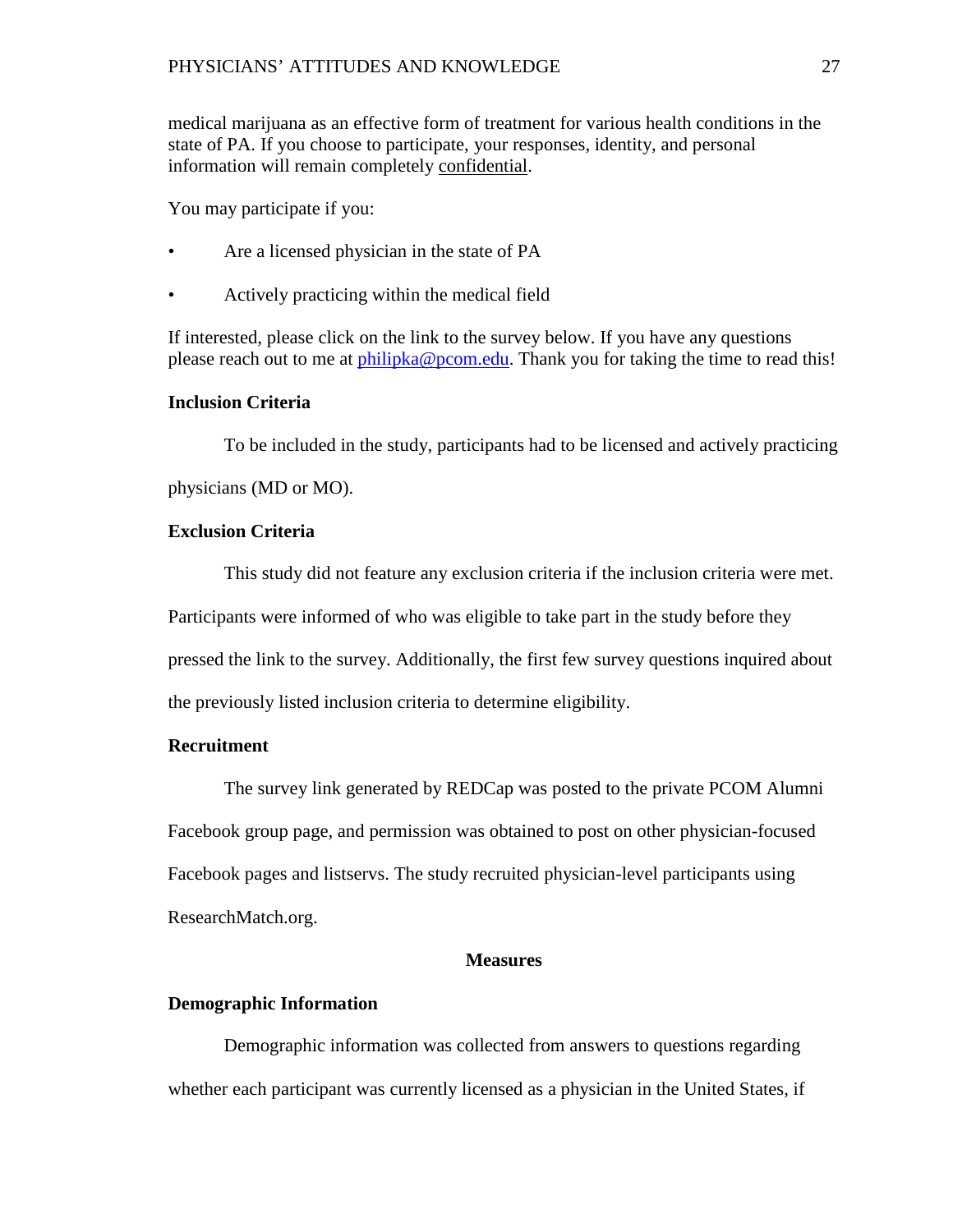medical marijuana as an effective form of treatment for various health conditions in the state of PA. If you choose to participate, your responses, identity, and personal information will remain completely confidential.

You may participate if you:

- Are a licensed physician in the state of PA
- Actively practicing within the medical field

If interested, please click on the link to the survey below. If you have any questions please reach out to me at philipka@pcom.edu. Thank you for taking the time to read this!

**Inclusion Criteria**

To be included in the study, participants had to be licensed and actively practicing physicians (MD or MO).

**Exclusion Criteria**

This study did not feature any exclusion criteria if the inclusion criteria were met. Participants were informed of who was eligible to take part in the study before they pressed the link to the survey. Additionally, the first few survey questions inquired about the previously listed inclusion criteria to determine eligibility.

**Recruitment**

The survey link generated by REDCap was posted to the private PCOM Alumni Facebook group page, and permission was obtained to post on other physician-focused Facebook pages and listservs. The study recruited physician-level participants using ResearchMatch.org.

## Measures

**Demographic Information**

Demographic information was collected from answers to questions regarding whether each participant was currently licensed as a physician in the United States, if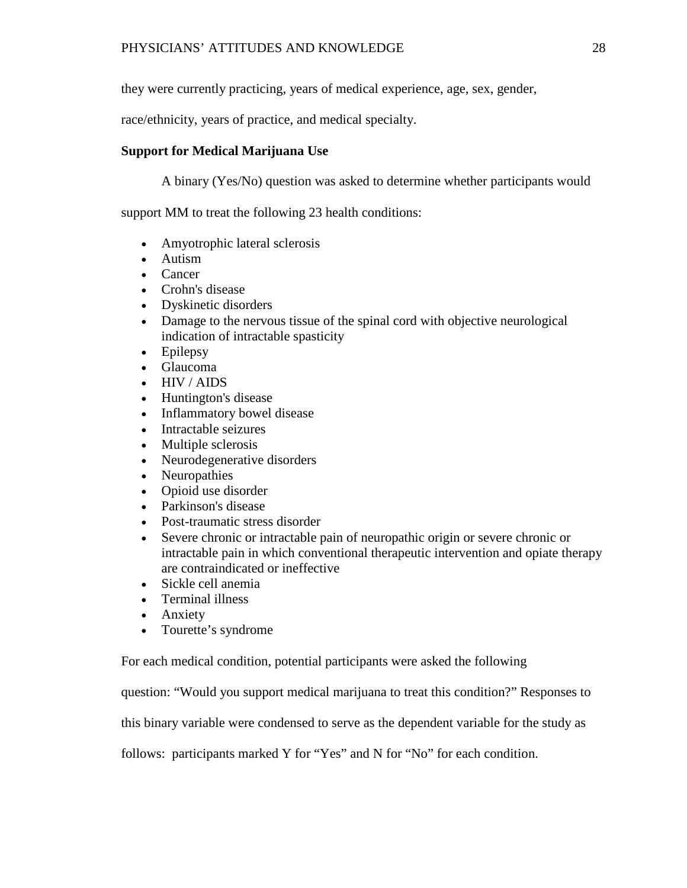they were currently practicing, years of medical experience, age, sex, gender, race/ethnicity, years of practice, and medical specialty.

### Support for Medical Marijuana Use

A binary (Yes/No) question was asked to determine whether participants would support MM to treat the following 23 health conditions:

- Amyotrophic lateral sclerosis
- Autism
- Cancer
- Crohn's disease
- Dyskinetic disorders
- Damage to the nervous tissue of the spinal cord with objective neurological indication of intractable spasticity
- Epilepsy
- Glaucoma
- HIV / AIDS
- Huntington's disease
- Inflammatory bowel disease
- Intractable seizures
- Multiple sclerosis
- Neurodegenerative disorders
- Neuropathies
- Opioid use disorder
- Parkinson's disease
- Post-traumatic stress disorder
- Severe chronic or intractable pain of neuropathic origin or severe chronic or intractable pain in which conventional therapeutic intervention and opiate therapy are contraindicated or ineffective
- Sickle cell anemia
- Terminal illness
- Anxiety
- Tourette's syndrome

For each medical condition, potential participants were asked the following question: "Would you support medical marijuana to treat this condition?" Responses to this binary variable were condensed to serve as the dependent variable for the study as follows: participants marked Y for "Yes" and N for "No" for each condition.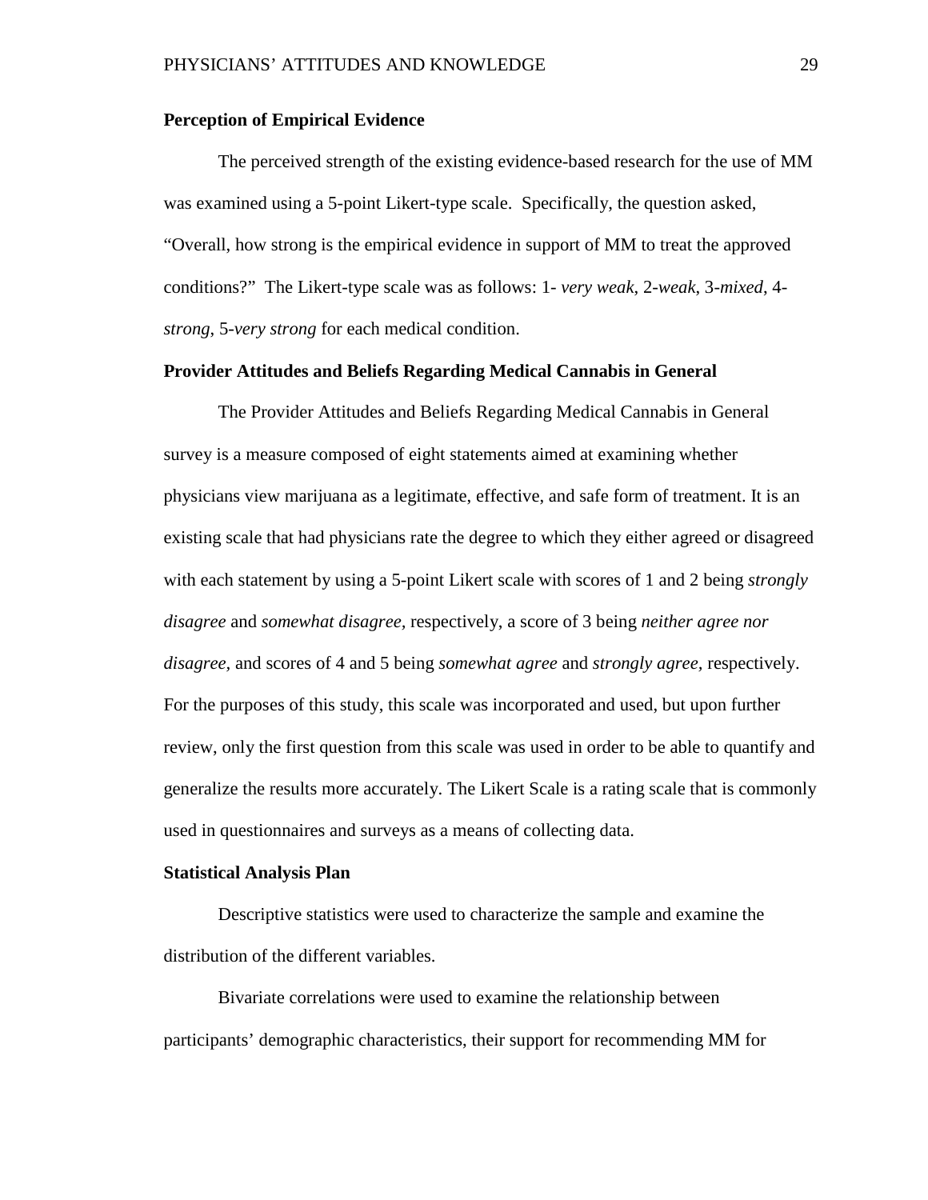**Perception of Empirical Evidence**

The perceived strength of the existing evidence-based research for the use of MM was examined using a 5-point Likert-type scale. Specifically, the question asked, "Overall, how strong is the empirical evidence in support of MM to treat the approved conditions?" The Likert-type scale was as follows: 1- *very weak*, 2-*weak*, 3-*mixed*, 4-*strong*, 5-*very strong* for each medical condition.

**Provider Attitudes and Beliefs Regarding Medical Cannabis in General**

The Provider Attitudes and Beliefs Regarding Medical Cannabis in General survey is a measure composed of eight statements aimed at examining whether physicians view marijuana as a legitimate, effective, and safe form of treatment. It is an existing scale that had physicians rate the degree to which they either agreed or disagreed with each statement by using a 5-point Likert scale with scores of 1 and 2 being *strongly disagree* and *somewhat disagree,* respectively, a score of 3 being *neither agree nor disagree,* and scores of 4 and 5 being *somewhat agree* and *strongly agree,* respectively. For the purposes of this study, this scale was incorporated and used, but upon further review, only the first question from this scale was used in order to be able to quantify and generalize the results more accurately. The Likert Scale is a rating scale that is commonly used in questionnaires and surveys as a means of collecting data.

**Statistical Analysis Plan**

Descriptive statistics were used to characterize the sample and examine the distribution of the different variables.

Bivariate correlations were used to examine the relationship between participants' demographic characteristics, their support for recommending MM for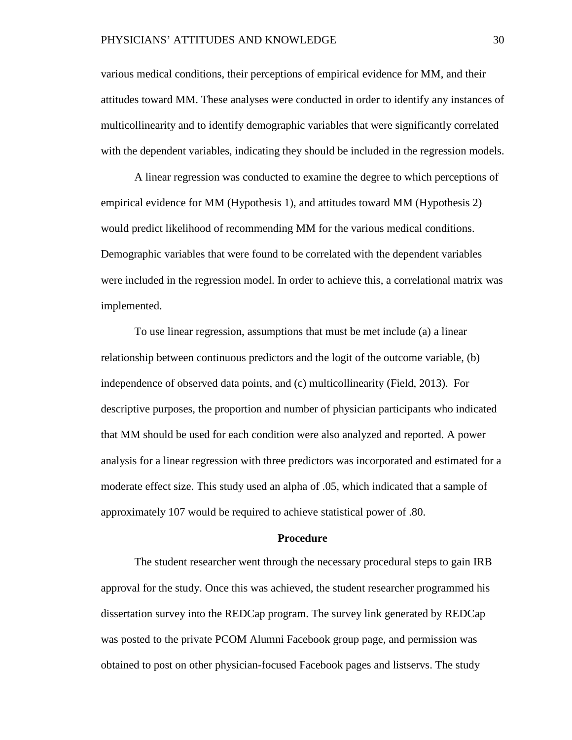various medical conditions, their perceptions of empirical evidence for MM, and their attitudes toward MM. These analyses were conducted in order to identify any instances of multicollinearity and to identify demographic variables that were significantly correlated with the dependent variables, indicating they should be included in the regression models.

A linear regression was conducted to examine the degree to which perceptions of empirical evidence for MM (Hypothesis 1), and attitudes toward MM (Hypothesis 2) would predict likelihood of recommending MM for the various medical conditions. Demographic variables that were found to be correlated with the dependent variables were included in the regression model. In order to achieve this, a correlational matrix was implemented.

To use linear regression, assumptions that must be met include (a) a linear relationship between continuous predictors and the logit of the outcome variable, (b) independence of observed data points, and (c) multicollinearity (Field, 2013). For descriptive purposes, the proportion and number of physician participants who indicated that MM should be used for each condition were also analyzed and reported. A power analysis for a linear regression with three predictors was incorporated and estimated for a moderate effect size. This study used an alpha of .05, which indicated that a sample of approximately 107 would be required to achieve statistical power of .80.

## Procedure

The student researcher went through the necessary procedural steps to gain IRB approval for the study. Once this was achieved, the student researcher programmed his dissertation survey into the REDCap program. The survey link generated by REDCap was posted to the private PCOM Alumni Facebook group page, and permission was obtained to post on other physician-focused Facebook pages and listservs. The study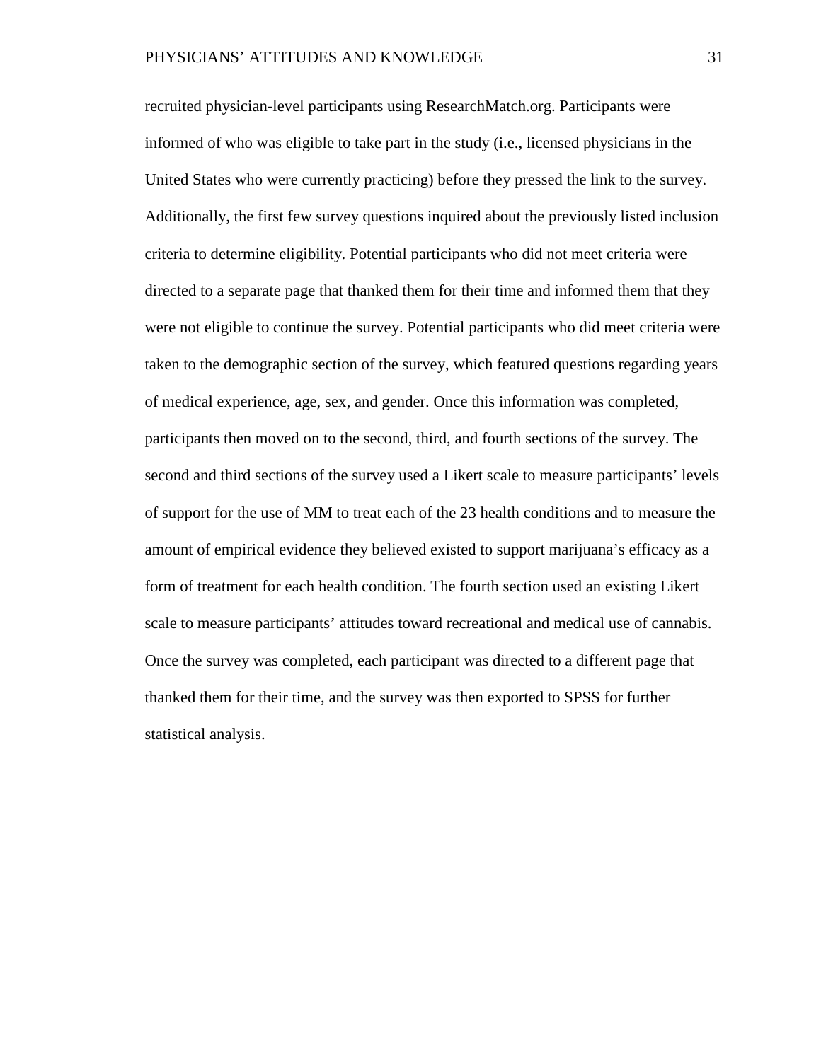recruited physician-level participants using ResearchMatch.org. Participants were informed of who was eligible to take part in the study (i.e., licensed physicians in the United States who were currently practicing) before they pressed the link to the survey. Additionally, the first few survey questions inquired about the previously listed inclusion criteria to determine eligibility. Potential participants who did not meet criteria were directed to a separate page that thanked them for their time and informed them that they were not eligible to continue the survey. Potential participants who did meet criteria were taken to the demographic section of the survey, which featured questions regarding years of medical experience, age, sex, and gender. Once this information was completed, participants then moved on to the second, third, and fourth sections of the survey. The second and third sections of the survey used a Likert scale to measure participants' levels of support for the use of MM to treat each of the 23 health conditions and to measure the amount of empirical evidence they believed existed to support marijuana's efficacy as a form of treatment for each health condition. The fourth section used an existing Likert scale to measure participants' attitudes toward recreational and medical use of cannabis. Once the survey was completed, each participant was directed to a different page that thanked them for their time, and the survey was then exported to SPSS for further statistical analysis.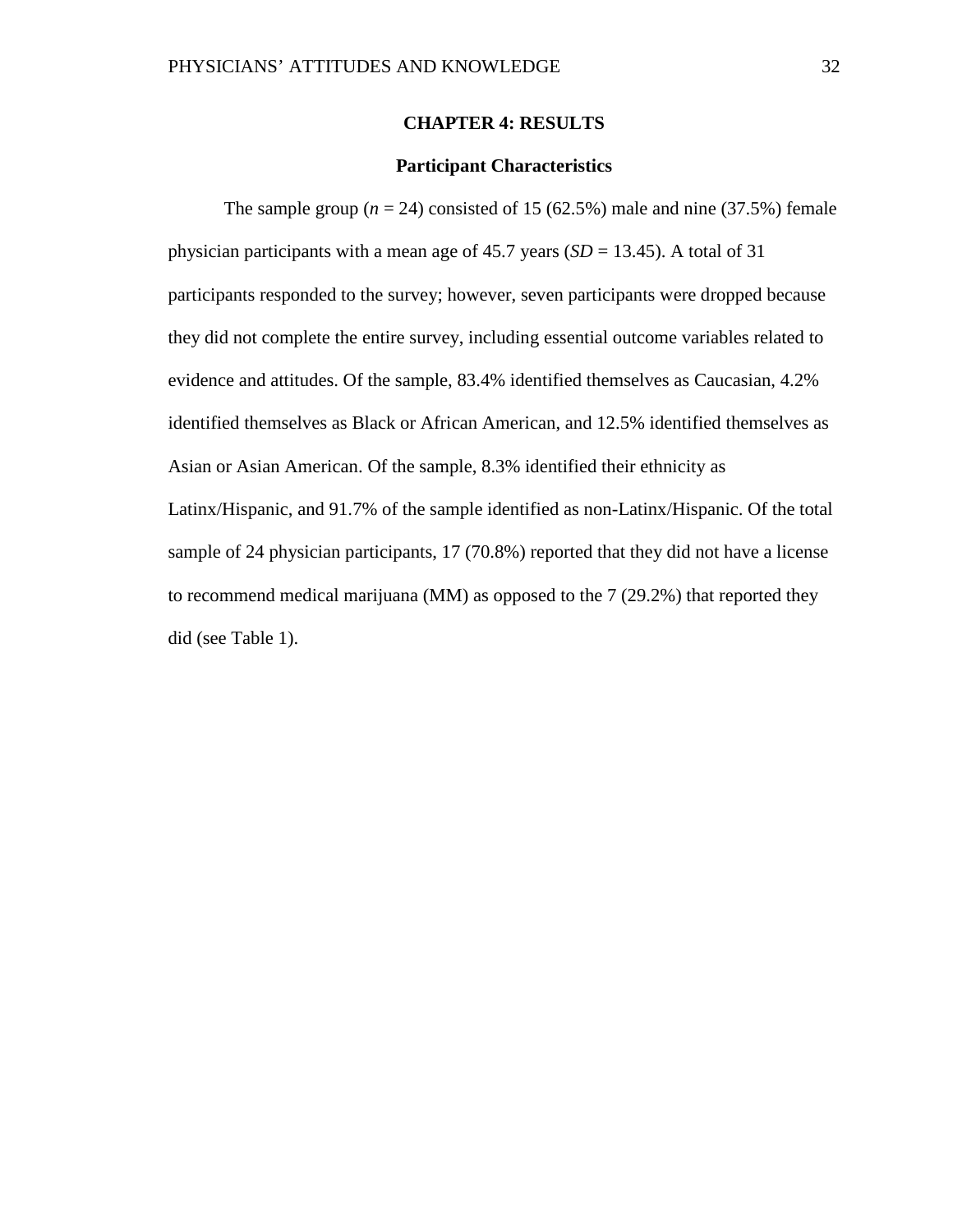# CHAPTER 4: RESULTS

## Participant Characteristics

The sample group ($n = 24$) consisted of 15 (62.5%) male and nine (37.5%) female physician participants with a mean age of 45.7 years ($SD = 13.45$). A total of 31 participants responded to the survey; however, seven participants were dropped because they did not complete the entire survey, including essential outcome variables related to evidence and attitudes. Of the sample, 83.4% identified themselves as Caucasian, 4.2% identified themselves as Black or African American, and 12.5% identified themselves as Asian or Asian American. Of the sample, 8.3% identified their ethnicity as Latinx/Hispanic, and 91.7% of the sample identified as non-Latinx/Hispanic. Of the total sample of 24 physician participants, 17 (70.8%) reported that they did not have a license to recommend medical marijuana (MM) as opposed to the 7 (29.2%) that reported they did (see Table 1).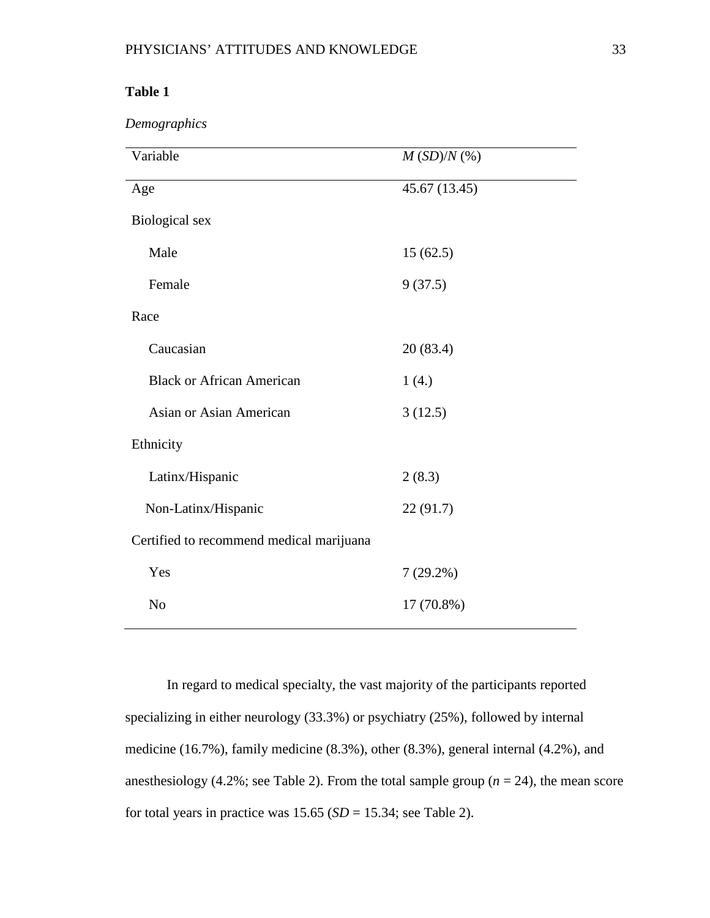**Table 1**

*Demographics*

| Variable | *M* (*SD*)/*N* (%) |
|---|---|
| Age | 45.67 (13.45) |
| Biological sex | |
| Male | 15 (62.5) |
| Female | 9 (37.5) |
| Race | |
| Caucasian | 20 (83.4) |
| Black or African American | 1 (4.) |
| Asian or Asian American | 3 (12.5) |
| Ethnicity | |
| Latinx/Hispanic | 2 (8.3) |
| Non-Latinx/Hispanic | 22 (91.7) |
| Certified to recommend medical marijuana | |
| Yes | 7 (29.2%) |
| No | 17 (70.8%) |

In regard to medical specialty, the vast majority of the participants reported specializing in either neurology (33.3%) or psychiatry (25%), followed by internal medicine (16.7%), family medicine (8.3%), other (8.3%), general internal (4.2%), and anesthesiology (4.2%; see Table 2). From the total sample group ($n$ = 24), the mean score for total years in practice was 15.65 ($SD$ = 15.34; see Table 2).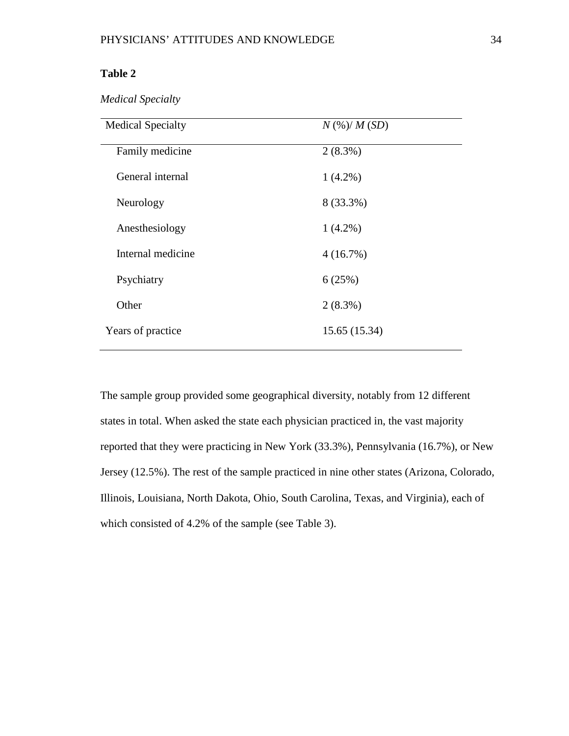**Table 2**

*Medical Specialty*

| Medical Specialty | *N* (%)/ *M* (*SD*) |
|---|---|
| Family medicine | 2 (8.3%) |
| General internal | 1 (4.2%) |
| Neurology | 8 (33.3%) |
| Anesthesiology | 1 (4.2%) |
| Internal medicine | 4 (16.7%) |
| Psychiatry | 6 (25%) |
| Other | 2 (8.3%) |
| Years of practice | 15.65 (15.34) |

The sample group provided some geographical diversity, notably from 12 different states in total. When asked the state each physician practiced in, the vast majority reported that they were practicing in New York (33.3%), Pennsylvania (16.7%), or New Jersey (12.5%). The rest of the sample practiced in nine other states (Arizona, Colorado, Illinois, Louisiana, North Dakota, Ohio, South Carolina, Texas, and Virginia), each of which consisted of 4.2% of the sample (see Table 3).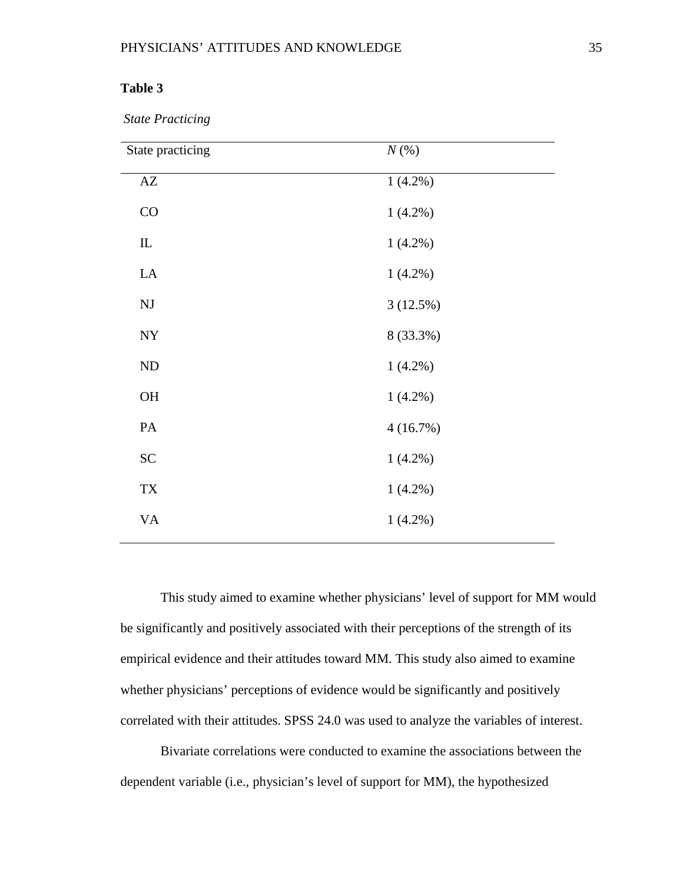**Table 3**

*State Practicing*

| State practicing | *N* (%) |
|---|---|
| AZ | 1 (4.2%) |
| CO | 1 (4.2%) |
| IL | 1 (4.2%) |
| LA | 1 (4.2%) |
| NJ | 3 (12.5%) |
| NY | 8 (33.3%) |
| ND | 1 (4.2%) |
| OH | 1 (4.2%) |
| PA | 4 (16.7%) |
| SC | 1 (4.2%) |
| TX | 1 (4.2%) |
| VA | 1 (4.2%) |

This study aimed to examine whether physicians' level of support for MM would be significantly and positively associated with their perceptions of the strength of its empirical evidence and their attitudes toward MM. This study also aimed to examine whether physicians' perceptions of evidence would be significantly and positively correlated with their attitudes. SPSS 24.0 was used to analyze the variables of interest.

Bivariate correlations were conducted to examine the associations between the dependent variable (i.e., physician's level of support for MM), the hypothesized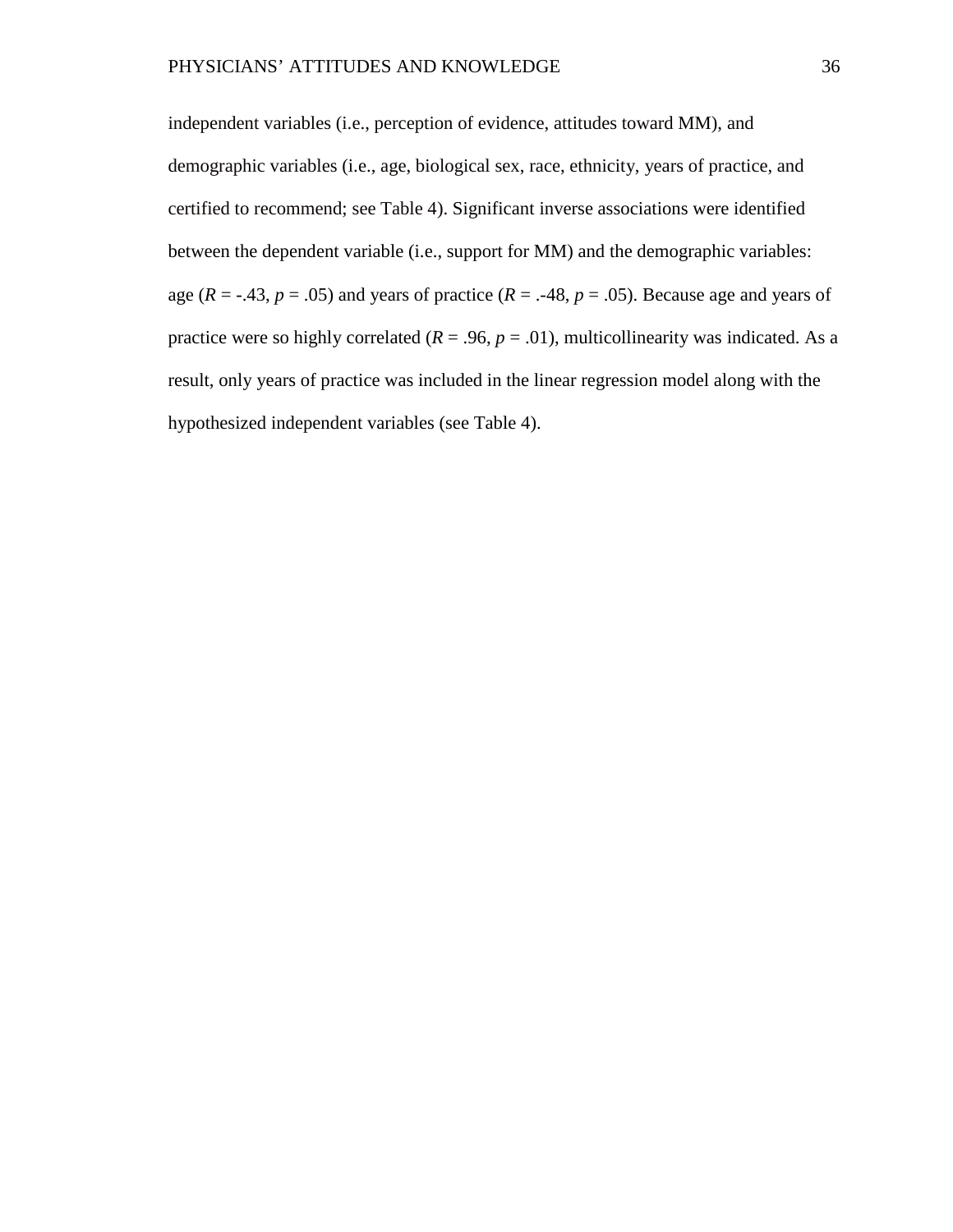independent variables (i.e., perception of evidence, attitudes toward MM), and demographic variables (i.e., age, biological sex, race, ethnicity, years of practice, and certified to recommend; see Table 4). Significant inverse associations were identified between the dependent variable (i.e., support for MM) and the demographic variables: age ($R$ = -.43, $p$ = .05) and years of practice ($R$ = .-48, $p$ = .05). Because age and years of practice were so highly correlated ($R$ = .96, $p$ = .01), multicollinearity was indicated. As a result, only years of practice was included in the linear regression model along with the hypothesized independent variables (see Table 4).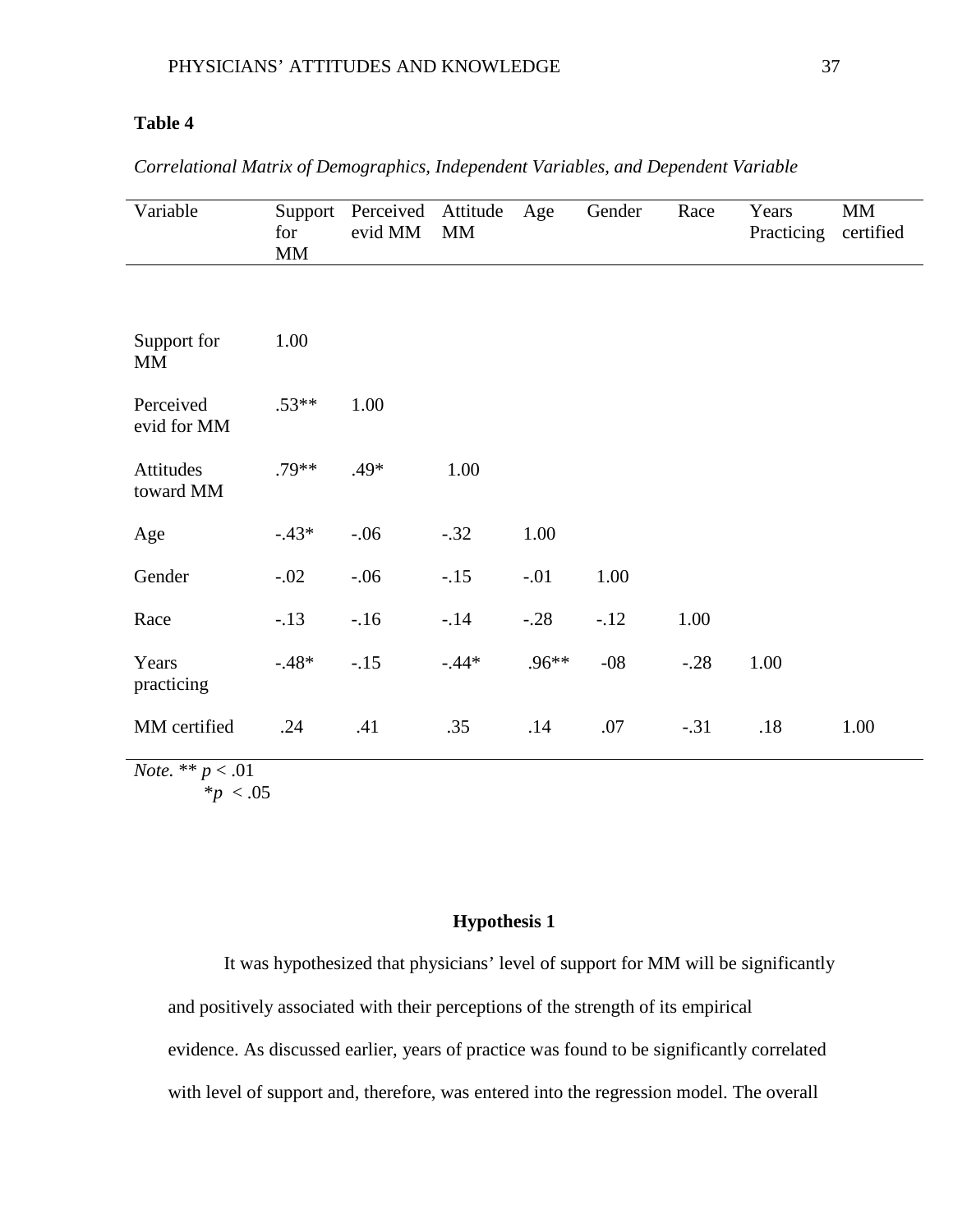**Table 4**

*Correlational Matrix of Demographics, Independent Variables, and Dependent Variable*

| Variable | Support for MM | Perceived evid MM | Attitude MM | Age | Gender | Race | Years Practicing | MM certified |
|---|---|---|---|---|---|---|---|---|
| Support for MM | 1.00 | | | | | | | |
| Perceived evid for MM | .53** | 1.00 | | | | | | |
| Attitudes toward MM | .79** | .49* | 1.00 | | | | | |
| Age | -.43* | -.06 | -.32 | 1.00 | | | | |
| Gender | -.02 | -.06 | -.15 | -.01 | 1.00 | | | |
| Race | -.13 | -.16 | -.14 | -.28 | -.12 | 1.00 | | |
| Years practicing | -.48* | -.15 | -.44* | .96** | -08 | -.28 | 1.00 | |
| MM certified | .24 | .41 | .35 | .14 | .07 | -.31 | .18 | 1.00 |

*Note.* ** $p < .01$
*$p < .05$

**Hypothesis 1**

It was hypothesized that physicians' level of support for MM will be significantly and positively associated with their perceptions of the strength of its empirical evidence. As discussed earlier, years of practice was found to be significantly correlated with level of support and, therefore, was entered into the regression model. The overall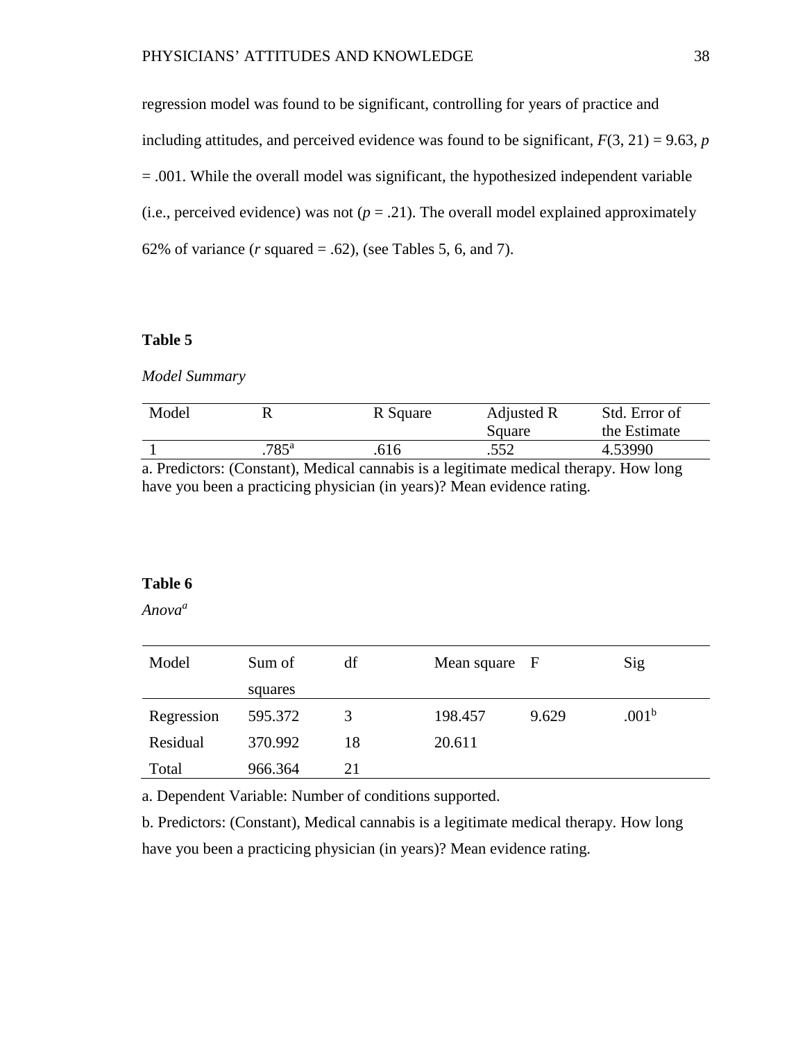regression model was found to be significant, controlling for years of practice and including attitudes, and perceived evidence was found to be significant, $F(3, 21) = 9.63$, $p = .001$. While the overall model was significant, the hypothesized independent variable (i.e., perceived evidence) was not ($p = .21$). The overall model explained approximately 62% of variance (*r* squared = .62), (see Tables 5, 6, and 7).

**Table 5**

*Model Summary*

| Model | R | R Square | Adjusted R Square | Std. Error of the Estimate |
|---|---|---|---|---|
| 1 | .785[a] | .616 | .552 | 4.53990 |

a. Predictors: (Constant), Medical cannabis is a legitimate medical therapy. How long have you been a practicing physician (in years)? Mean evidence rating.

**Table 6**

*Anova[a]*

| Model | Sum of squares | df | Mean square | F | Sig |
|---|---|---|---|---|---|
| Regression | 595.372 | 3 | 198.457 | 9.629 | .001[b] |
| Residual | 370.992 | 18 | 20.611 | | |
| Total | 966.364 | 21 | | | |

a. Dependent Variable: Number of conditions supported.

b. Predictors: (Constant), Medical cannabis is a legitimate medical therapy. How long have you been a practicing physician (in years)? Mean evidence rating.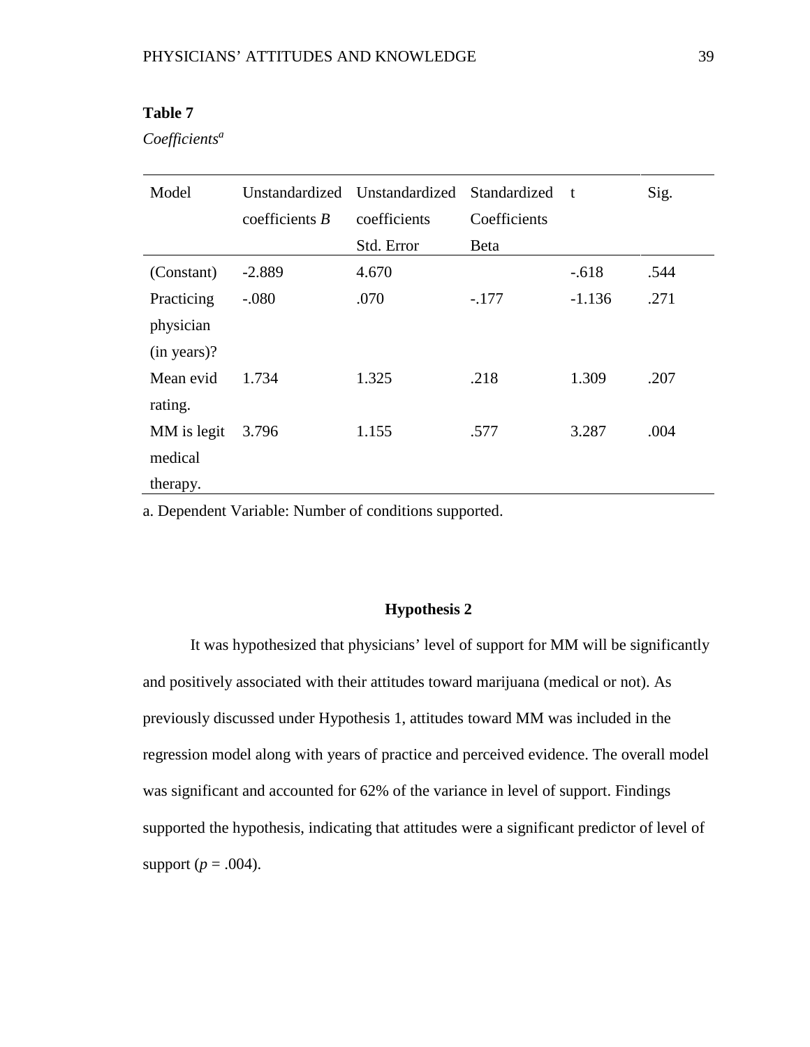**Table 7**

*Coefficients*[a]

| Model | Unstandardized coefficients *B* | Unstandardized coefficients Std. Error | Standardized Coefficients Beta | t | Sig. |
|---|---|---|---|---|---|
| (Constant) | -2.889 | 4.670 | | -.618 | .544 |
| Practicing physician (in years)? | -.080 | .070 | -.177 | -1.136 | .271 |
| Mean evid rating. | 1.734 | 1.325 | .218 | 1.309 | .207 |
| MM is legit medical therapy. | 3.796 | 1.155 | .577 | 3.287 | .004 |

a. Dependent Variable: Number of conditions supported.

### Hypothesis 2

It was hypothesized that physicians' level of support for MM will be significantly and positively associated with their attitudes toward marijuana (medical or not). As previously discussed under Hypothesis 1, attitudes toward MM was included in the regression model along with years of practice and perceived evidence. The overall model was significant and accounted for 62% of the variance in level of support. Findings supported the hypothesis, indicating that attitudes were a significant predictor of level of support ($p = .004$).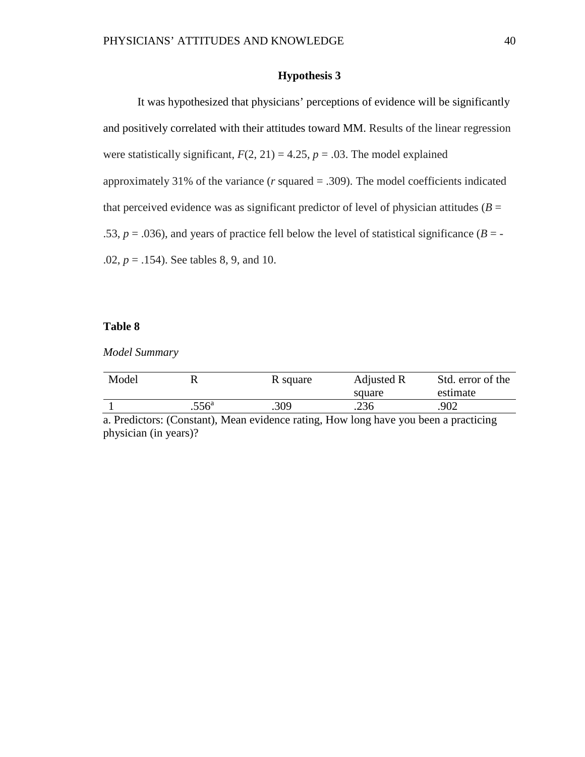## Hypothesis 3

It was hypothesized that physicians' perceptions of evidence will be significantly and positively correlated with their attitudes toward MM. Results of the linear regression were statistically significant, $F(2, 21) = 4.25$, $p = .03$. The model explained approximately 31% of the variance ($r$ squared = .309). The model coefficients indicated that perceived evidence was as significant predictor of level of physician attitudes ($B = .53$, $p = .036$), and years of practice fell below the level of statistical significance ($B = -.02$, $p = .154$). See tables 8, 9, and 10.

**Table 8**

*Model Summary*

| Model | R | R square | Adjusted R square | Std. error of the estimate |
|---|---|---|---|---|
| 1 | .556[a] | .309 | .236 | .902 |

a. Predictors: (Constant), Mean evidence rating, How long have you been a practicing physician (in years)?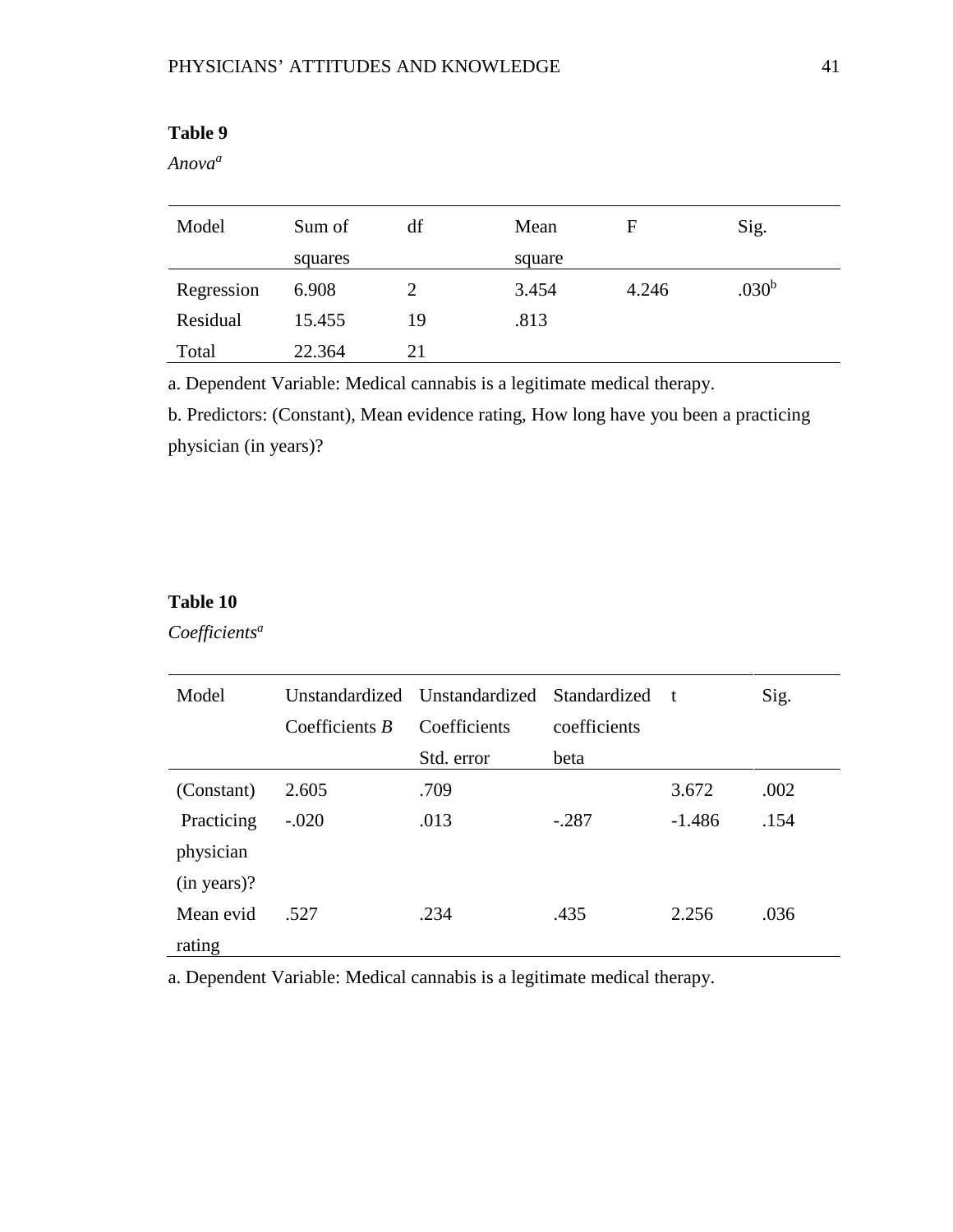**Table 9**

*Anova*[a]

| Model | Sum of squares | df | Mean square | F | Sig. |
|---|---|---|---|---|---|
| Regression | 6.908 | 2 | 3.454 | 4.246 | .030[b] |
| Residual | 15.455 | 19 | .813 | | |
| Total | 22.364 | 21 | | | |

a. Dependent Variable: Medical cannabis is a legitimate medical therapy.

b. Predictors: (Constant), Mean evidence rating, How long have you been a practicing physician (in years)?

**Table 10**

*Coefficients*[a]

| Model | Unstandardized Coefficients *B* | Unstandardized Coefficients Std. error | Standardized coefficients beta | t | Sig. |
|---|---|---|---|---|---|
| (Constant) | 2.605 | .709 | | 3.672 | .002 |
| Practicing physician (in years)? | -.020 | .013 | -.287 | -1.486 | .154 |
| Mean evid rating | .527 | .234 | .435 | 2.256 | .036 |

a. Dependent Variable: Medical cannabis is a legitimate medical therapy.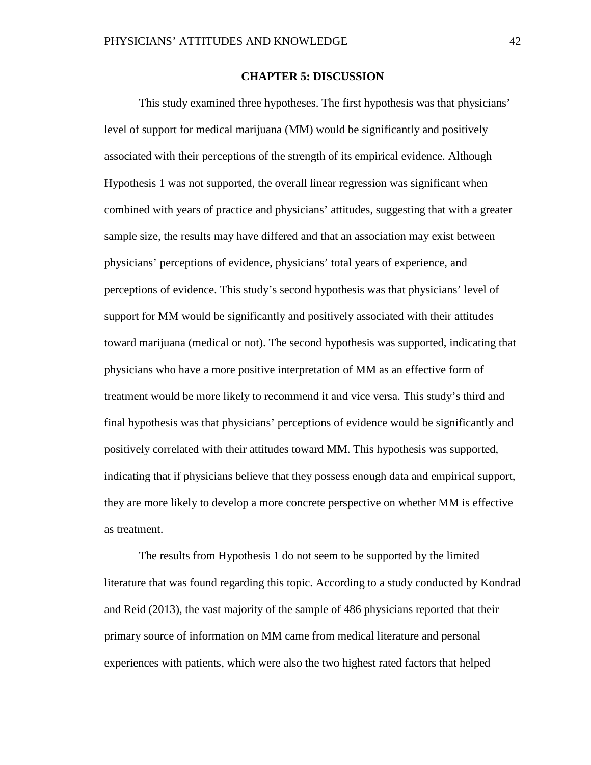# CHAPTER 5: DISCUSSION

This study examined three hypotheses. The first hypothesis was that physicians' level of support for medical marijuana (MM) would be significantly and positively associated with their perceptions of the strength of its empirical evidence. Although Hypothesis 1 was not supported, the overall linear regression was significant when combined with years of practice and physicians' attitudes, suggesting that with a greater sample size, the results may have differed and that an association may exist between physicians' perceptions of evidence, physicians' total years of experience, and perceptions of evidence. This study's second hypothesis was that physicians' level of support for MM would be significantly and positively associated with their attitudes toward marijuana (medical or not). The second hypothesis was supported, indicating that physicians who have a more positive interpretation of MM as an effective form of treatment would be more likely to recommend it and vice versa. This study's third and final hypothesis was that physicians' perceptions of evidence would be significantly and positively correlated with their attitudes toward MM. This hypothesis was supported, indicating that if physicians believe that they possess enough data and empirical support, they are more likely to develop a more concrete perspective on whether MM is effective as treatment.

The results from Hypothesis 1 do not seem to be supported by the limited literature that was found regarding this topic. According to a study conducted by Kondrad and Reid (2013), the vast majority of the sample of 486 physicians reported that their primary source of information on MM came from medical literature and personal experiences with patients, which were also the two highest rated factors that helped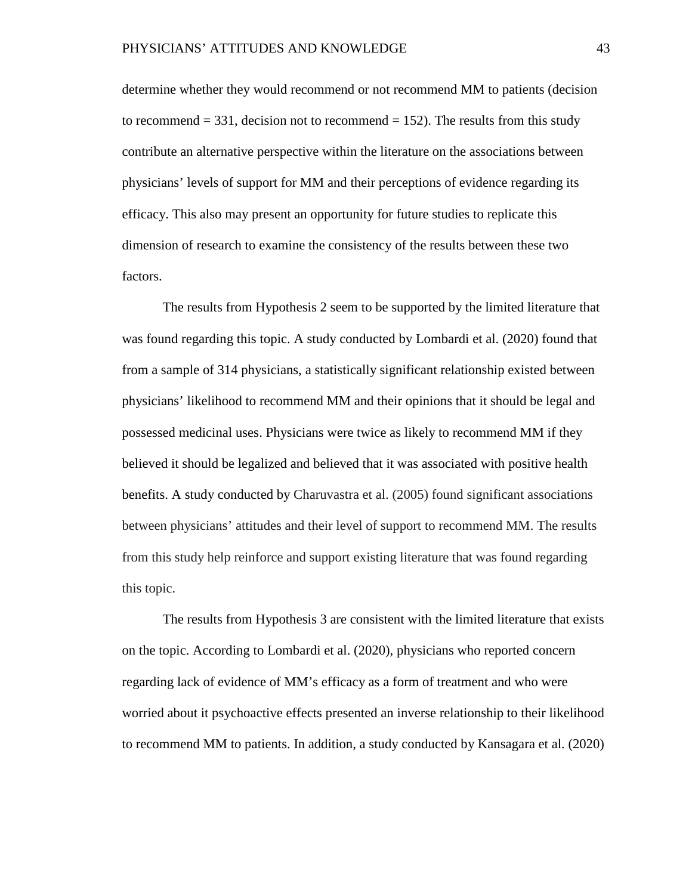determine whether they would recommend or not recommend MM to patients (decision to recommend = 331, decision not to recommend = 152). The results from this study contribute an alternative perspective within the literature on the associations between physicians' levels of support for MM and their perceptions of evidence regarding its efficacy. This also may present an opportunity for future studies to replicate this dimension of research to examine the consistency of the results between these two factors.

The results from Hypothesis 2 seem to be supported by the limited literature that was found regarding this topic. A study conducted by Lombardi et al. (2020) found that from a sample of 314 physicians, a statistically significant relationship existed between physicians' likelihood to recommend MM and their opinions that it should be legal and possessed medicinal uses. Physicians were twice as likely to recommend MM if they believed it should be legalized and believed that it was associated with positive health benefits. A study conducted by Charuvastra et al. (2005) found significant associations between physicians' attitudes and their level of support to recommend MM. The results from this study help reinforce and support existing literature that was found regarding this topic.

The results from Hypothesis 3 are consistent with the limited literature that exists on the topic. According to Lombardi et al. (2020), physicians who reported concern regarding lack of evidence of MM's efficacy as a form of treatment and who were worried about it psychoactive effects presented an inverse relationship to their likelihood to recommend MM to patients. In addition, a study conducted by Kansagara et al. (2020)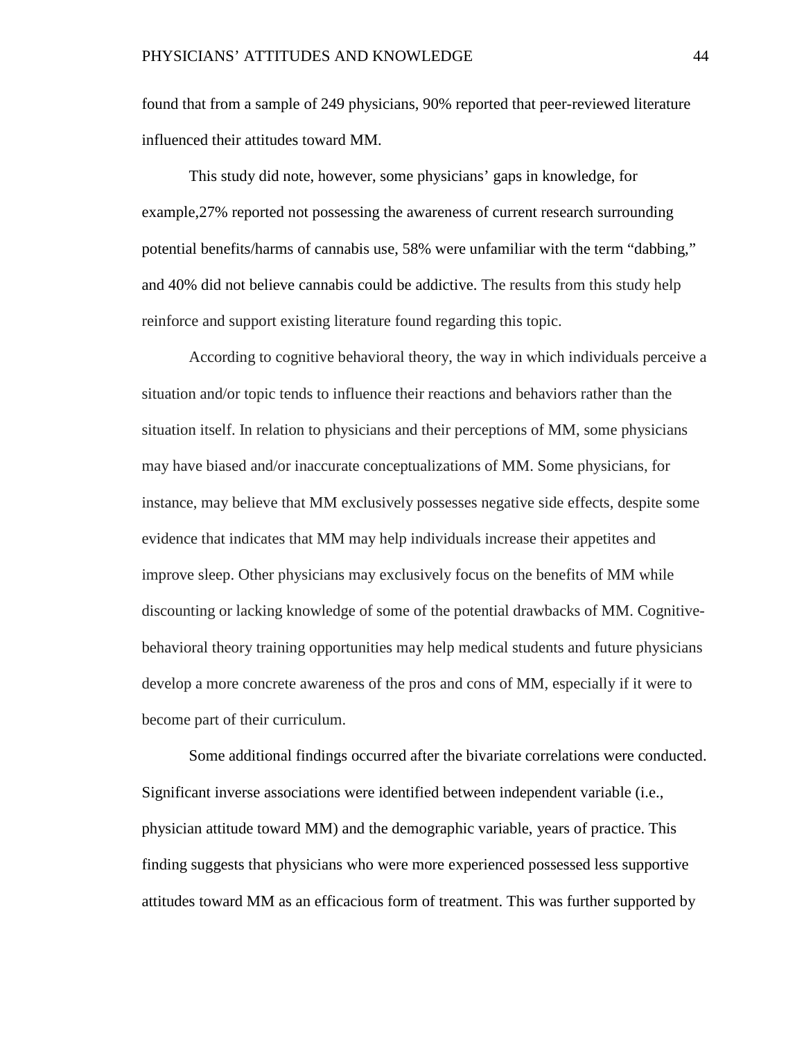found that from a sample of 249 physicians, 90% reported that peer-reviewed literature influenced their attitudes toward MM.

This study did note, however, some physicians' gaps in knowledge, for example,27% reported not possessing the awareness of current research surrounding potential benefits/harms of cannabis use, 58% were unfamiliar with the term "dabbing," and 40% did not believe cannabis could be addictive. The results from this study help reinforce and support existing literature found regarding this topic.

According to cognitive behavioral theory, the way in which individuals perceive a situation and/or topic tends to influence their reactions and behaviors rather than the situation itself. In relation to physicians and their perceptions of MM, some physicians may have biased and/or inaccurate conceptualizations of MM. Some physicians, for instance, may believe that MM exclusively possesses negative side effects, despite some evidence that indicates that MM may help individuals increase their appetites and improve sleep. Other physicians may exclusively focus on the benefits of MM while discounting or lacking knowledge of some of the potential drawbacks of MM. Cognitive-behavioral theory training opportunities may help medical students and future physicians develop a more concrete awareness of the pros and cons of MM, especially if it were to become part of their curriculum.

Some additional findings occurred after the bivariate correlations were conducted. Significant inverse associations were identified between independent variable (i.e., physician attitude toward MM) and the demographic variable, years of practice. This finding suggests that physicians who were more experienced possessed less supportive attitudes toward MM as an efficacious form of treatment. This was further supported by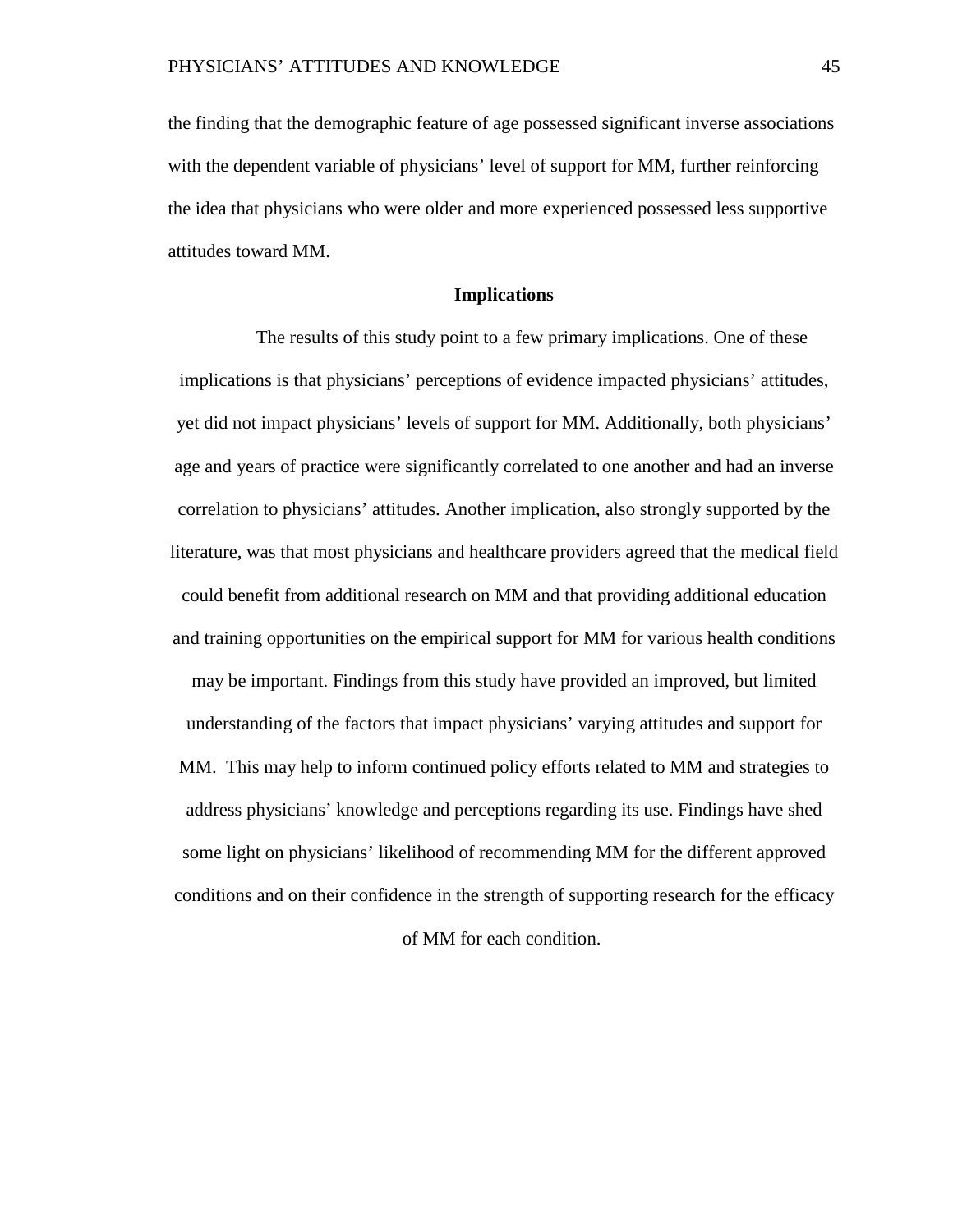the finding that the demographic feature of age possessed significant inverse associations with the dependent variable of physicians' level of support for MM, further reinforcing the idea that physicians who were older and more experienced possessed less supportive attitudes toward MM.

## Implications

The results of this study point to a few primary implications. One of these implications is that physicians' perceptions of evidence impacted physicians' attitudes, yet did not impact physicians' levels of support for MM. Additionally, both physicians' age and years of practice were significantly correlated to one another and had an inverse correlation to physicians' attitudes. Another implication, also strongly supported by the literature, was that most physicians and healthcare providers agreed that the medical field could benefit from additional research on MM and that providing additional education and training opportunities on the empirical support for MM for various health conditions may be important. Findings from this study have provided an improved, but limited understanding of the factors that impact physicians' varying attitudes and support for MM. This may help to inform continued policy efforts related to MM and strategies to address physicians' knowledge and perceptions regarding its use. Findings have shed some light on physicians' likelihood of recommending MM for the different approved conditions and on their confidence in the strength of supporting research for the efficacy of MM for each condition.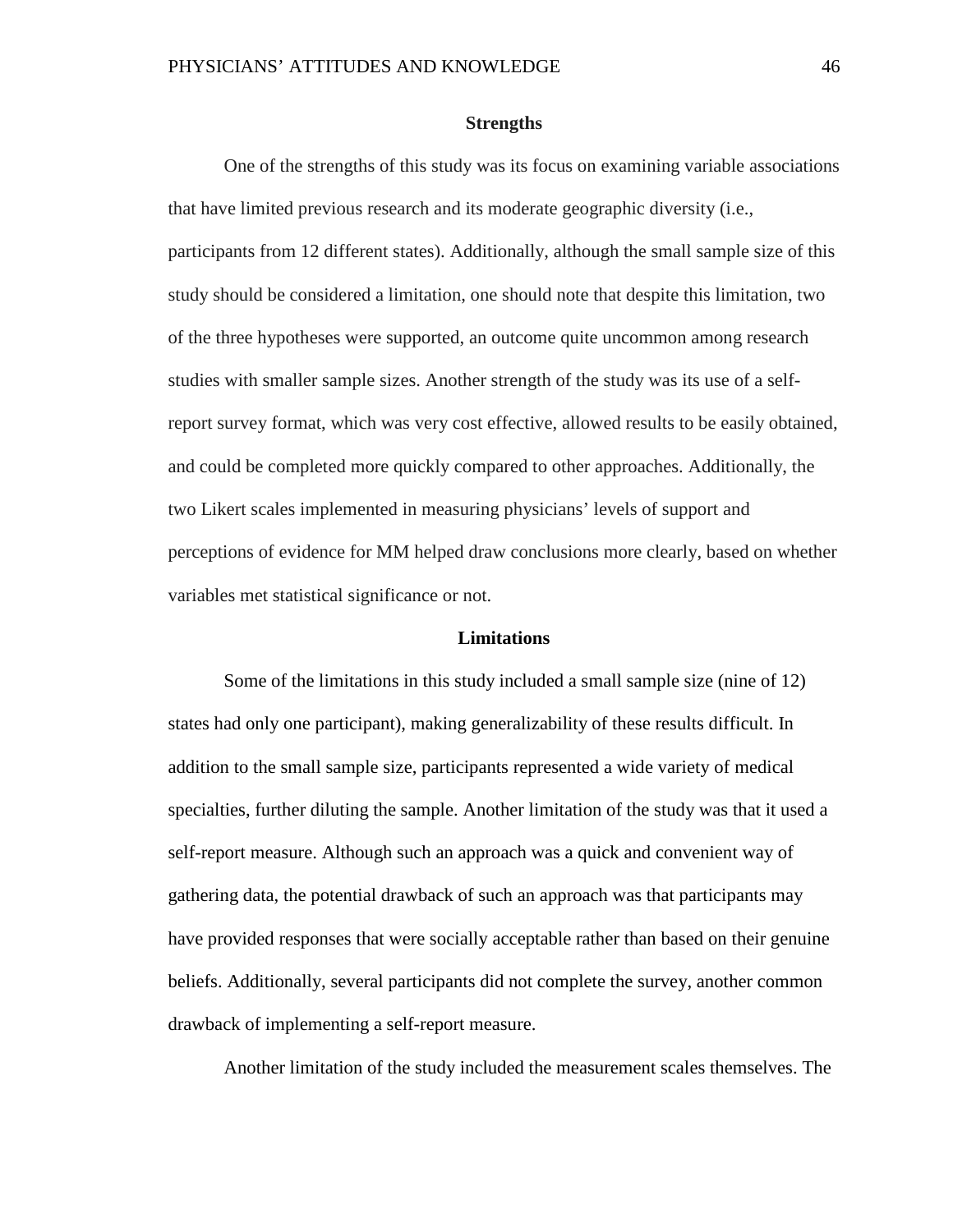### Strengths

One of the strengths of this study was its focus on examining variable associations that have limited previous research and its moderate geographic diversity (i.e., participants from 12 different states). Additionally, although the small sample size of this study should be considered a limitation, one should note that despite this limitation, two of the three hypotheses were supported, an outcome quite uncommon among research studies with smaller sample sizes. Another strength of the study was its use of a self-report survey format, which was very cost effective, allowed results to be easily obtained, and could be completed more quickly compared to other approaches. Additionally, the two Likert scales implemented in measuring physicians' levels of support and perceptions of evidence for MM helped draw conclusions more clearly, based on whether variables met statistical significance or not.

### Limitations

Some of the limitations in this study included a small sample size (nine of 12) states had only one participant), making generalizability of these results difficult. In addition to the small sample size, participants represented a wide variety of medical specialties, further diluting the sample. Another limitation of the study was that it used a self-report measure. Although such an approach was a quick and convenient way of gathering data, the potential drawback of such an approach was that participants may have provided responses that were socially acceptable rather than based on their genuine beliefs. Additionally, several participants did not complete the survey, another common drawback of implementing a self-report measure.

Another limitation of the study included the measurement scales themselves. The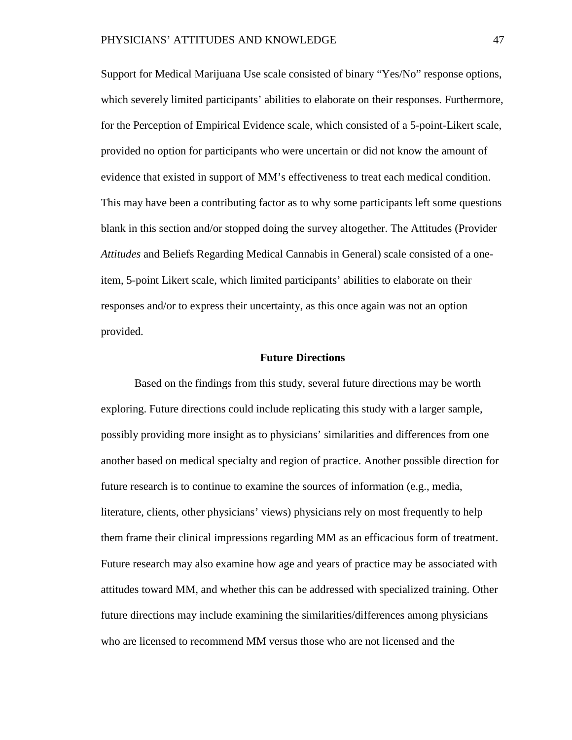Support for Medical Marijuana Use scale consisted of binary "Yes/No" response options, which severely limited participants' abilities to elaborate on their responses. Furthermore, for the Perception of Empirical Evidence scale, which consisted of a 5-point-Likert scale, provided no option for participants who were uncertain or did not know the amount of evidence that existed in support of MM's effectiveness to treat each medical condition. This may have been a contributing factor as to why some participants left some questions blank in this section and/or stopped doing the survey altogether. The Attitudes (Provider *Attitudes* and Beliefs Regarding Medical Cannabis in General) scale consisted of a one-item, 5-point Likert scale, which limited participants' abilities to elaborate on their responses and/or to express their uncertainty, as this once again was not an option provided.

## Future Directions

Based on the findings from this study, several future directions may be worth exploring. Future directions could include replicating this study with a larger sample, possibly providing more insight as to physicians' similarities and differences from one another based on medical specialty and region of practice. Another possible direction for future research is to continue to examine the sources of information (e.g., media, literature, clients, other physicians' views) physicians rely on most frequently to help them frame their clinical impressions regarding MM as an efficacious form of treatment. Future research may also examine how age and years of practice may be associated with attitudes toward MM, and whether this can be addressed with specialized training. Other future directions may include examining the similarities/differences among physicians who are licensed to recommend MM versus those who are not licensed and the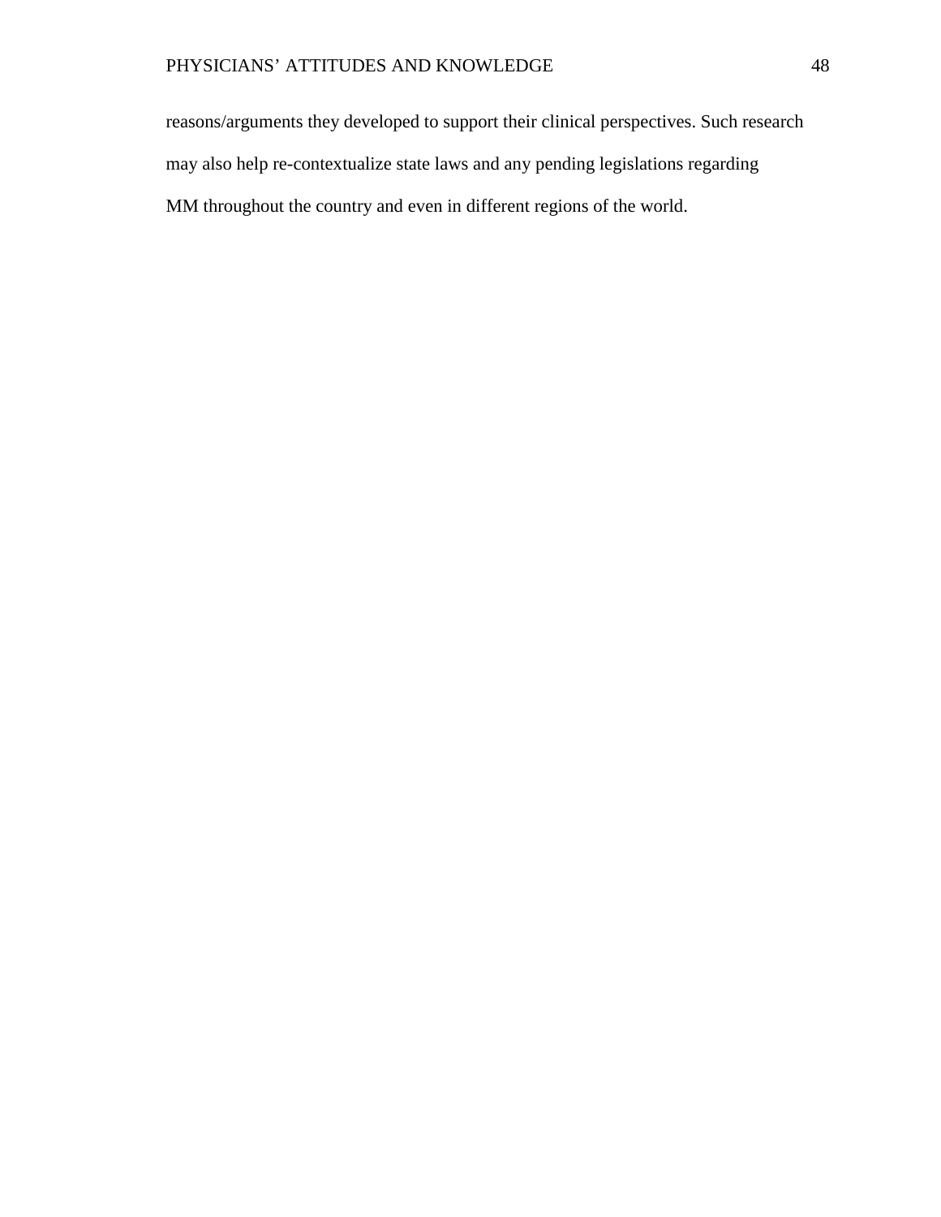reasons/arguments they developed to support their clinical perspectives. Such research may also help re-contextualize state laws and any pending legislations regarding MM throughout the country and even in different regions of the world.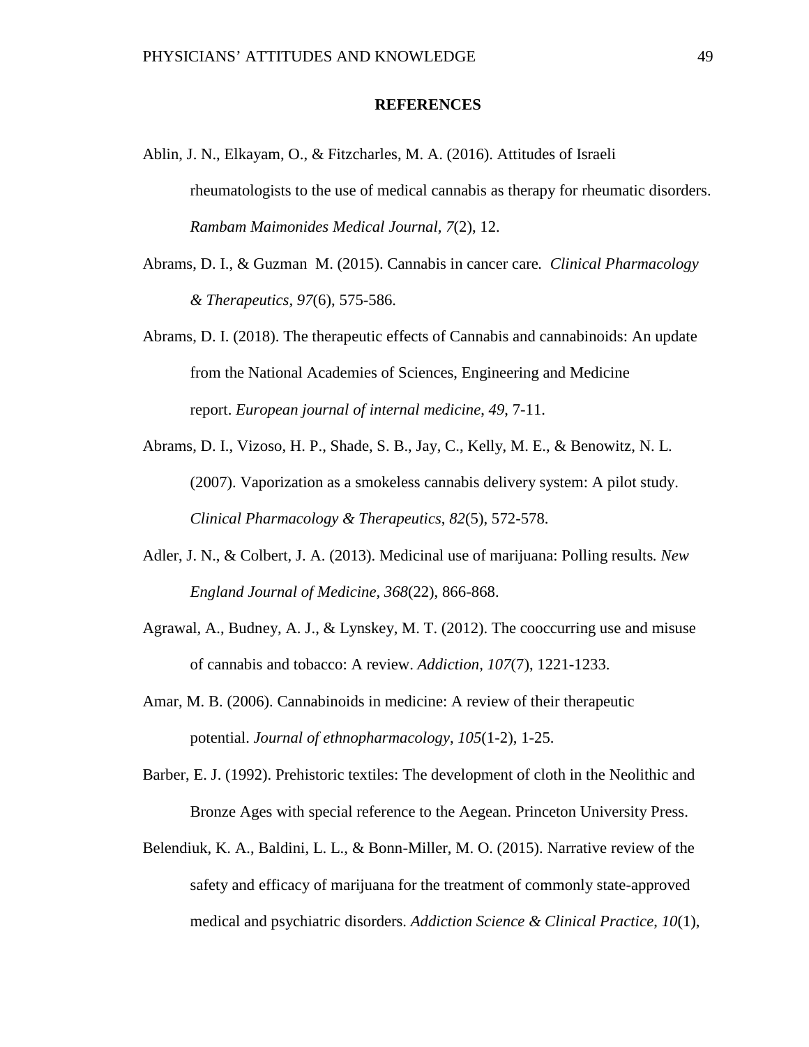## REFERENCES

Ablin, J. N., Elkayam, O., & Fitzcharles, M. A. (2016). Attitudes of Israeli rheumatologists to the use of medical cannabis as therapy for rheumatic disorders. *Rambam Maimonides Medical Journal, 7*(2), 12.

Abrams, D. I., & Guzman  M. (2015). Cannabis in cancer care*. Clinical Pharmacology & Therapeutics, 97*(6), 575-586.

Abrams, D. I. (2018). The therapeutic effects of Cannabis and cannabinoids: An update from the National Academies of Sciences, Engineering and Medicine report. *European journal of internal medicine*, *49*, 7-11.

Abrams, D. I., Vizoso, H. P., Shade, S. B., Jay, C., Kelly, M. E., & Benowitz, N. L. (2007). Vaporization as a smokeless cannabis delivery system: A pilot study. *Clinical Pharmacology & Therapeutics*, *82*(5), 572-578.

Adler, J. N., & Colbert, J. A. (2013). Medicinal use of marijuana: Polling results*. New England Journal of Medicine, 368*(22), 866-868.

Agrawal, A., Budney, A. J., & Lynskey, M. T. (2012). The cooccurring use and misuse of cannabis and tobacco: A review. *Addiction, 107*(7), 1221-1233.

Amar, M. B. (2006). Cannabinoids in medicine: A review of their therapeutic potential. *Journal of ethnopharmacology*, *105*(1-2), 1-25.

Barber, E. J. (1992). Prehistoric textiles: The development of cloth in the Neolithic and Bronze Ages with special reference to the Aegean. Princeton University Press.

Belendiuk, K. A., Baldini, L. L., & Bonn-Miller, M. O. (2015). Narrative review of the safety and efficacy of marijuana for the treatment of commonly state-approved medical and psychiatric disorders. *Addiction Science & Clinical Practice*, *10*(1),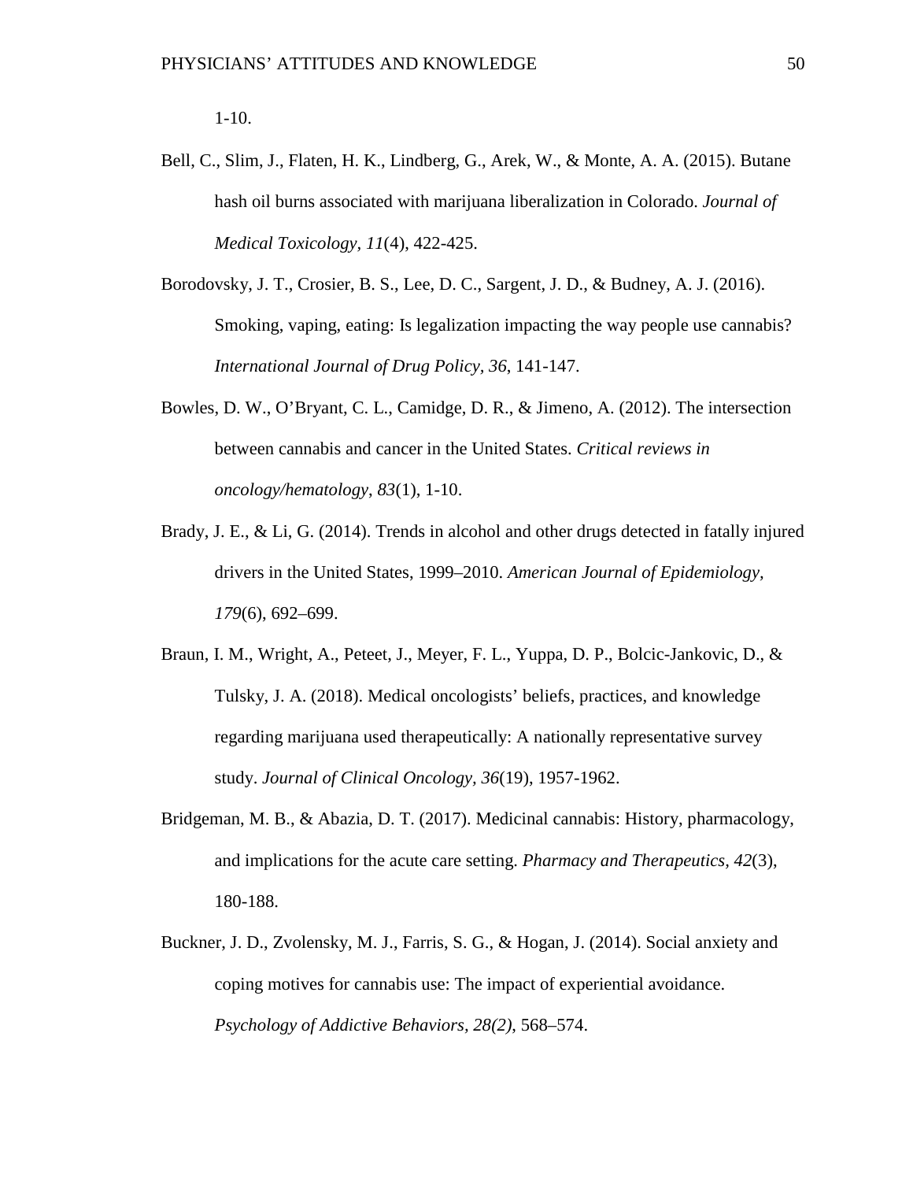1-10.

Bell, C., Slim, J., Flaten, H. K., Lindberg, G., Arek, W., & Monte, A. A. (2015). Butane hash oil burns associated with marijuana liberalization in Colorado. *Journal of Medical Toxicology, 11*(4), 422-425.

Borodovsky, J. T., Crosier, B. S., Lee, D. C., Sargent, J. D., & Budney, A. J. (2016). Smoking, vaping, eating: Is legalization impacting the way people use cannabis? *International Journal of Drug Policy, 36*, 141-147.

Bowles, D. W., O'Bryant, C. L., Camidge, D. R., & Jimeno, A. (2012). The intersection between cannabis and cancer in the United States. *Critical reviews in oncology/hematology*, *83*(1), 1-10.

Brady, J. E., & Li, G. (2014). Trends in alcohol and other drugs detected in fatally injured drivers in the United States, 1999–2010. *American Journal of Epidemiology, 179*(6), 692–699.

Braun, I. M., Wright, A., Peteet, J., Meyer, F. L., Yuppa, D. P., Bolcic-Jankovic, D., & Tulsky, J. A. (2018). Medical oncologists' beliefs, practices, and knowledge regarding marijuana used therapeutically: A nationally representative survey study. *Journal of Clinical Oncology, 36*(19), 1957-1962.

Bridgeman, M. B., & Abazia, D. T. (2017). Medicinal cannabis: History, pharmacology, and implications for the acute care setting. *Pharmacy and Therapeutics, 42*(3), 180-188.

Buckner, J. D., Zvolensky, M. J., Farris, S. G., & Hogan, J. (2014). Social anxiety and coping motives for cannabis use: The impact of experiential avoidance. *Psychology of Addictive Behaviors, 28(2)*, 568–574.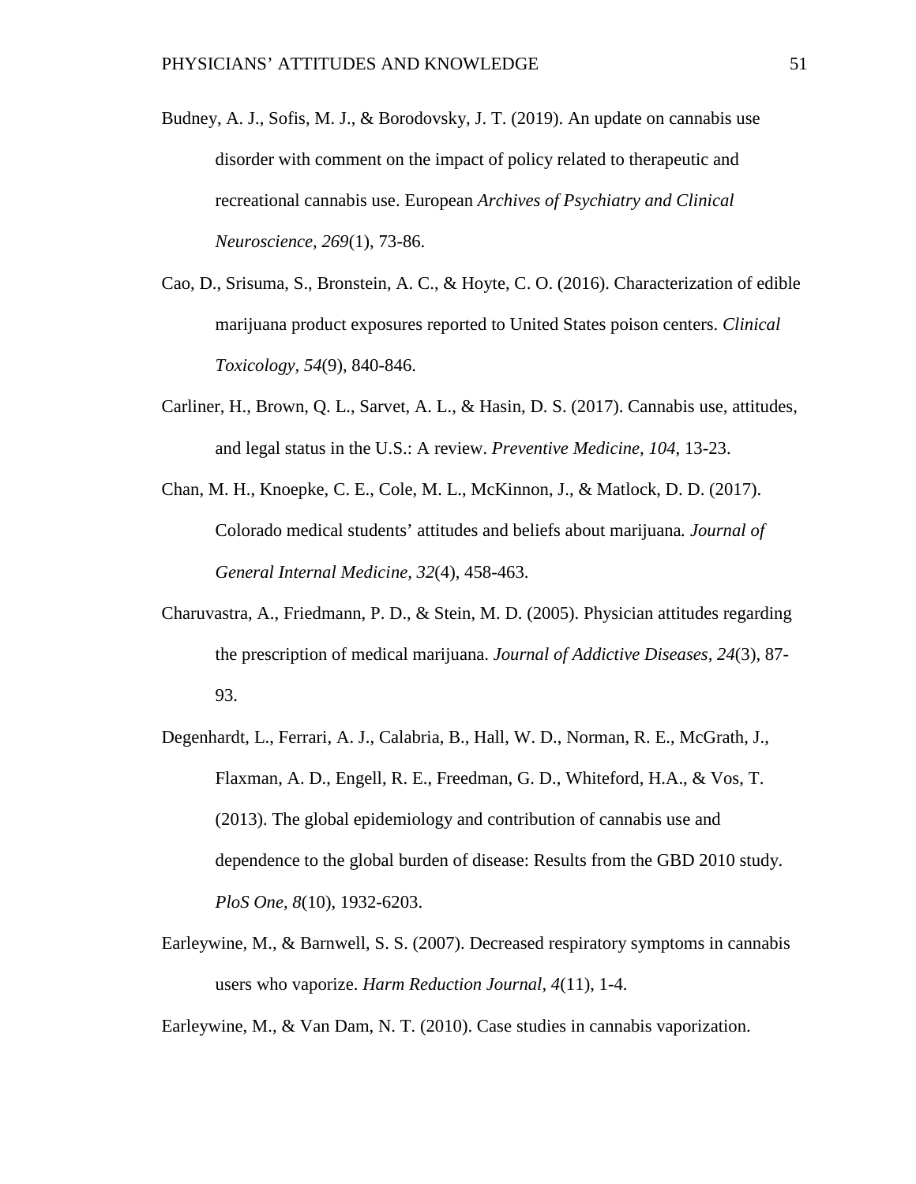Budney, A. J., Sofis, M. J., & Borodovsky, J. T. (2019). An update on cannabis use disorder with comment on the impact of policy related to therapeutic and recreational cannabis use. European *Archives of Psychiatry and Clinical Neuroscience, 269*(1), 73-86.

Cao, D., Srisuma, S., Bronstein, A. C., & Hoyte, C. O. (2016). Characterization of edible marijuana product exposures reported to United States poison centers. *Clinical Toxicology, 54*(9), 840-846.

Carliner, H., Brown, Q. L., Sarvet, A. L., & Hasin, D. S. (2017). Cannabis use, attitudes, and legal status in the U.S.: A review. *Preventive Medicine, 104*, 13-23.

Chan, M. H., Knoepke, C. E., Cole, M. L., McKinnon, J., & Matlock, D. D. (2017). Colorado medical students' attitudes and beliefs about marijuana. *Journal of General Internal Medicine, 32*(4), 458-463.

Charuvastra, A., Friedmann, P. D., & Stein, M. D. (2005). Physician attitudes regarding the prescription of medical marijuana. *Journal of Addictive Diseases, 24*(3), 87-93.

Degenhardt, L., Ferrari, A. J., Calabria, B., Hall, W. D., Norman, R. E., McGrath, J., Flaxman, A. D., Engell, R. E., Freedman, G. D., Whiteford, H.A., & Vos, T. (2013). The global epidemiology and contribution of cannabis use and dependence to the global burden of disease: Results from the GBD 2010 study. *PloS One, 8*(10), 1932-6203.

Earleywine, M., & Barnwell, S. S. (2007). Decreased respiratory symptoms in cannabis users who vaporize. *Harm Reduction Journal, 4*(11), 1-4.

Earleywine, M., & Van Dam, N. T. (2010). Case studies in cannabis vaporization.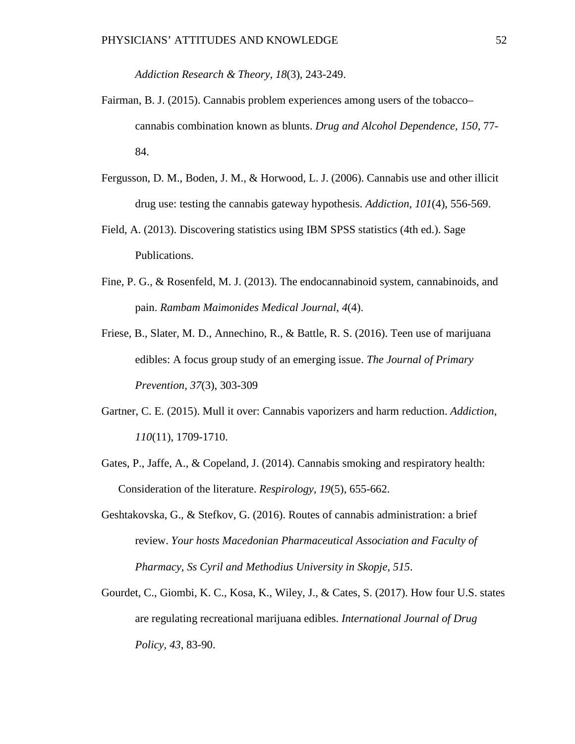*Addiction Research & Theory, 18*(3), 243-249.

Fairman, B. J. (2015). Cannabis problem experiences among users of the tobacco–cannabis combination known as blunts. *Drug and Alcohol Dependence, 150*, 77-84.

Fergusson, D. M., Boden, J. M., & Horwood, L. J. (2006). Cannabis use and other illicit drug use: testing the cannabis gateway hypothesis. *Addiction*, *101*(4), 556-569.

Field, A. (2013). Discovering statistics using IBM SPSS statistics (4th ed.). Sage Publications.

Fine, P. G., & Rosenfeld, M. J. (2013). The endocannabinoid system, cannabinoids, and pain. *Rambam Maimonides Medical Journal*, *4*(4).

Friese, B., Slater, M. D., Annechino, R., & Battle, R. S. (2016). Teen use of marijuana edibles: A focus group study of an emerging issue. *The Journal of Primary Prevention, 37*(3), 303-309

Gartner, C. E. (2015). Mull it over: Cannabis vaporizers and harm reduction. *Addiction, 110*(11), 1709-1710.

Gates, P., Jaffe, A., & Copeland, J. (2014). Cannabis smoking and respiratory health: Consideration of the literature. *Respirology, 19*(5), 655-662.

Geshtakovska, G., & Stefkov, G. (2016). Routes of cannabis administration: a brief review. *Your hosts Macedonian Pharmaceutical Association and Faculty of Pharmacy, Ss Cyril and Methodius University in Skopje*, *515*.

Gourdet, C., Giombi, K. C., Kosa, K., Wiley, J., & Cates, S. (2017). How four U.S. states are regulating recreational marijuana edibles. *International Journal of Drug Policy, 43*, 83-90.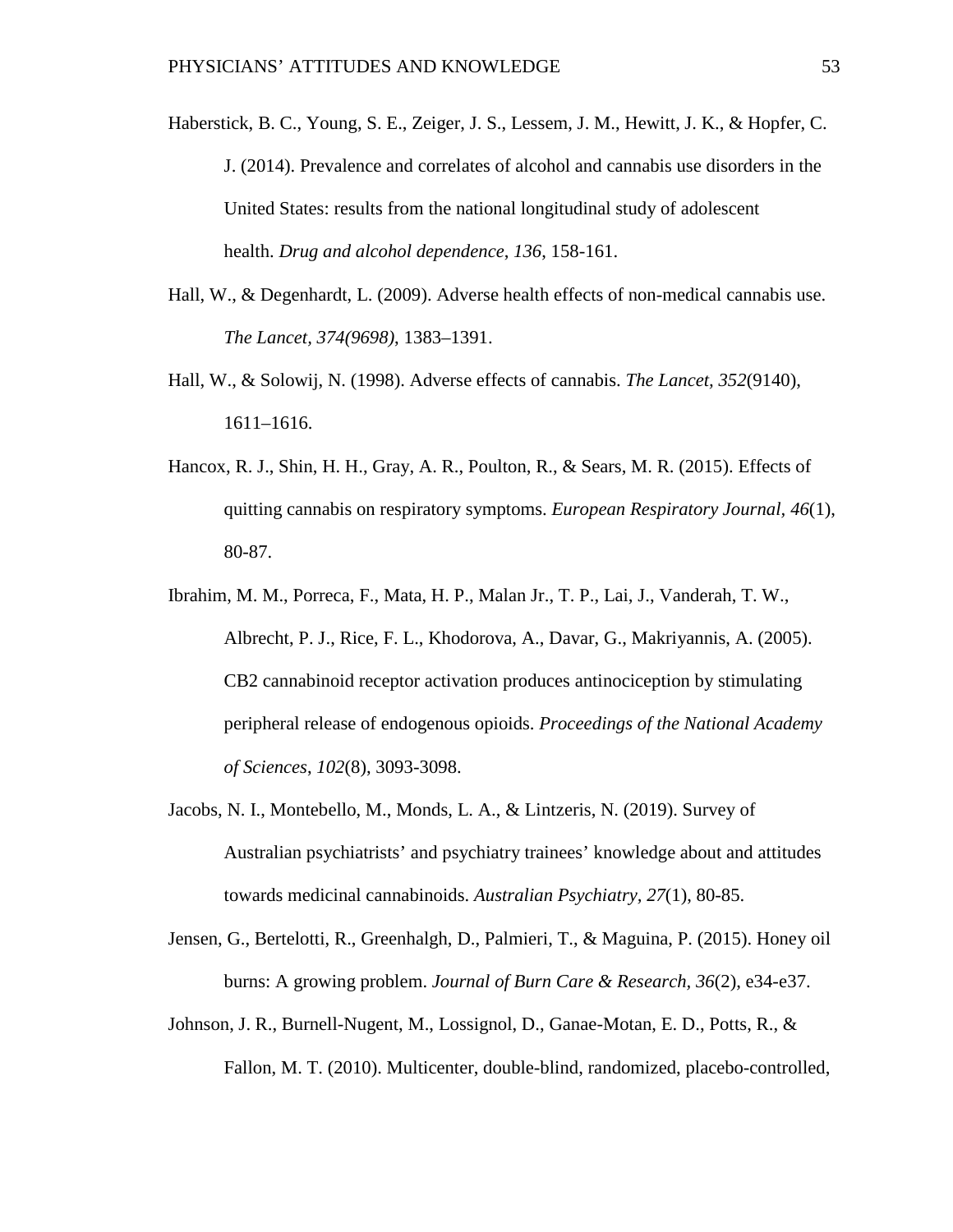Haberstick, B. C., Young, S. E., Zeiger, J. S., Lessem, J. M., Hewitt, J. K., & Hopfer, C. J. (2014). Prevalence and correlates of alcohol and cannabis use disorders in the United States: results from the national longitudinal study of adolescent health. *Drug and alcohol dependence*, *136*, 158-161.

Hall, W., & Degenhardt, L. (2009). Adverse health effects of non-medical cannabis use. *The Lancet*, *374(9698)*, 1383–1391.

Hall, W., & Solowij, N. (1998). Adverse effects of cannabis. *The Lancet*, *352*(9140), 1611–1616.

Hancox, R. J., Shin, H. H., Gray, A. R., Poulton, R., & Sears, M. R. (2015). Effects of quitting cannabis on respiratory symptoms. *European Respiratory Journal*, *46*(1), 80-87.

Ibrahim, M. M., Porreca, F., Mata, H. P., Malan Jr., T. P., Lai, J., Vanderah, T. W., Albrecht, P. J., Rice, F. L., Khodorova, A., Davar, G., Makriyannis, A. (2005). CB2 cannabinoid receptor activation produces antinociception by stimulating peripheral release of endogenous opioids. *Proceedings of the National Academy of Sciences*, *102*(8), 3093-3098.

Jacobs, N. I., Montebello, M., Monds, L. A., & Lintzeris, N. (2019). Survey of Australian psychiatrists' and psychiatry trainees' knowledge about and attitudes towards medicinal cannabinoids. *Australian Psychiatry*, *27*(1), 80-85.

Jensen, G., Bertelotti, R., Greenhalgh, D., Palmieri, T., & Maguina, P. (2015). Honey oil burns: A growing problem. *Journal of Burn Care & Research*, *36*(2), e34-e37.

Johnson, J. R., Burnell-Nugent, M., Lossignol, D., Ganae-Motan, E. D., Potts, R., & Fallon, M. T. (2010). Multicenter, double-blind, randomized, placebo-controlled,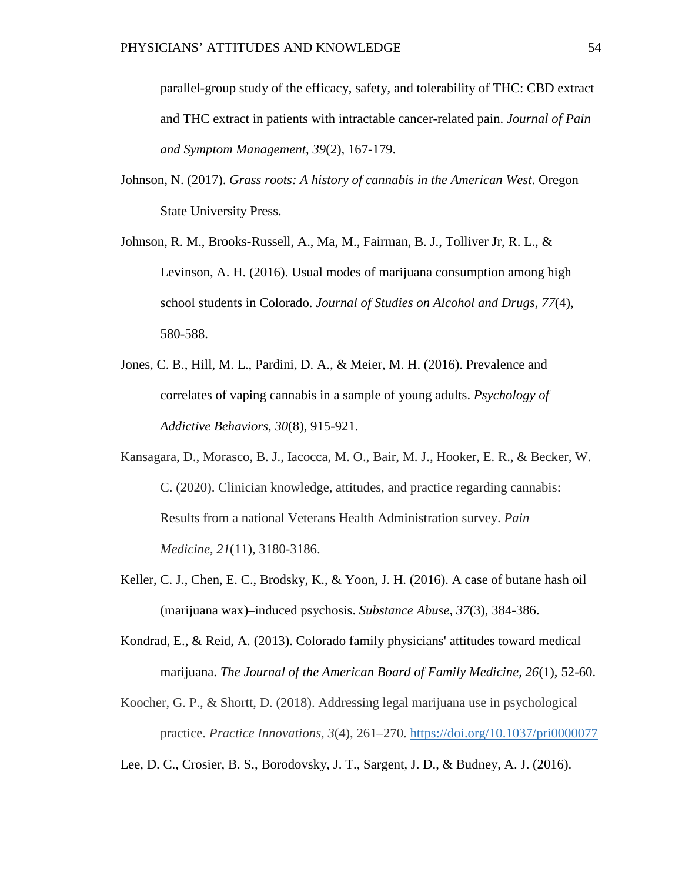parallel-group study of the efficacy, safety, and tolerability of THC: CBD extract and THC extract in patients with intractable cancer-related pain. *Journal of Pain and Symptom Management*, *39*(2), 167-179.

Johnson, N. (2017). *Grass roots: A history of cannabis in the American West*. Oregon State University Press.

Johnson, R. M., Brooks-Russell, A., Ma, M., Fairman, B. J., Tolliver Jr, R. L., & Levinson, A. H. (2016). Usual modes of marijuana consumption among high school students in Colorado. *Journal of Studies on Alcohol and Drugs*, *77*(4), 580-588.

Jones, C. B., Hill, M. L., Pardini, D. A., & Meier, M. H. (2016). Prevalence and correlates of vaping cannabis in a sample of young adults. *Psychology of Addictive Behaviors*, *30*(8), 915-921.

Kansagara, D., Morasco, B. J., Iacocca, M. O., Bair, M. J., Hooker, E. R., & Becker, W. C. (2020). Clinician knowledge, attitudes, and practice regarding cannabis: Results from a national Veterans Health Administration survey. *Pain Medicine*, *21*(11), 3180-3186.

Keller, C. J., Chen, E. C., Brodsky, K., & Yoon, J. H. (2016). A case of butane hash oil (marijuana wax)–induced psychosis. *Substance Abuse*, *37*(3), 384-386.

Kondrad, E., & Reid, A. (2013). Colorado family physicians' attitudes toward medical marijuana. *The Journal of the American Board of Family Medicine*, *26*(1), 52-60.

Koocher, G. P., & Shortt, D. (2018). Addressing legal marijuana use in psychological practice. *Practice Innovations*, *3*(4), 261–270. https://doi.org/10.1037/pri0000077

Lee, D. C., Crosier, B. S., Borodovsky, J. T., Sargent, J. D., & Budney, A. J. (2016).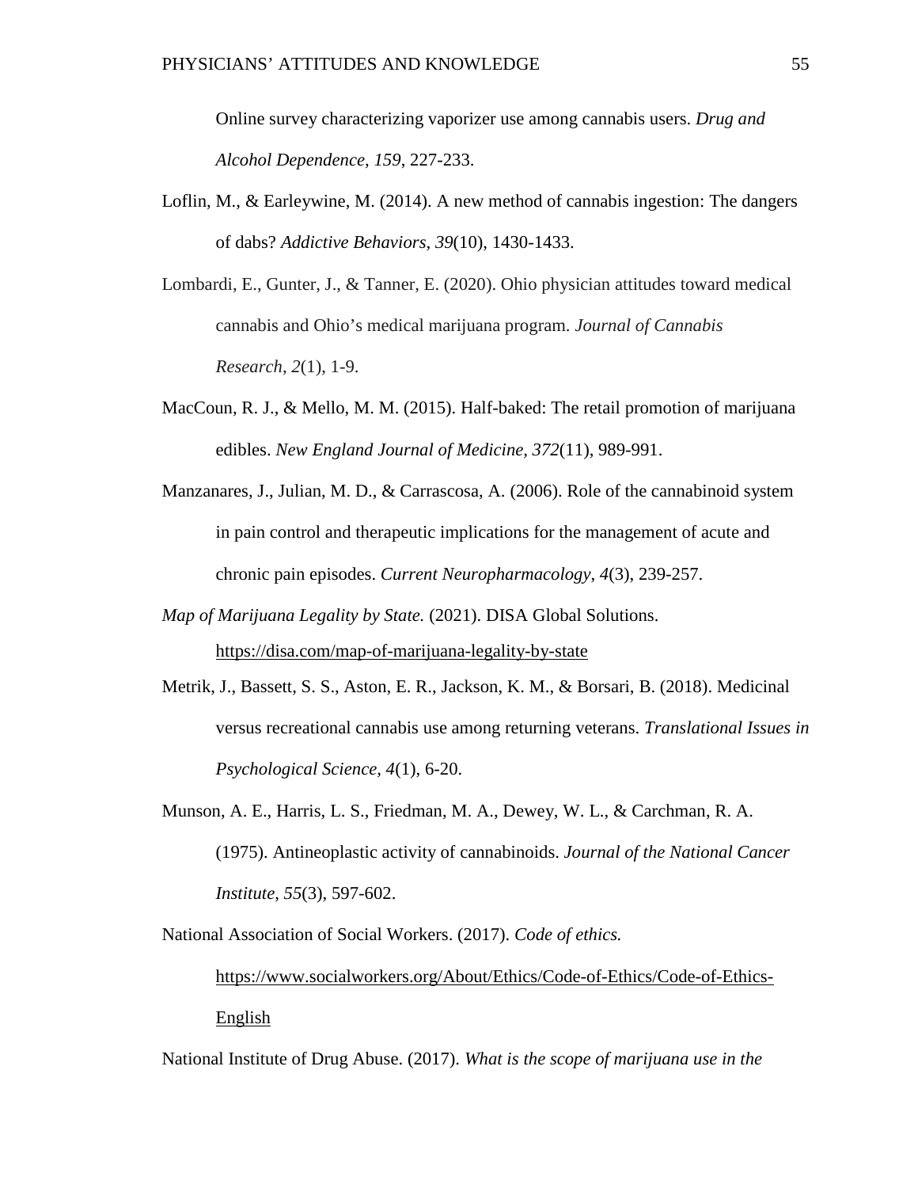Online survey characterizing vaporizer use among cannabis users. *Drug and Alcohol Dependence, 159*, 227-233.

Loflin, M., & Earleywine, M. (2014). A new method of cannabis ingestion: The dangers of dabs? *Addictive Behaviors, 39*(10), 1430-1433.

Lombardi, E., Gunter, J., & Tanner, E. (2020). Ohio physician attitudes toward medical cannabis and Ohio's medical marijuana program. *Journal of Cannabis Research*, *2*(1), 1-9.

MacCoun, R. J., & Mello, M. M. (2015). Half-baked: The retail promotion of marijuana edibles. *New England Journal of Medicine, 372*(11), 989-991.

Manzanares, J., Julian, M. D., & Carrascosa, A. (2006). Role of the cannabinoid system in pain control and therapeutic implications for the management of acute and chronic pain episodes. *Current Neuropharmacology*, *4*(3), 239-257.

*Map of Marijuana Legality by State.* (2021). DISA Global Solutions. https://disa.com/map-of-marijuana-legality-by-state

Metrik, J., Bassett, S. S., Aston, E. R., Jackson, K. M., & Borsari, B. (2018). Medicinal versus recreational cannabis use among returning veterans. *Translational Issues in Psychological Science*, *4*(1), 6-20.

Munson, A. E., Harris, L. S., Friedman, M. A., Dewey, W. L., & Carchman, R. A. (1975). Antineoplastic activity of cannabinoids. *Journal of the National Cancer Institute*, *55*(3), 597-602.

National Association of Social Workers. (2017). *Code of ethics.* https://www.socialworkers.org/About/Ethics/Code-of-Ethics/Code-of-Ethics-English

National Institute of Drug Abuse. (2017). *What is the scope of marijuana use in the*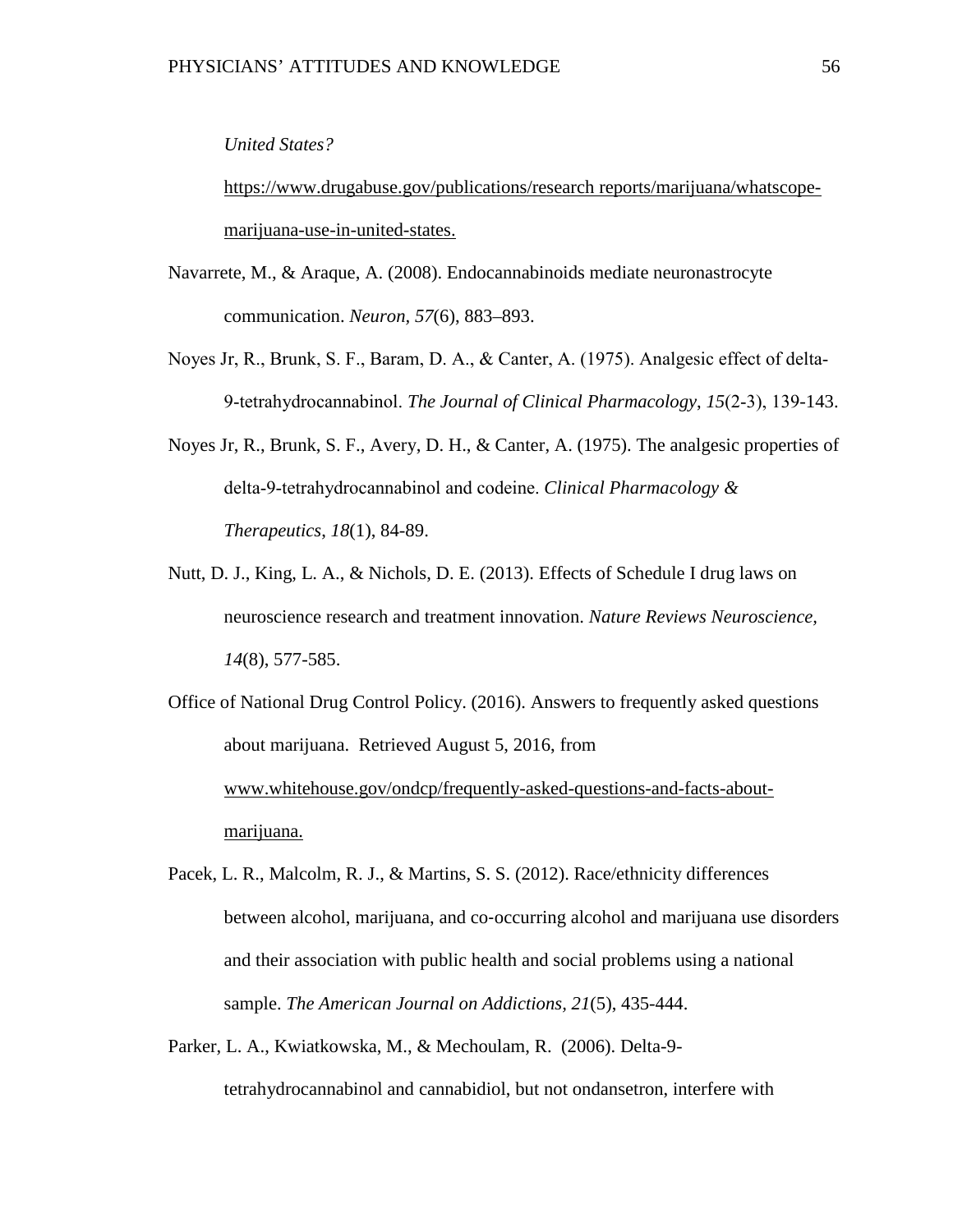*United States?*

https://www.drugabuse.gov/publications/research reports/marijuana/whatscope-marijuana-use-in-united-states.

Navarrete, M., & Araque, A. (2008). Endocannabinoids mediate neuronastrocyte communication. *Neuron, 57*(6), 883–893.

Noyes Jr, R., Brunk, S. F., Baram, D. A., & Canter, A. (1975). Analgesic effect of delta-9-tetrahydrocannabinol. *The Journal of Clinical Pharmacology*, *15*(2-3), 139-143.

Noyes Jr, R., Brunk, S. F., Avery, D. H., & Canter, A. (1975). The analgesic properties of delta-9-tetrahydrocannabinol and codeine. *Clinical Pharmacology & Therapeutics*, *18*(1), 84-89.

Nutt, D. J., King, L. A., & Nichols, D. E. (2013). Effects of Schedule I drug laws on neuroscience research and treatment innovation. *Nature Reviews Neuroscience, 14*(8), 577-585.

Office of National Drug Control Policy. (2016). Answers to frequently asked questions about marijuana. Retrieved August 5, 2016, from www.whitehouse.gov/ondcp/frequently-asked-questions-and-facts-about-marijuana.

Pacek, L. R., Malcolm, R. J., & Martins, S. S. (2012). Race/ethnicity differences between alcohol, marijuana, and co-occurring alcohol and marijuana use disorders and their association with public health and social problems using a national sample. *The American Journal on Addictions, 21*(5), 435-444.

Parker, L. A., Kwiatkowska, M., & Mechoulam, R. (2006). Delta-9-tetrahydrocannabinol and cannabidiol, but not ondansetron, interfere with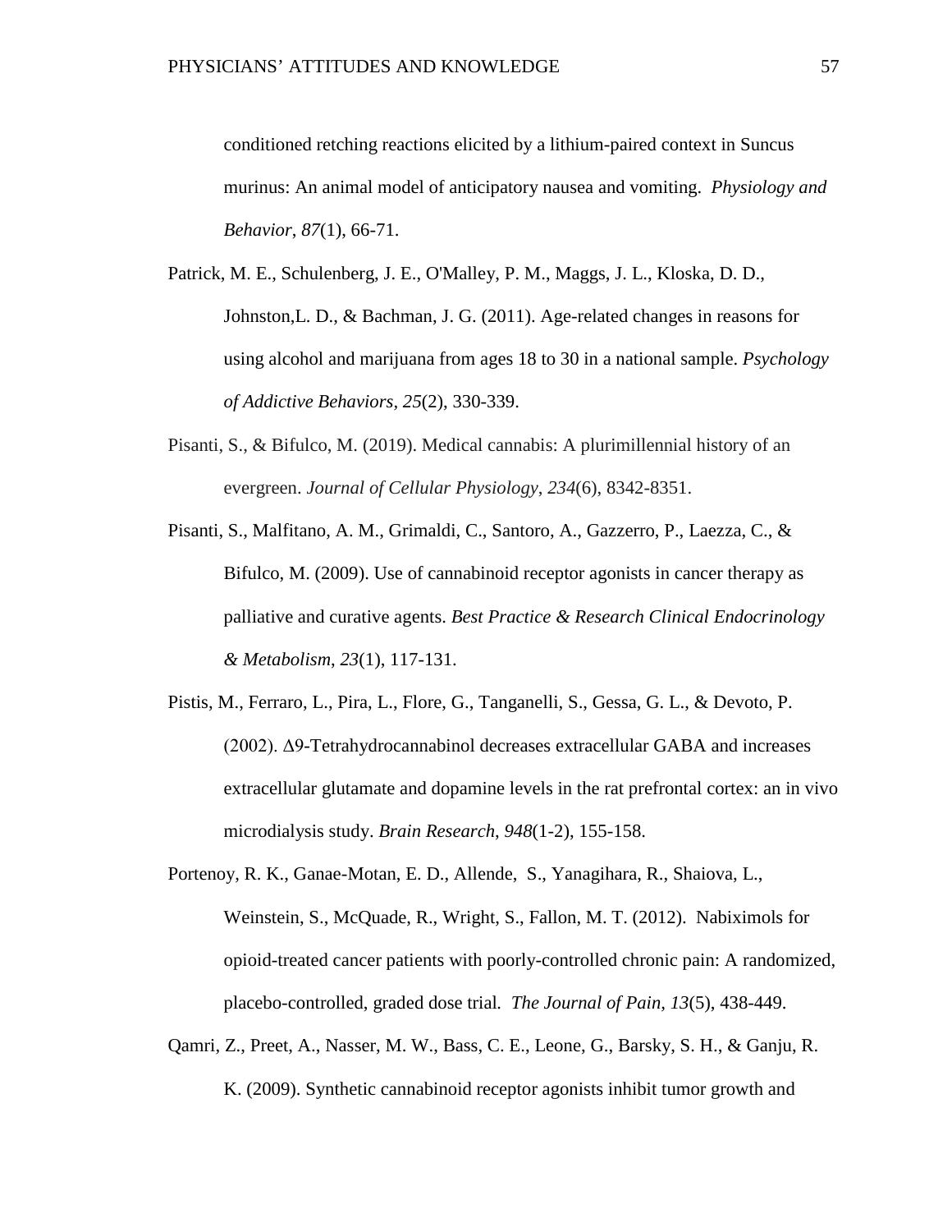conditioned retching reactions elicited by a lithium-paired context in Suncus murinus: An animal model of anticipatory nausea and vomiting. *Physiology and Behavior*, *87*(1), 66-71.

Patrick, M. E., Schulenberg, J. E., O'Malley, P. M., Maggs, J. L., Kloska, D. D., Johnston,L. D., & Bachman, J. G. (2011). Age-related changes in reasons for using alcohol and marijuana from ages 18 to 30 in a national sample. *Psychology of Addictive Behaviors*, *25*(2), 330-339.

Pisanti, S., & Bifulco, M. (2019). Medical cannabis: A plurimillennial history of an evergreen. *Journal of Cellular Physiology*, *234*(6), 8342-8351.

Pisanti, S., Malfitano, A. M., Grimaldi, C., Santoro, A., Gazzerro, P., Laezza, C., & Bifulco, M. (2009). Use of cannabinoid receptor agonists in cancer therapy as palliative and curative agents. *Best Practice & Research Clinical Endocrinology & Metabolism*, *23*(1), 117-131.

Pistis, M., Ferraro, L., Pira, L., Flore, G., Tanganelli, S., Gessa, G. L., & Devoto, P. (2002). Δ9-Tetrahydrocannabinol decreases extracellular GABA and increases extracellular glutamate and dopamine levels in the rat prefrontal cortex: an in vivo microdialysis study. *Brain Research*, *948*(1-2), 155-158.

Portenoy, R. K., Ganae-Motan, E. D., Allende, S., Yanagihara, R., Shaiova, L., Weinstein, S., McQuade, R., Wright, S., Fallon, M. T. (2012). Nabiximols for opioid-treated cancer patients with poorly-controlled chronic pain: A randomized, placebo-controlled, graded dose trial. *The Journal of Pain*, *13*(5), 438-449.

Qamri, Z., Preet, A., Nasser, M. W., Bass, C. E., Leone, G., Barsky, S. H., & Ganju, R. K. (2009). Synthetic cannabinoid receptor agonists inhibit tumor growth and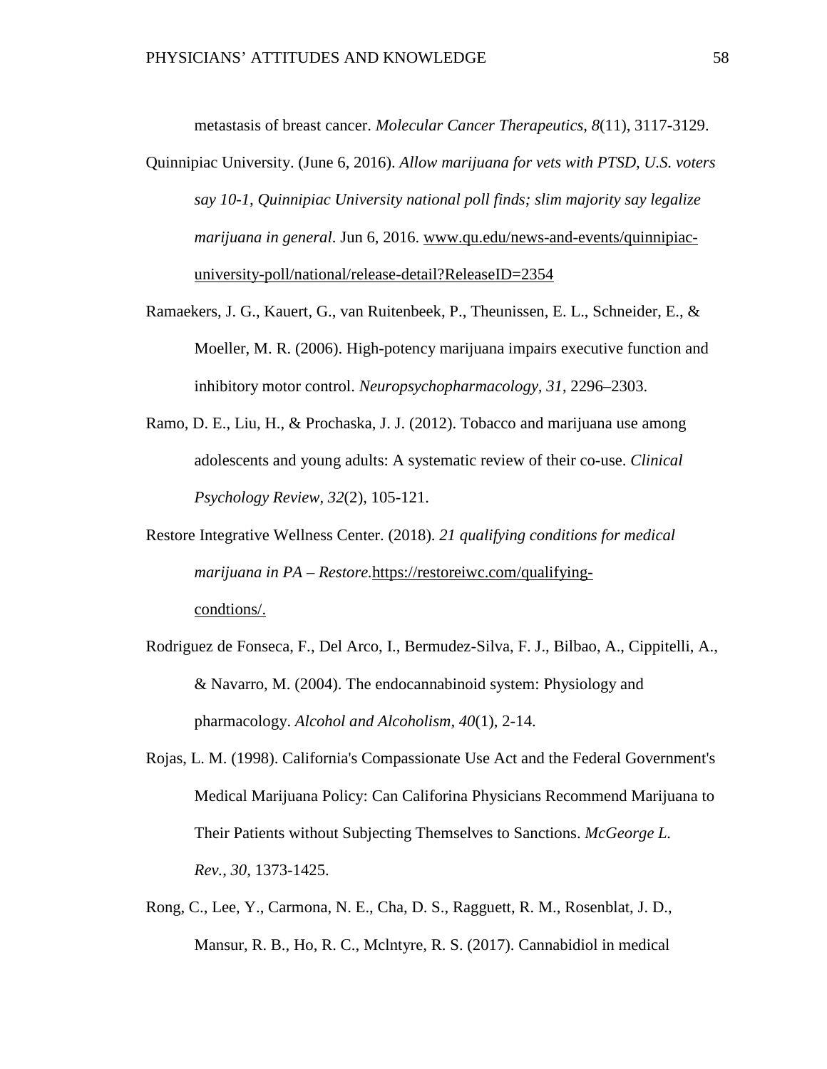metastasis of breast cancer. *Molecular Cancer Therapeutics*, *8*(11), 3117-3129.

Quinnipiac University. (June 6, 2016). *Allow marijuana for vets with PTSD, U.S. voters say 10-1, Quinnipiac University national poll finds; slim majority say legalize marijuana in general*. Jun 6, 2016. www.qu.edu/news-and-events/quinnipiac-university-poll/national/release-detail?ReleaseID=2354

Ramaekers, J. G., Kauert, G., van Ruitenbeek, P., Theunissen, E. L., Schneider, E., & Moeller, M. R. (2006). High-potency marijuana impairs executive function and inhibitory motor control. *Neuropsychopharmacology*, *31*, 2296–2303.

Ramo, D. E., Liu, H., & Prochaska, J. J. (2012). Tobacco and marijuana use among adolescents and young adults: A systematic review of their co-use. *Clinical Psychology Review, 32*(2), 105-121.

Restore Integrative Wellness Center. (2018). *21 qualifying conditions for medical marijuana in PA – Restore.*https://restoreiwc.com/qualifying-condtions/.

Rodriguez de Fonseca, F., Del Arco, I., Bermudez-Silva, F. J., Bilbao, A., Cippitelli, A., & Navarro, M. (2004). The endocannabinoid system: Physiology and pharmacology. *Alcohol and Alcoholism*, *40*(1), 2-14.

Rojas, L. M. (1998). California's Compassionate Use Act and the Federal Government's Medical Marijuana Policy: Can Califorina Physicians Recommend Marijuana to Their Patients without Subjecting Themselves to Sanctions. *McGeorge L. Rev.*, *30*, 1373-1425.

Rong, C., Lee, Y., Carmona, N. E., Cha, D. S., Ragguett, R. M., Rosenblat, J. D., Mansur, R. B., Ho, R. C., Mclntyre, R. S. (2017). Cannabidiol in medical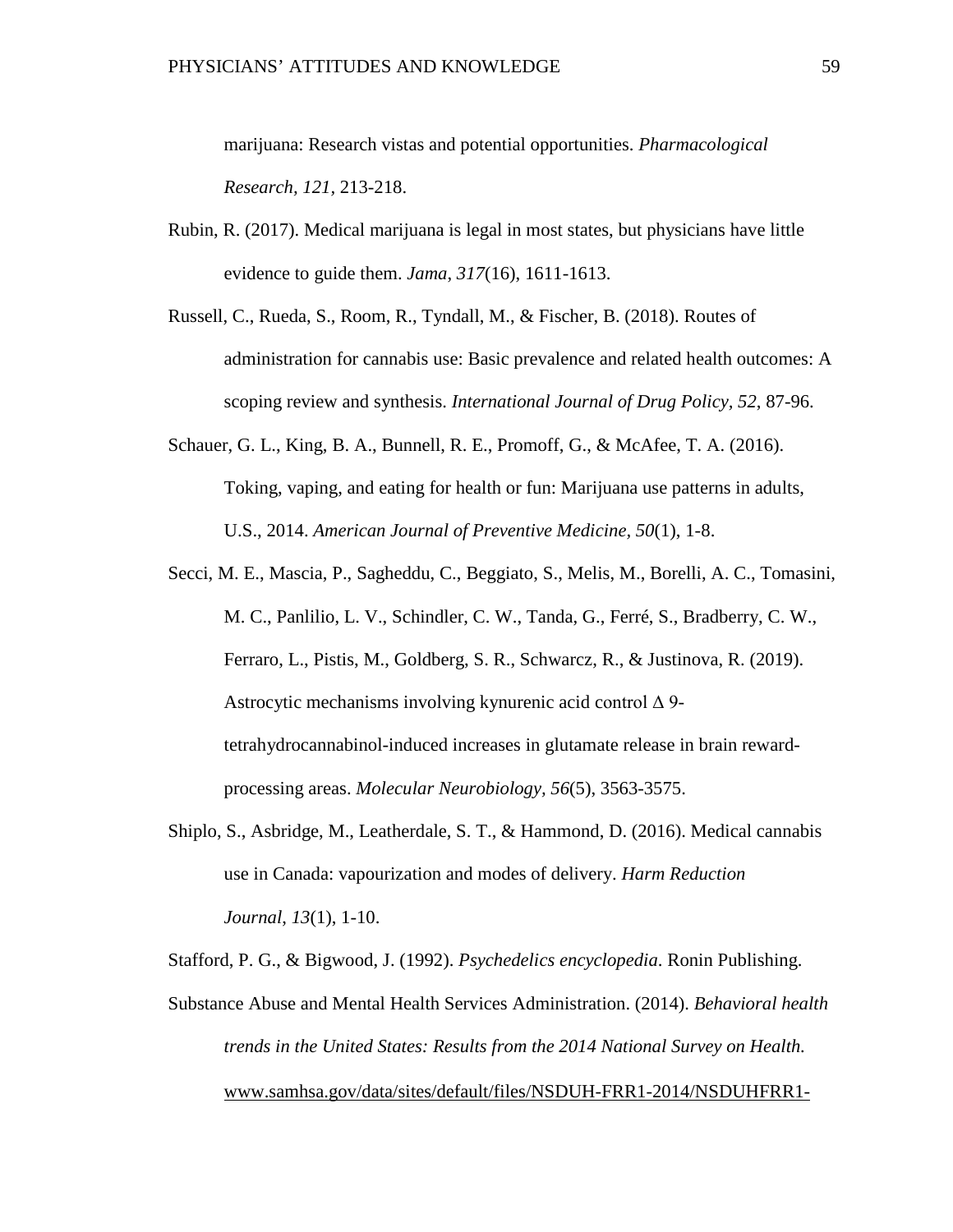marijuana: Research vistas and potential opportunities. *Pharmacological Research, 121,* 213-218.

Rubin, R. (2017). Medical marijuana is legal in most states, but physicians have little evidence to guide them. *Jama, 317*(16), 1611-1613.

Russell, C., Rueda, S., Room, R., Tyndall, M., & Fischer, B. (2018). Routes of administration for cannabis use: Basic prevalence and related health outcomes: A scoping review and synthesis. *International Journal of Drug Policy, 52,* 87-96.

Schauer, G. L., King, B. A., Bunnell, R. E., Promoff, G., & McAfee, T. A. (2016). Toking, vaping, and eating for health or fun: Marijuana use patterns in adults, U.S., 2014. *American Journal of Preventive Medicine*, *50*(1), 1-8.

Secci, M. E., Mascia, P., Sagheddu, C., Beggiato, S., Melis, M., Borelli, A. C., Tomasini, M. C., Panlilio, L. V., Schindler, C. W., Tanda, G., Ferré, S., Bradberry, C. W., Ferraro, L., Pistis, M., Goldberg, S. R., Schwarcz, R., & Justinova, R. (2019). Astrocytic mechanisms involving kynurenic acid control Δ 9-tetrahydrocannabinol-induced increases in glutamate release in brain reward-processing areas. *Molecular Neurobiology, 56*(5), 3563-3575.

Shiplo, S., Asbridge, M., Leatherdale, S. T., & Hammond, D. (2016). Medical cannabis use in Canada: vapourization and modes of delivery. *Harm Reduction Journal*, *13*(1), 1-10.

Stafford, P. G., & Bigwood, J. (1992). *Psychedelics encyclopedia*. Ronin Publishing.

Substance Abuse and Mental Health Services Administration. (2014). *Behavioral health trends in the United States: Results from the 2014 National Survey on Health.* www.samhsa.gov/data/sites/default/files/NSDUH-FRR1-2014/NSDUHFRR1-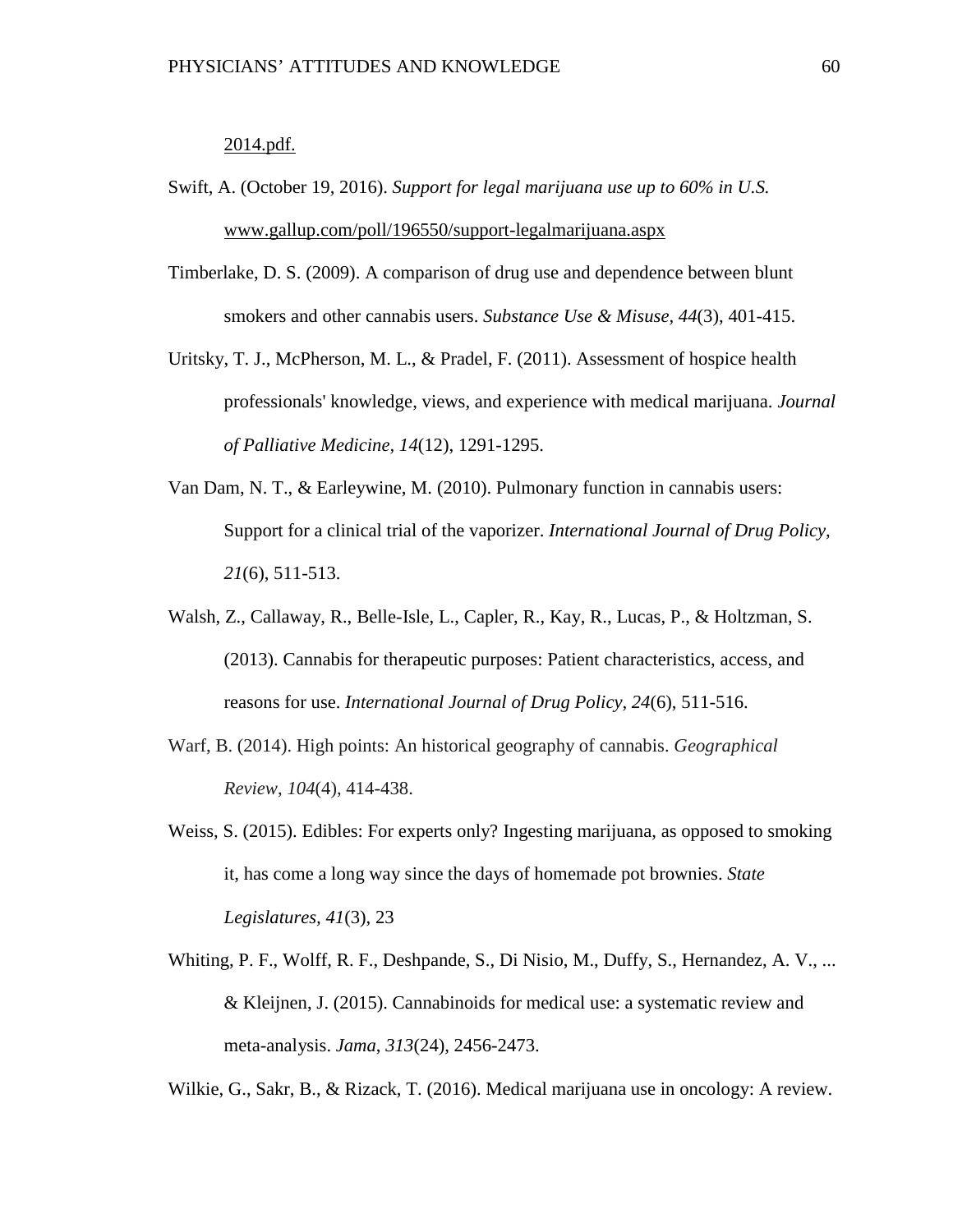2014.pdf.

Swift, A. (October 19, 2016). *Support for legal marijuana use up to 60% in U.S.* www.gallup.com/poll/196550/support-legalmarijuana.aspx

Timberlake, D. S. (2009). A comparison of drug use and dependence between blunt smokers and other cannabis users. *Substance Use & Misuse, 44*(3), 401-415.

Uritsky, T. J., McPherson, M. L., & Pradel, F. (2011). Assessment of hospice health professionals' knowledge, views, and experience with medical marijuana. *Journal of Palliative Medicine, 14*(12), 1291-1295.

Van Dam, N. T., & Earleywine, M. (2010). Pulmonary function in cannabis users: Support for a clinical trial of the vaporizer. *International Journal of Drug Policy, 21*(6), 511-513.

Walsh, Z., Callaway, R., Belle-Isle, L., Capler, R., Kay, R., Lucas, P., & Holtzman, S. (2013). Cannabis for therapeutic purposes: Patient characteristics, access, and reasons for use. *International Journal of Drug Policy, 24*(6), 511-516.

Warf, B. (2014). High points: An historical geography of cannabis. *Geographical Review*, *104*(4), 414-438.

Weiss, S. (2015). Edibles: For experts only? Ingesting marijuana, as opposed to smoking it, has come a long way since the days of homemade pot brownies. *State Legislatures, 41*(3), 23

Whiting, P. F., Wolff, R. F., Deshpande, S., Di Nisio, M., Duffy, S., Hernandez, A. V., ... & Kleijnen, J. (2015). Cannabinoids for medical use: a systematic review and meta-analysis. *Jama*, *313*(24), 2456-2473.

Wilkie, G., Sakr, B., & Rizack, T. (2016). Medical marijuana use in oncology: A review.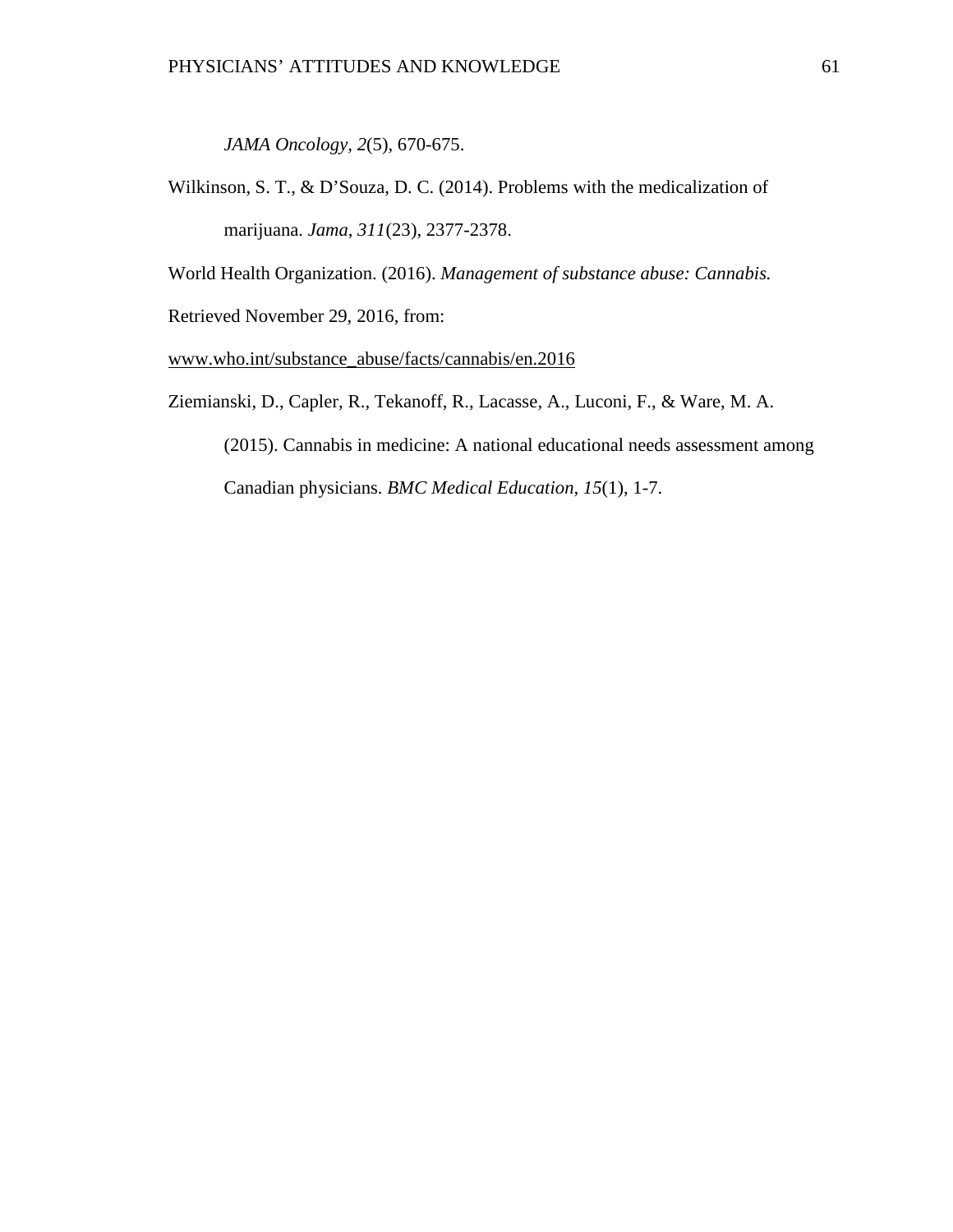*JAMA Oncology*, *2*(5), 670-675.

Wilkinson, S. T., & D'Souza, D. C. (2014). Problems with the medicalization of marijuana. *Jama*, *311*(23), 2377-2378.

World Health Organization. (2016). *Management of substance abuse: Cannabis.* Retrieved November 29, 2016, from: www.who.int/substance_abuse/facts/cannabis/en.2016

Ziemianski, D., Capler, R., Tekanoff, R., Lacasse, A., Luconi, F., & Ware, M. A. (2015). Cannabis in medicine: A national educational needs assessment among Canadian physicians. *BMC Medical Education*, *15*(1), 1-7.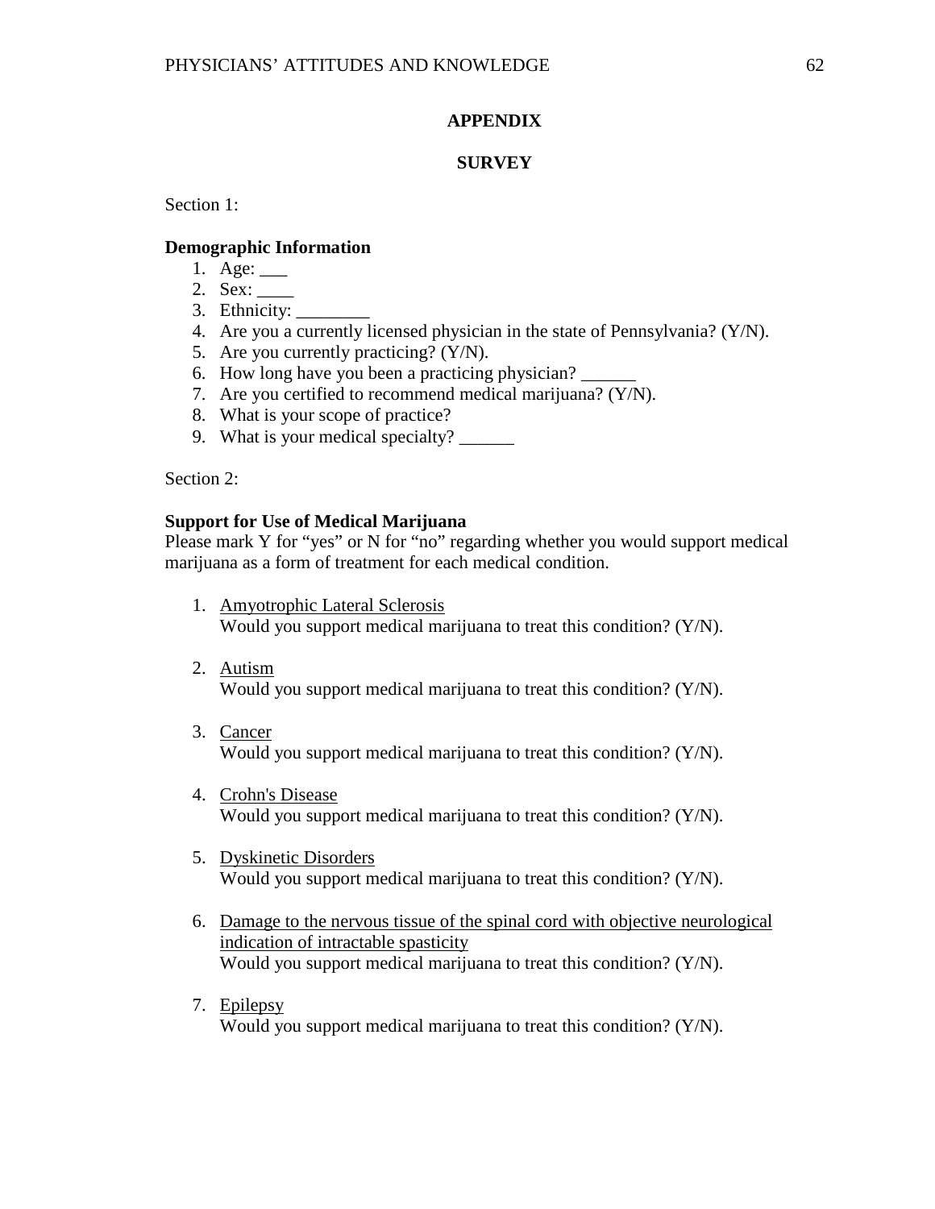## APPENDIX

## SURVEY

Section 1:

**Demographic Information**

1. Age: ___
2. Sex: ____
3. Ethnicity: ________
4. Are you a currently licensed physician in the state of Pennsylvania? (Y/N).
5. Are you currently practicing? (Y/N).
6. How long have you been a practicing physician? ______
7. Are you certified to recommend medical marijuana? (Y/N).
8. What is your scope of practice?
9. What is your medical specialty? ______

Section 2:

**Support for Use of Medical Marijuana**

Please mark Y for "yes" or N for "no" regarding whether you would support medical marijuana as a form of treatment for each medical condition.

1. Amyotrophic Lateral Sclerosis
   Would you support medical marijuana to treat this condition? (Y/N).

2. Autism
   Would you support medical marijuana to treat this condition? (Y/N).

3. Cancer
   Would you support medical marijuana to treat this condition? (Y/N).

4. Crohn's Disease
   Would you support medical marijuana to treat this condition? (Y/N).

5. Dyskinetic Disorders
   Would you support medical marijuana to treat this condition? (Y/N).

6. Damage to the nervous tissue of the spinal cord with objective neurological indication of intractable spasticity
   Would you support medical marijuana to treat this condition? (Y/N).

7. Epilepsy
   Would you support medical marijuana to treat this condition? (Y/N).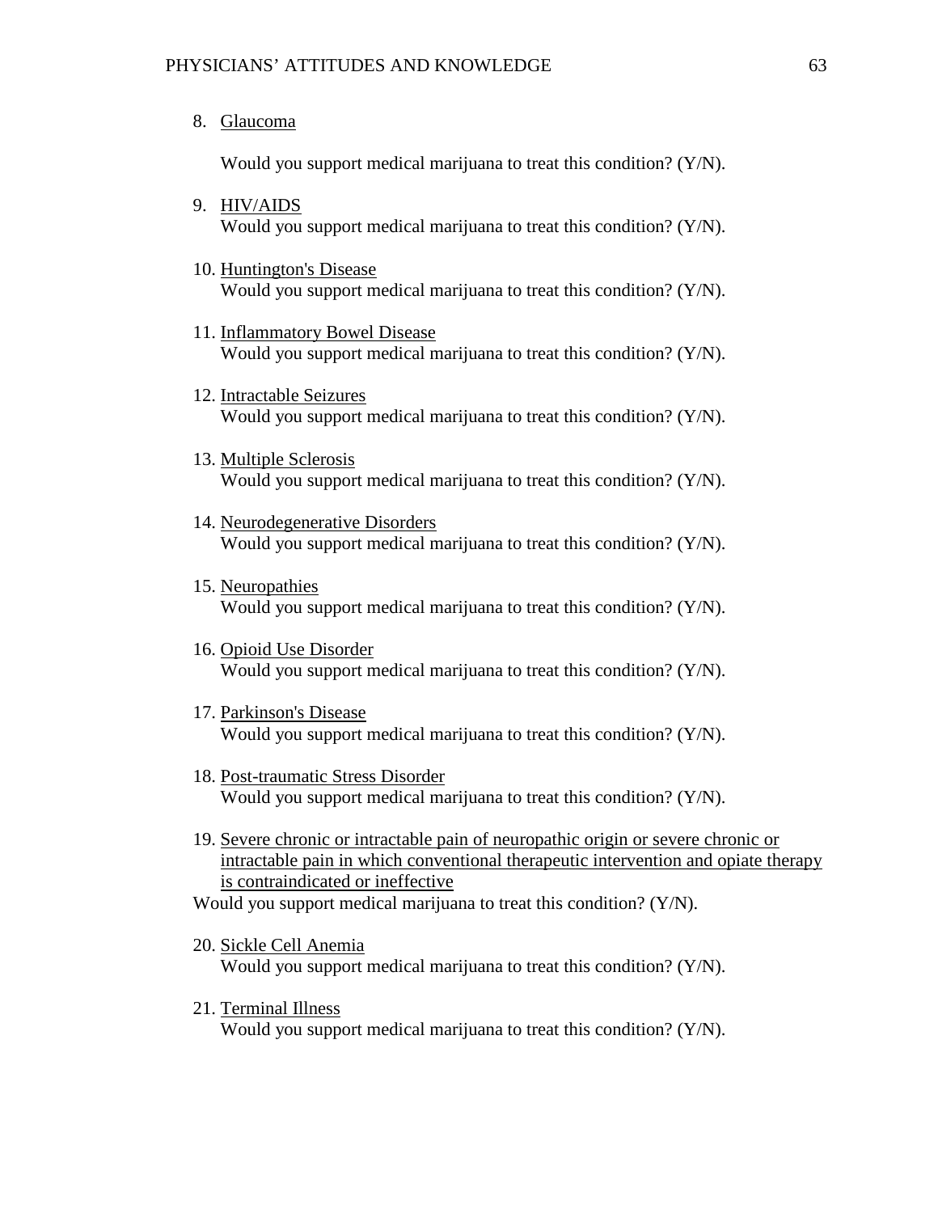8. Glaucoma

   Would you support medical marijuana to treat this condition? (Y/N).

9. HIV/AIDS
   Would you support medical marijuana to treat this condition? (Y/N).

10. Huntington's Disease
    Would you support medical marijuana to treat this condition? (Y/N).

11. Inflammatory Bowel Disease
    Would you support medical marijuana to treat this condition? (Y/N).

12. Intractable Seizures
    Would you support medical marijuana to treat this condition? (Y/N).

13. Multiple Sclerosis
    Would you support medical marijuana to treat this condition? (Y/N).

14. Neurodegenerative Disorders
    Would you support medical marijuana to treat this condition? (Y/N).

15. Neuropathies
    Would you support medical marijuana to treat this condition? (Y/N).

16. Opioid Use Disorder
    Would you support medical marijuana to treat this condition? (Y/N).

17. Parkinson's Disease
    Would you support medical marijuana to treat this condition? (Y/N).

18. Post-traumatic Stress Disorder
    Would you support medical marijuana to treat this condition? (Y/N).

19. Severe chronic or intractable pain of neuropathic origin or severe chronic or intractable pain in which conventional therapeutic intervention and opiate therapy is contraindicated or ineffective

Would you support medical marijuana to treat this condition? (Y/N).

20. Sickle Cell Anemia
    Would you support medical marijuana to treat this condition? (Y/N).

21. Terminal Illness
    Would you support medical marijuana to treat this condition? (Y/N).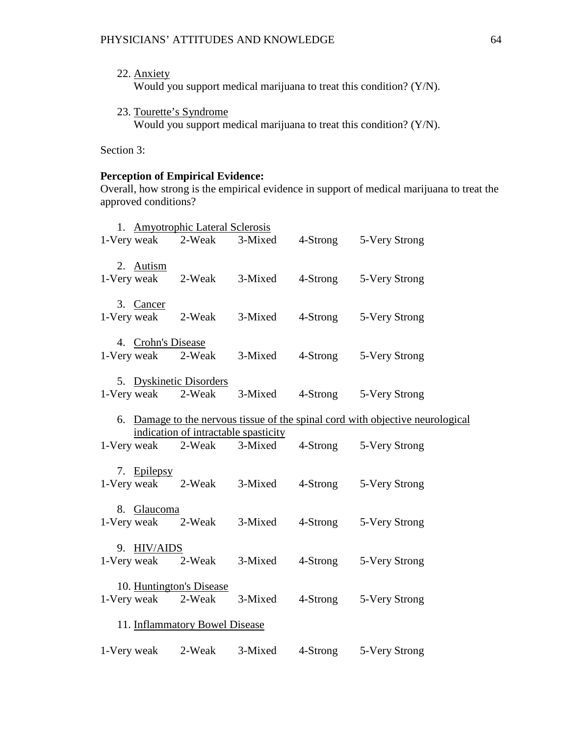22. Anxiety
    Would you support medical marijuana to treat this condition? (Y/N).

23. Tourette's Syndrome
    Would you support medical marijuana to treat this condition? (Y/N).

Section 3:

**Perception of Empirical Evidence:**
Overall, how strong is the empirical evidence in support of medical marijuana to treat the approved conditions?

1. Amyotrophic Lateral Sclerosis

1-Very weak 2-Weak 3-Mixed 4-Strong 5-Very Strong

2. Autism

1-Very weak 2-Weak 3-Mixed 4-Strong 5-Very Strong

3. Cancer

1-Very weak 2-Weak 3-Mixed 4-Strong 5-Very Strong

4. Crohn's Disease

1-Very weak 2-Weak 3-Mixed 4-Strong 5-Very Strong

5. Dyskinetic Disorders

1-Very weak 2-Weak 3-Mixed 4-Strong 5-Very Strong

6. Damage to the nervous tissue of the spinal cord with objective neurological indication of intractable spasticity

1-Very weak 2-Weak 3-Mixed 4-Strong 5-Very Strong

7. Epilepsy

1-Very weak 2-Weak 3-Mixed 4-Strong 5-Very Strong

8. Glaucoma

1-Very weak 2-Weak 3-Mixed 4-Strong 5-Very Strong

9. HIV/AIDS

1-Very weak 2-Weak 3-Mixed 4-Strong 5-Very Strong

10. Huntington's Disease

1-Very weak 2-Weak 3-Mixed 4-Strong 5-Very Strong

11. Inflammatory Bowel Disease

1-Very weak 2-Weak 3-Mixed 4-Strong 5-Very Strong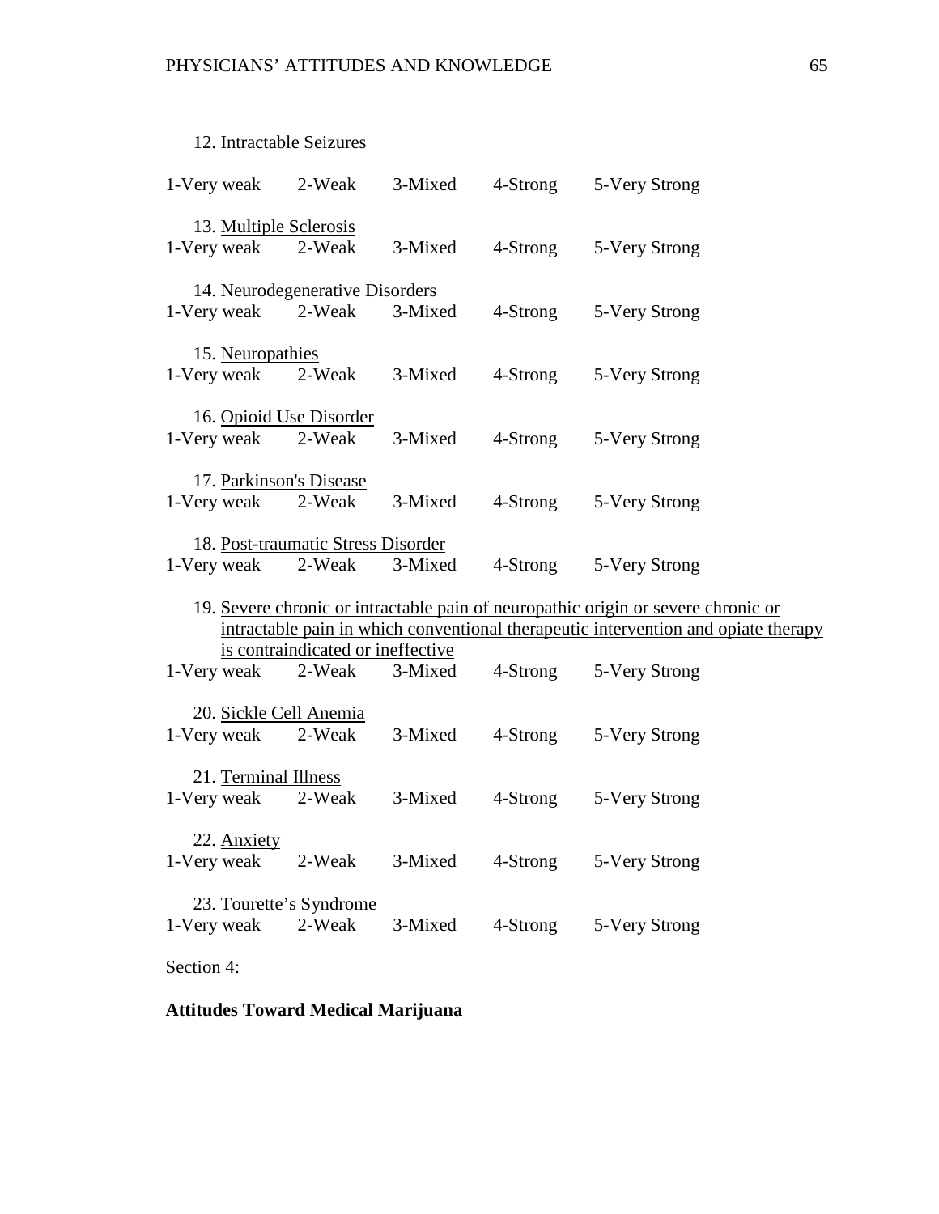12. Intractable Seizures

1-Very weak 2-Weak 3-Mixed 4-Strong 5-Very Strong

13. Multiple Sclerosis

1-Very weak 2-Weak 3-Mixed 4-Strong 5-Very Strong

14. Neurodegenerative Disorders

1-Very weak 2-Weak 3-Mixed 4-Strong 5-Very Strong

15. Neuropathies

1-Very weak 2-Weak 3-Mixed 4-Strong 5-Very Strong

16. Opioid Use Disorder

1-Very weak 2-Weak 3-Mixed 4-Strong 5-Very Strong

17. Parkinson's Disease

1-Very weak 2-Weak 3-Mixed 4-Strong 5-Very Strong

18. Post-traumatic Stress Disorder

1-Very weak 2-Weak 3-Mixed 4-Strong 5-Very Strong

19. Severe chronic or intractable pain of neuropathic origin or severe chronic or intractable pain in which conventional therapeutic intervention and opiate therapy is contraindicated or ineffective

1-Very weak 2-Weak 3-Mixed 4-Strong 5-Very Strong

20. Sickle Cell Anemia

1-Very weak 2-Weak 3-Mixed 4-Strong 5-Very Strong

21. Terminal Illness

1-Very weak 2-Weak 3-Mixed 4-Strong 5-Very Strong

22. Anxiety

1-Very weak 2-Weak 3-Mixed 4-Strong 5-Very Strong

23. Tourette's Syndrome

1-Very weak 2-Weak 3-Mixed 4-Strong 5-Very Strong

Section 4:

**Attitudes Toward Medical Marijuana**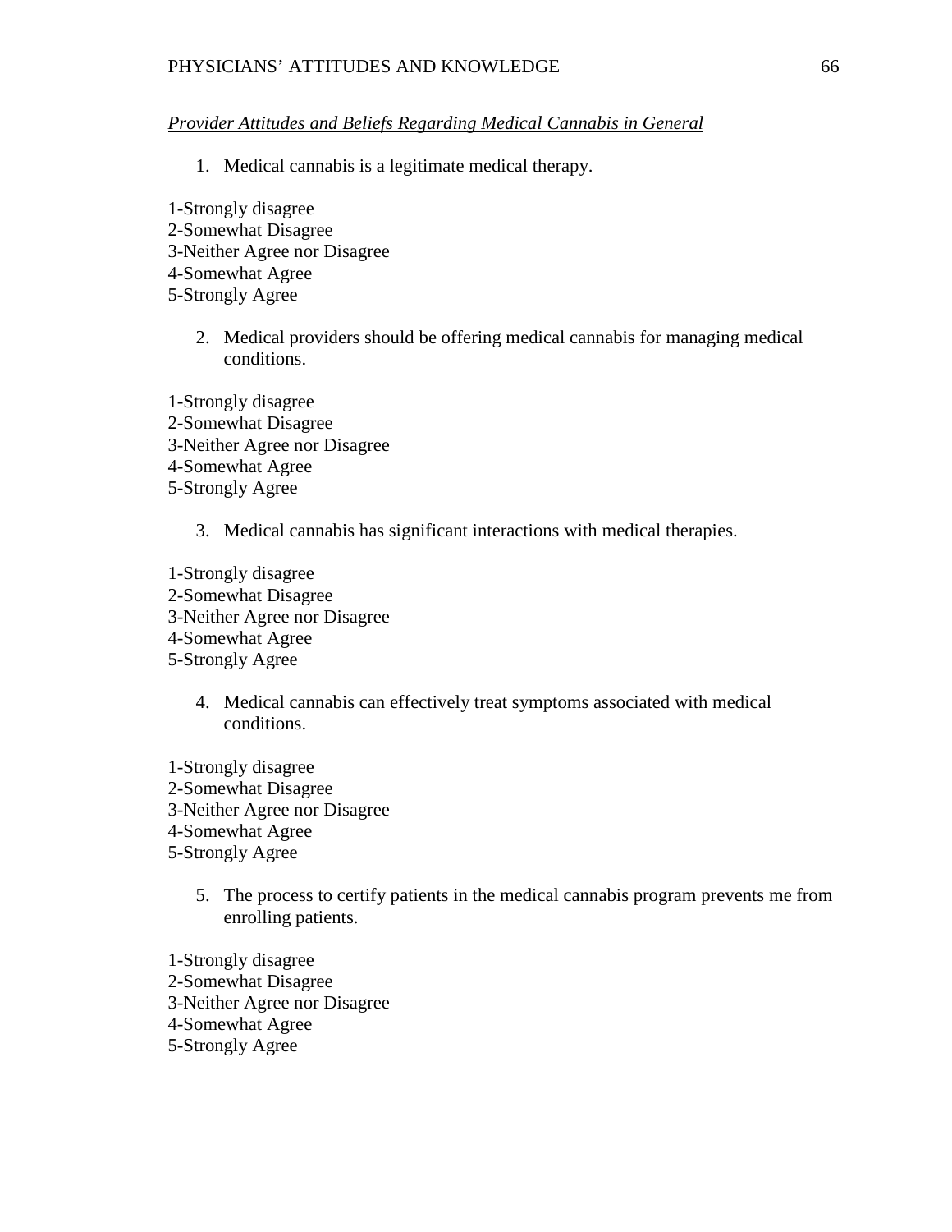*Provider Attitudes and Beliefs Regarding Medical Cannabis in General*

1. Medical cannabis is a legitimate medical therapy.

1-Strongly disagree
2-Somewhat Disagree
3-Neither Agree nor Disagree
4-Somewhat Agree
5-Strongly Agree

2. Medical providers should be offering medical cannabis for managing medical conditions.

1-Strongly disagree
2-Somewhat Disagree
3-Neither Agree nor Disagree
4-Somewhat Agree
5-Strongly Agree

3. Medical cannabis has significant interactions with medical therapies.

1-Strongly disagree
2-Somewhat Disagree
3-Neither Agree nor Disagree
4-Somewhat Agree
5-Strongly Agree

4. Medical cannabis can effectively treat symptoms associated with medical conditions.

1-Strongly disagree
2-Somewhat Disagree
3-Neither Agree nor Disagree
4-Somewhat Agree
5-Strongly Agree

5. The process to certify patients in the medical cannabis program prevents me from enrolling patients.

1-Strongly disagree
2-Somewhat Disagree
3-Neither Agree nor Disagree
4-Somewhat Agree
5-Strongly Agree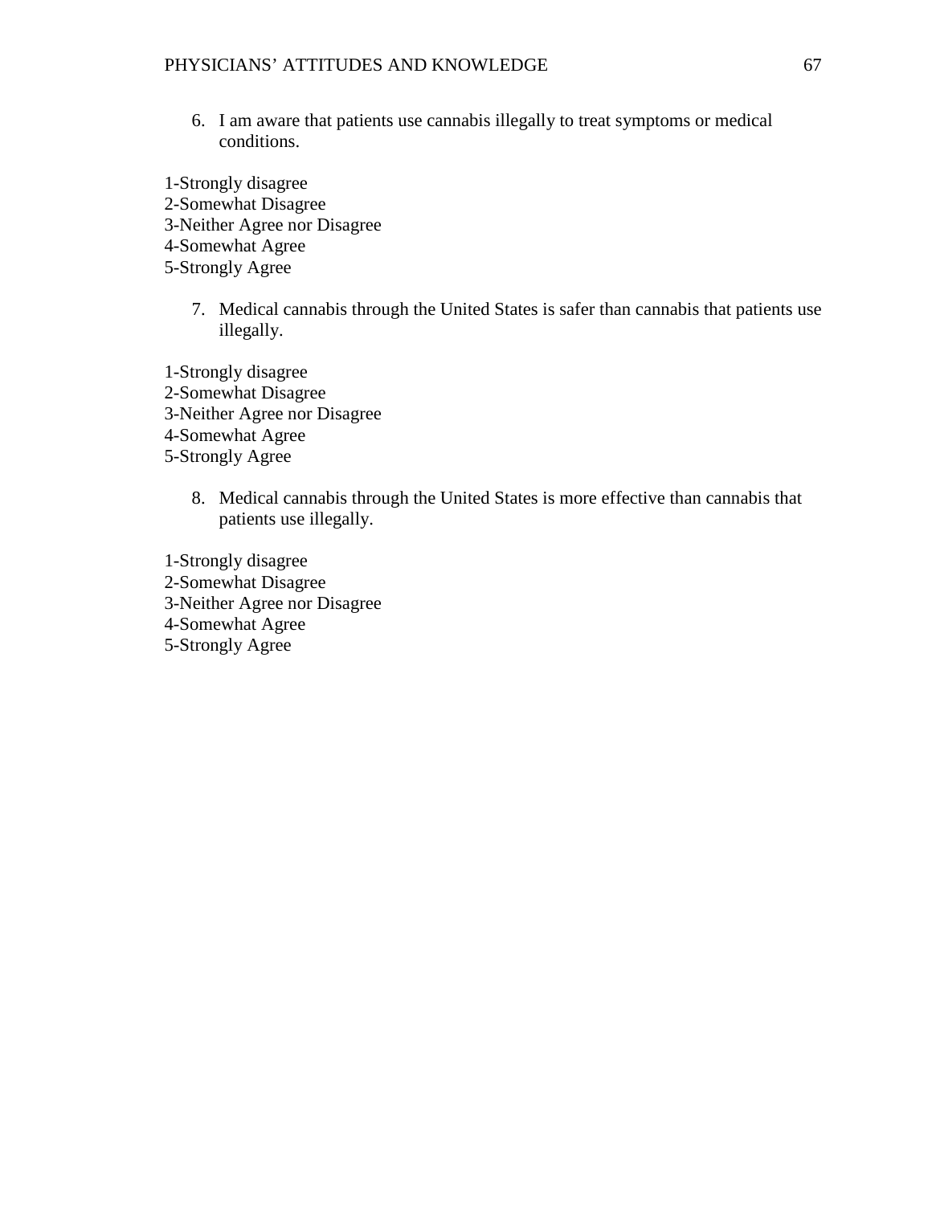6. I am aware that patients use cannabis illegally to treat symptoms or medical conditions.

1-Strongly disagree
2-Somewhat Disagree
3-Neither Agree nor Disagree
4-Somewhat Agree
5-Strongly Agree

7. Medical cannabis through the United States is safer than cannabis that patients use illegally.

1-Strongly disagree
2-Somewhat Disagree
3-Neither Agree nor Disagree
4-Somewhat Agree
5-Strongly Agree

8. Medical cannabis through the United States is more effective than cannabis that patients use illegally.

1-Strongly disagree
2-Somewhat Disagree
3-Neither Agree nor Disagree
4-Somewhat Agree
5-Strongly Agree